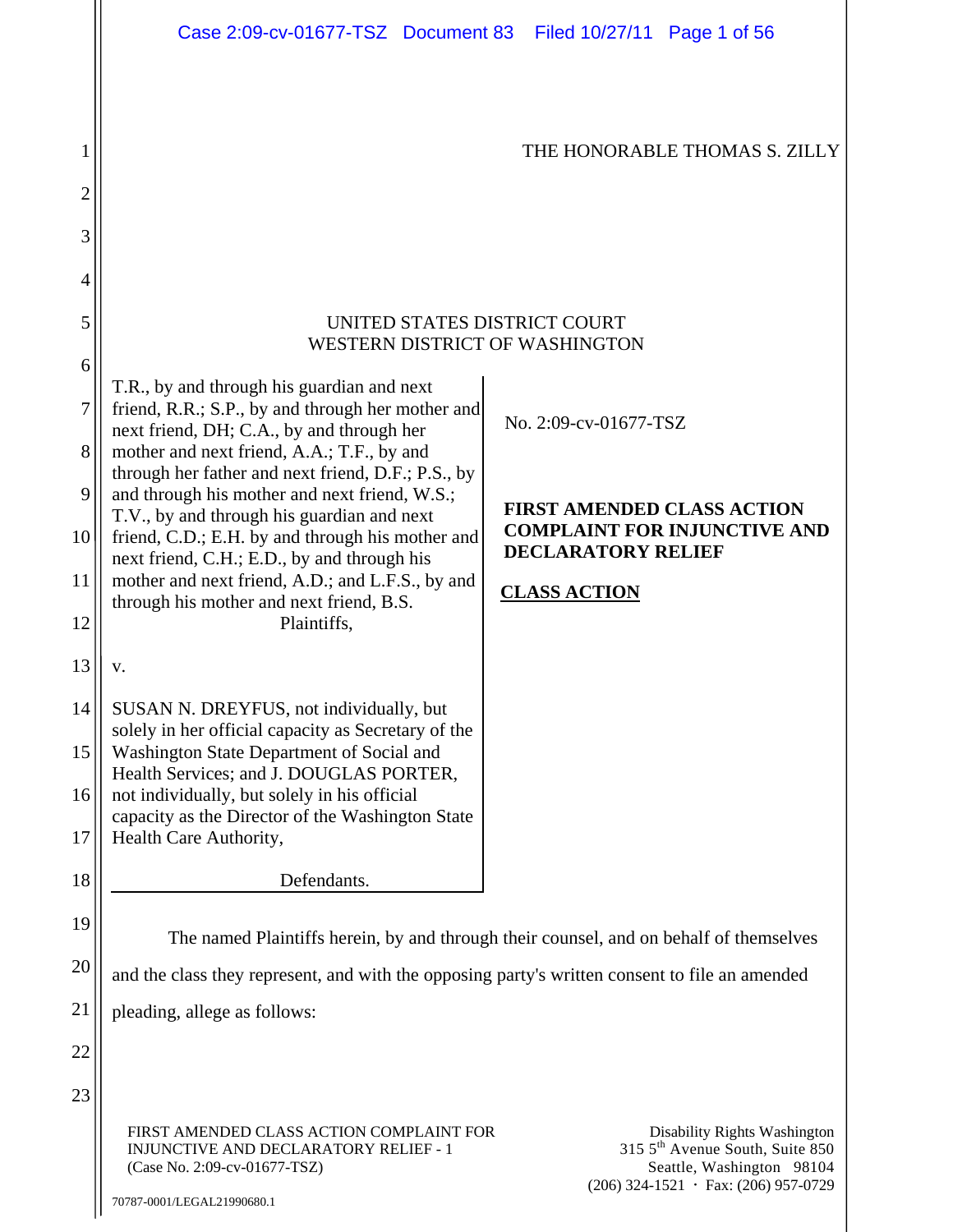THE HONORABLE THOMAS S. ZILLY

UNITED STATES DISTRICT COURT
WESTERN DISTRICT OF WASHINGTON

T.R., by and through his guardian and next friend, R.R.; S.P., by and through her mother and next friend, DH; C.A., by and through her mother and next friend, A.A.; T.F., by and through her father and next friend, D.F.; P.S., by and through his mother and next friend, W.S.; T.V., by and through his guardian and next friend, C.D.; E.H. by and through his mother and next friend, C.H.; E.D., by and through his mother and next friend, A.D.; and L.F.S., by and through his mother and next friend, B.S.

Plaintiffs,

v.

SUSAN N. DREYFUS, not individually, but solely in her official capacity as Secretary of the Washington State Department of Social and Health Services; and J. DOUGLAS PORTER, not individually, but solely in his official capacity as the Director of the Washington State Health Care Authority,

Defendants.

No. 2:09-cv-01677-TSZ

**FIRST AMENDED CLASS ACTION COMPLAINT FOR INJUNCTIVE AND DECLARATORY RELIEF**

**CLASS ACTION**

The named Plaintiffs herein, by and through their counsel, and on behalf of themselves and the class they represent, and with the opposing party's written consent to file an amended pleading, allege as follows: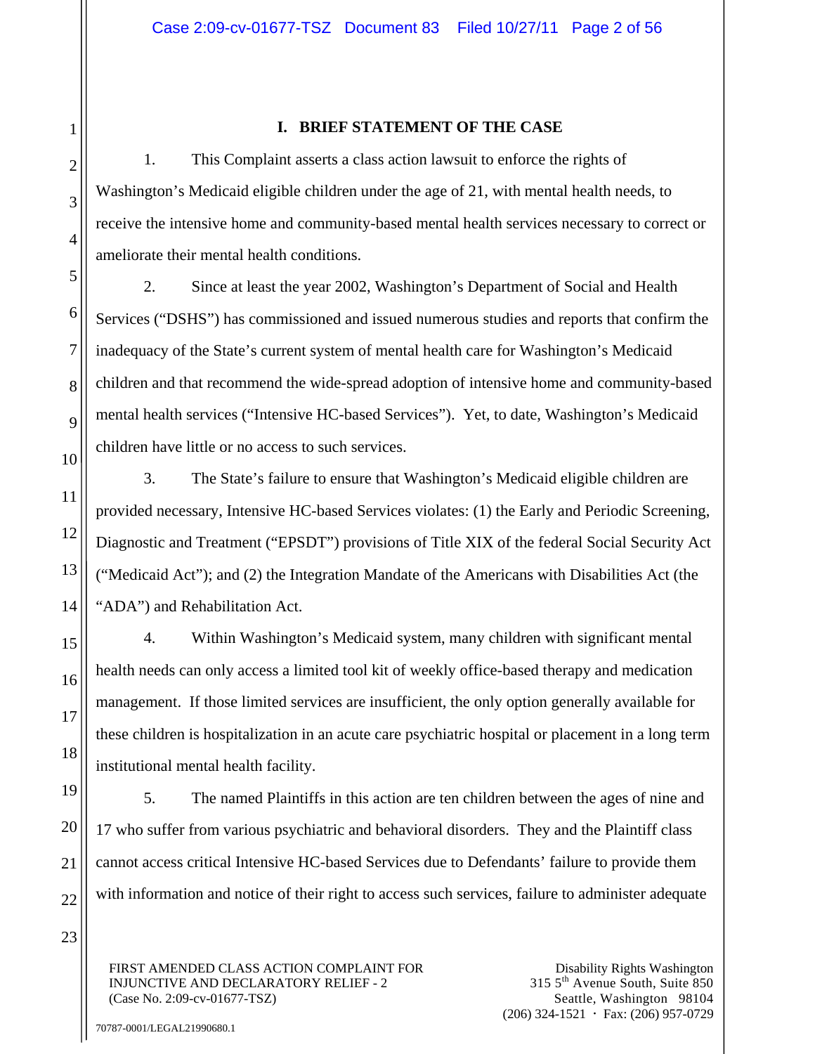## I. BRIEF STATEMENT OF THE CASE

1. This Complaint asserts a class action lawsuit to enforce the rights of Washington's Medicaid eligible children under the age of 21, with mental health needs, to receive the intensive home and community-based mental health services necessary to correct or ameliorate their mental health conditions.

2. Since at least the year 2002, Washington's Department of Social and Health Services ("DSHS") has commissioned and issued numerous studies and reports that confirm the inadequacy of the State's current system of mental health care for Washington's Medicaid children and that recommend the wide-spread adoption of intensive home and community-based mental health services ("Intensive HC-based Services"). Yet, to date, Washington's Medicaid children have little or no access to such services.

3. The State's failure to ensure that Washington's Medicaid eligible children are provided necessary, Intensive HC-based Services violates: (1) the Early and Periodic Screening, Diagnostic and Treatment ("EPSDT") provisions of Title XIX of the federal Social Security Act ("Medicaid Act"); and (2) the Integration Mandate of the Americans with Disabilities Act (the "ADA") and Rehabilitation Act.

4. Within Washington's Medicaid system, many children with significant mental health needs can only access a limited tool kit of weekly office-based therapy and medication management. If those limited services are insufficient, the only option generally available for these children is hospitalization in an acute care psychiatric hospital or placement in a long term institutional mental health facility.

5. The named Plaintiffs in this action are ten children between the ages of nine and 17 who suffer from various psychiatric and behavioral disorders. They and the Plaintiff class cannot access critical Intensive HC-based Services due to Defendants' failure to provide them with information and notice of their right to access such services, failure to administer adequate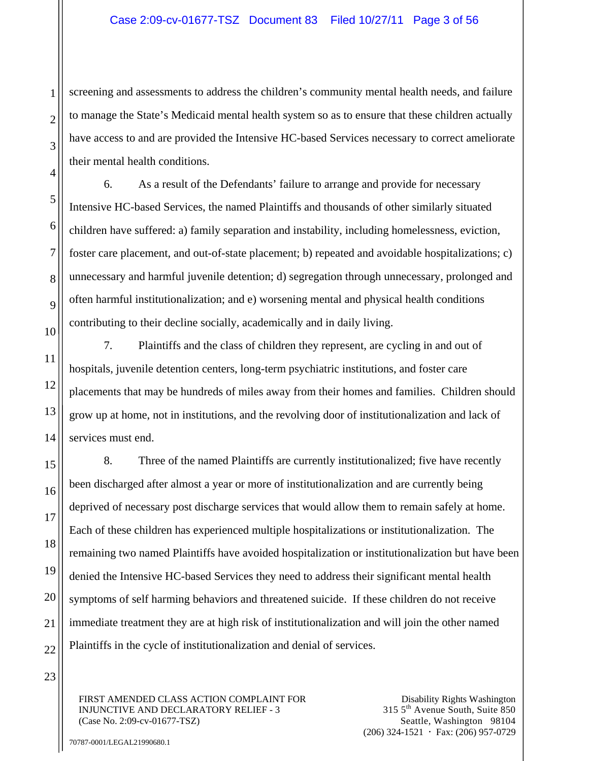screening and assessments to address the children's community mental health needs, and failure to manage the State's Medicaid mental health system so as to ensure that these children actually have access to and are provided the Intensive HC-based Services necessary to correct ameliorate their mental health conditions.

6. As a result of the Defendants' failure to arrange and provide for necessary Intensive HC-based Services, the named Plaintiffs and thousands of other similarly situated children have suffered: a) family separation and instability, including homelessness, eviction, foster care placement, and out-of-state placement; b) repeated and avoidable hospitalizations; c) unnecessary and harmful juvenile detention; d) segregation through unnecessary, prolonged and often harmful institutionalization; and e) worsening mental and physical health conditions contributing to their decline socially, academically and in daily living.

7. Plaintiffs and the class of children they represent, are cycling in and out of hospitals, juvenile detention centers, long-term psychiatric institutions, and foster care placements that may be hundreds of miles away from their homes and families. Children should grow up at home, not in institutions, and the revolving door of institutionalization and lack of services must end.

8. Three of the named Plaintiffs are currently institutionalized; five have recently been discharged after almost a year or more of institutionalization and are currently being deprived of necessary post discharge services that would allow them to remain safely at home. Each of these children has experienced multiple hospitalizations or institutionalization. The remaining two named Plaintiffs have avoided hospitalization or institutionalization but have been denied the Intensive HC-based Services they need to address their significant mental health symptoms of self harming behaviors and threatened suicide. If these children do not receive immediate treatment they are at high risk of institutionalization and will join the other named Plaintiffs in the cycle of institutionalization and denial of services.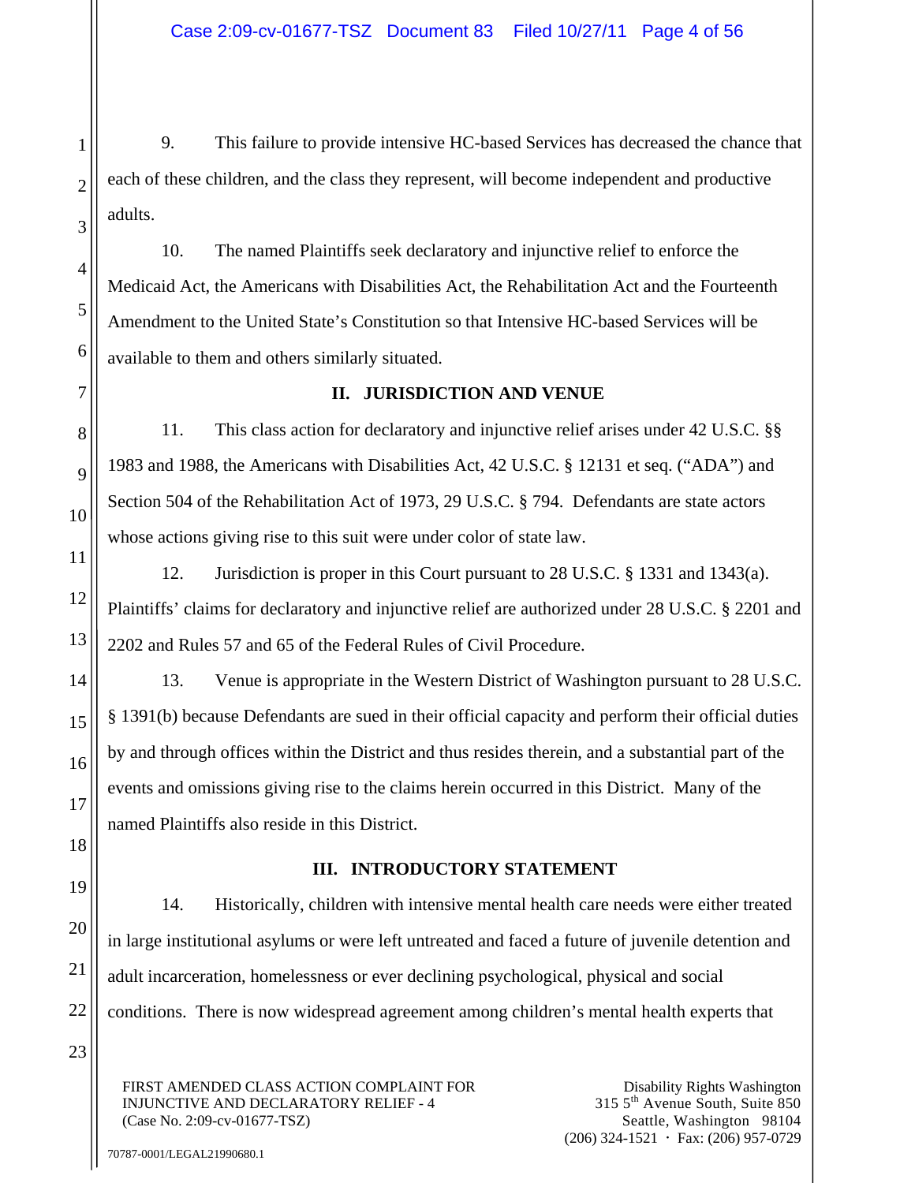9. This failure to provide intensive HC-based Services has decreased the chance that each of these children, and the class they represent, will become independent and productive adults.

10. The named Plaintiffs seek declaratory and injunctive relief to enforce the Medicaid Act, the Americans with Disabilities Act, the Rehabilitation Act and the Fourteenth Amendment to the United State's Constitution so that Intensive HC-based Services will be available to them and others similarly situated.

## II. JURISDICTION AND VENUE

11. This class action for declaratory and injunctive relief arises under 42 U.S.C. §§ 1983 and 1988, the Americans with Disabilities Act, 42 U.S.C. § 12131 et seq. ("ADA") and Section 504 of the Rehabilitation Act of 1973, 29 U.S.C. § 794. Defendants are state actors whose actions giving rise to this suit were under color of state law.

12. Jurisdiction is proper in this Court pursuant to 28 U.S.C. § 1331 and 1343(a). Plaintiffs' claims for declaratory and injunctive relief are authorized under 28 U.S.C. § 2201 and 2202 and Rules 57 and 65 of the Federal Rules of Civil Procedure.

13. Venue is appropriate in the Western District of Washington pursuant to 28 U.S.C. § 1391(b) because Defendants are sued in their official capacity and perform their official duties by and through offices within the District and thus resides therein, and a substantial part of the events and omissions giving rise to the claims herein occurred in this District. Many of the named Plaintiffs also reside in this District.

## III. INTRODUCTORY STATEMENT

14. Historically, children with intensive mental health care needs were either treated in large institutional asylums or were left untreated and faced a future of juvenile detention and adult incarceration, homelessness or ever declining psychological, physical and social conditions. There is now widespread agreement among children's mental health experts that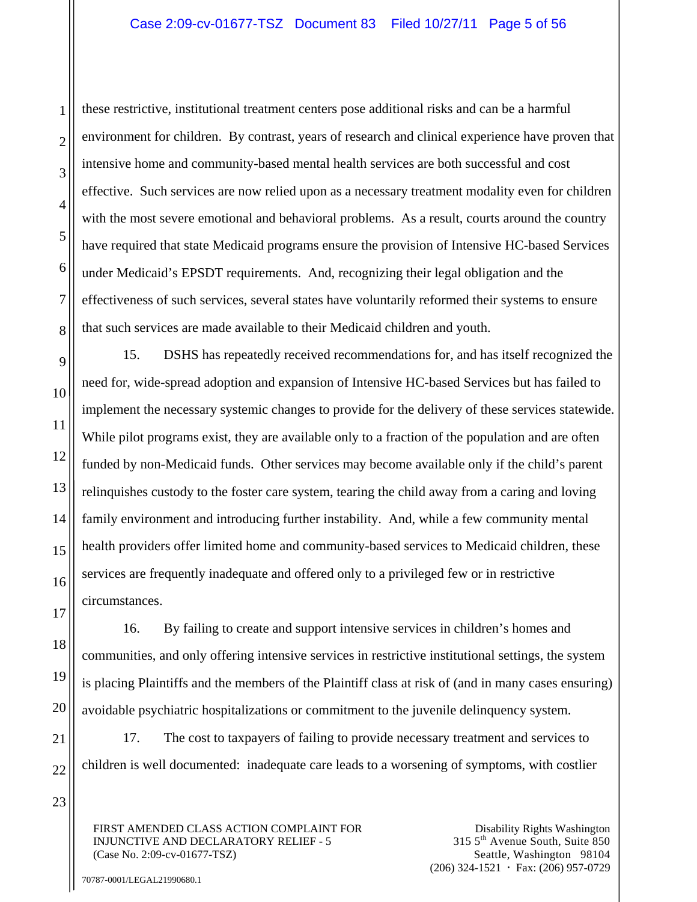these restrictive, institutional treatment centers pose additional risks and can be a harmful environment for children. By contrast, years of research and clinical experience have proven that intensive home and community-based mental health services are both successful and cost effective. Such services are now relied upon as a necessary treatment modality even for children with the most severe emotional and behavioral problems. As a result, courts around the country have required that state Medicaid programs ensure the provision of Intensive HC-based Services under Medicaid's EPSDT requirements. And, recognizing their legal obligation and the effectiveness of such services, several states have voluntarily reformed their systems to ensure that such services are made available to their Medicaid children and youth.

15. DSHS has repeatedly received recommendations for, and has itself recognized the need for, wide-spread adoption and expansion of Intensive HC-based Services but has failed to implement the necessary systemic changes to provide for the delivery of these services statewide. While pilot programs exist, they are available only to a fraction of the population and are often funded by non-Medicaid funds. Other services may become available only if the child's parent relinquishes custody to the foster care system, tearing the child away from a caring and loving family environment and introducing further instability. And, while a few community mental health providers offer limited home and community-based services to Medicaid children, these services are frequently inadequate and offered only to a privileged few or in restrictive circumstances.

16. By failing to create and support intensive services in children's homes and communities, and only offering intensive services in restrictive institutional settings, the system is placing Plaintiffs and the members of the Plaintiff class at risk of (and in many cases ensuring) avoidable psychiatric hospitalizations or commitment to the juvenile delinquency system.

17. The cost to taxpayers of failing to provide necessary treatment and services to children is well documented: inadequate care leads to a worsening of symptoms, with costlier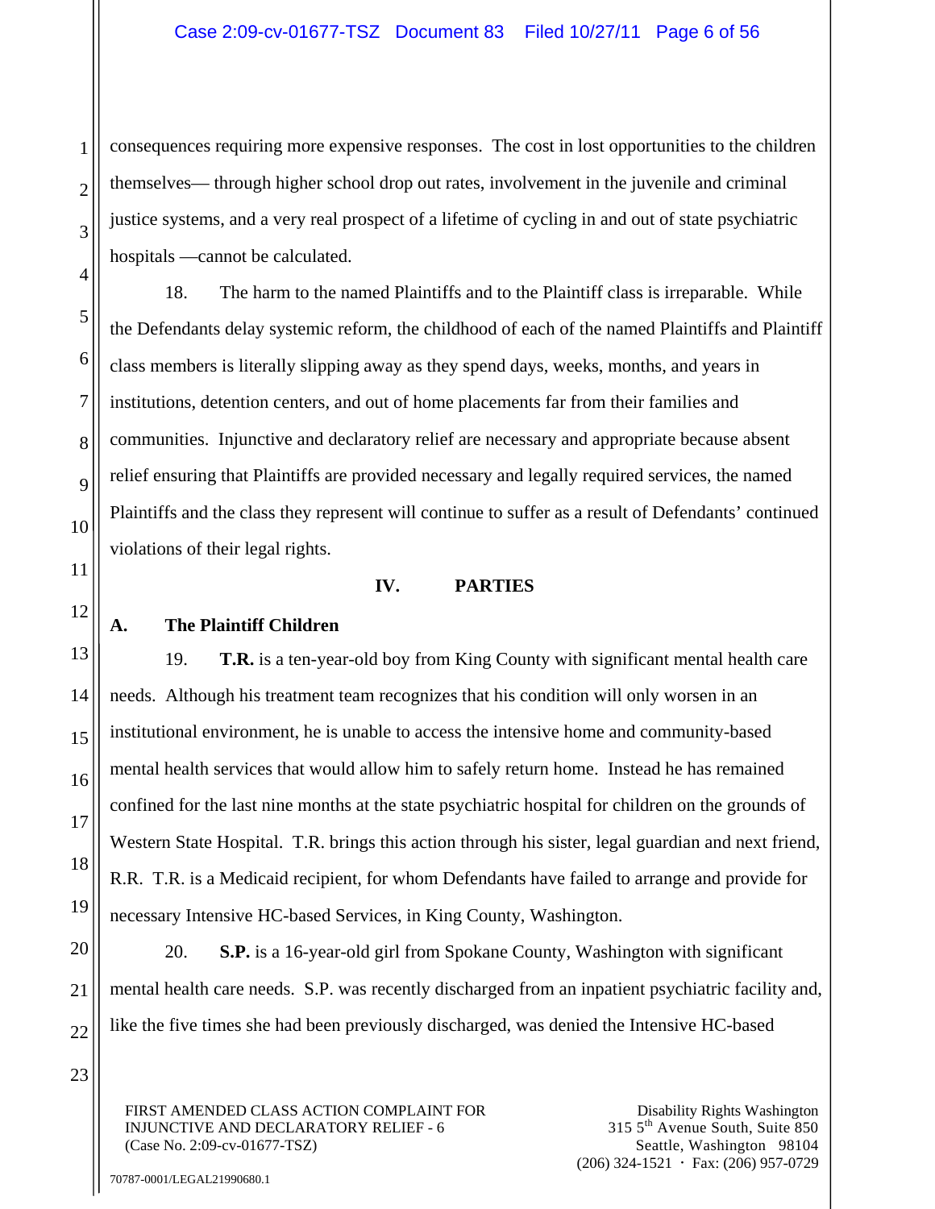consequences requiring more expensive responses. The cost in lost opportunities to the children themselves— through higher school drop out rates, involvement in the juvenile and criminal justice systems, and a very real prospect of a lifetime of cycling in and out of state psychiatric hospitals —cannot be calculated.

18. The harm to the named Plaintiffs and to the Plaintiff class is irreparable. While the Defendants delay systemic reform, the childhood of each of the named Plaintiffs and Plaintiff class members is literally slipping away as they spend days, weeks, months, and years in institutions, detention centers, and out of home placements far from their families and communities. Injunctive and declaratory relief are necessary and appropriate because absent relief ensuring that Plaintiffs are provided necessary and legally required services, the named Plaintiffs and the class they represent will continue to suffer as a result of Defendants' continued violations of their legal rights.

## IV. PARTIES

### A. The Plaintiff Children

19. **T.R.** is a ten-year-old boy from King County with significant mental health care needs. Although his treatment team recognizes that his condition will only worsen in an institutional environment, he is unable to access the intensive home and community-based mental health services that would allow him to safely return home. Instead he has remained confined for the last nine months at the state psychiatric hospital for children on the grounds of Western State Hospital. T.R. brings this action through his sister, legal guardian and next friend, R.R. T.R. is a Medicaid recipient, for whom Defendants have failed to arrange and provide for necessary Intensive HC-based Services, in King County, Washington.

20. **S.P.** is a 16-year-old girl from Spokane County, Washington with significant mental health care needs. S.P. was recently discharged from an inpatient psychiatric facility and, like the five times she had been previously discharged, was denied the Intensive HC-based

FIRST AMENDED CLASS ACTION COMPLAINT FOR INJUNCTIVE AND DECLARATORY RELIEF - 6
(Case No. 2:09-cv-01677-TSZ)

Disability Rights Washington
315 5th Avenue South, Suite 850
Seattle, Washington 98104
(206) 324-1521 · Fax: (206) 957-0729

70787-0001/LEGAL21990680.1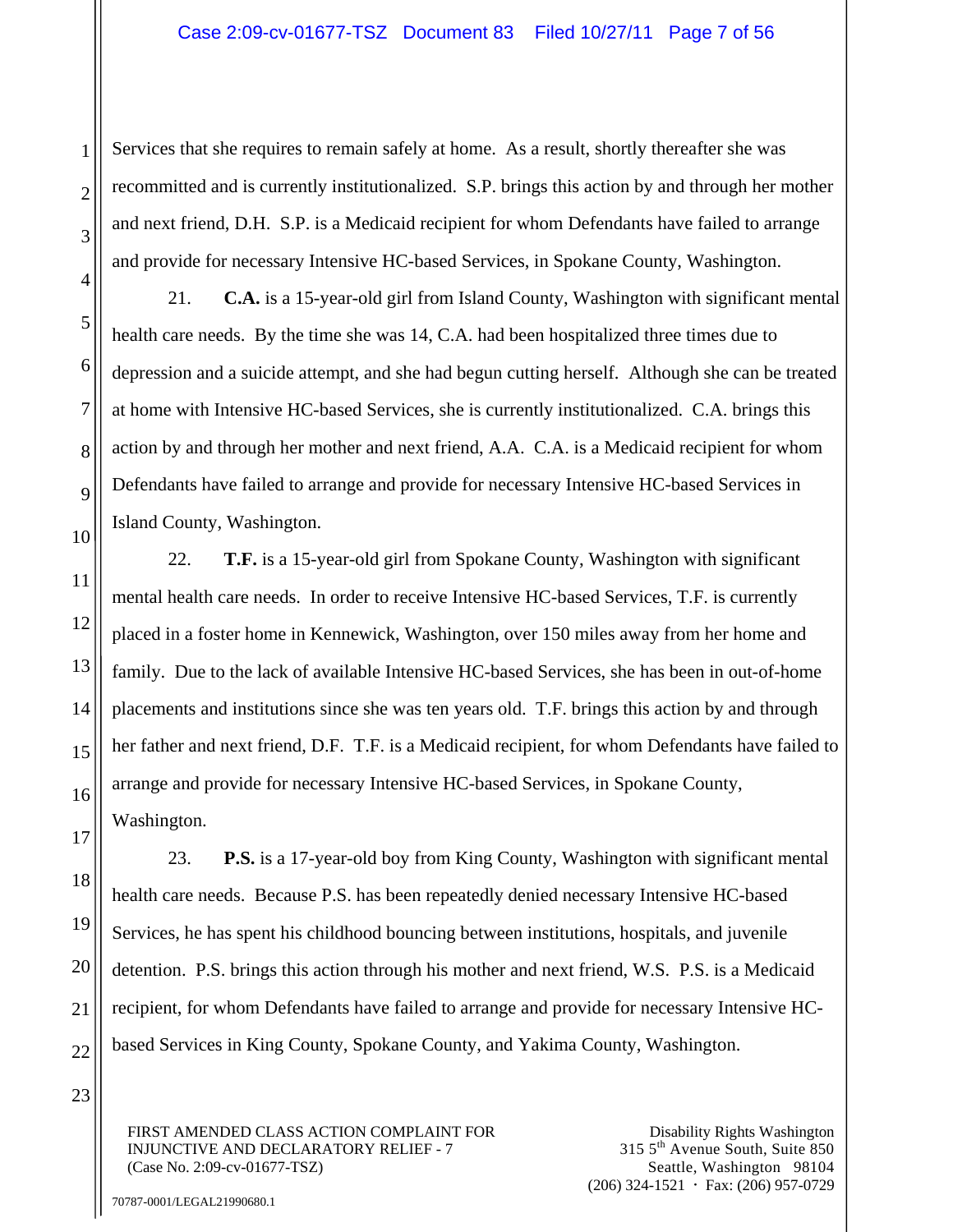Services that she requires to remain safely at home. As a result, shortly thereafter she was recommitted and is currently institutionalized. S.P. brings this action by and through her mother and next friend, D.H. S.P. is a Medicaid recipient for whom Defendants have failed to arrange and provide for necessary Intensive HC-based Services, in Spokane County, Washington.

21. **C.A.** is a 15-year-old girl from Island County, Washington with significant mental health care needs. By the time she was 14, C.A. had been hospitalized three times due to depression and a suicide attempt, and she had begun cutting herself. Although she can be treated at home with Intensive HC-based Services, she is currently institutionalized. C.A. brings this action by and through her mother and next friend, A.A. C.A. is a Medicaid recipient for whom Defendants have failed to arrange and provide for necessary Intensive HC-based Services in Island County, Washington.

22. **T.F.** is a 15-year-old girl from Spokane County, Washington with significant mental health care needs. In order to receive Intensive HC-based Services, T.F. is currently placed in a foster home in Kennewick, Washington, over 150 miles away from her home and family. Due to the lack of available Intensive HC-based Services, she has been in out-of-home placements and institutions since she was ten years old. T.F. brings this action by and through her father and next friend, D.F. T.F. is a Medicaid recipient, for whom Defendants have failed to arrange and provide for necessary Intensive HC-based Services, in Spokane County, Washington.

23. **P.S.** is a 17-year-old boy from King County, Washington with significant mental health care needs. Because P.S. has been repeatedly denied necessary Intensive HC-based Services, he has spent his childhood bouncing between institutions, hospitals, and juvenile detention. P.S. brings this action through his mother and next friend, W.S. P.S. is a Medicaid recipient, for whom Defendants have failed to arrange and provide for necessary Intensive HC-based Services in King County, Spokane County, and Yakima County, Washington.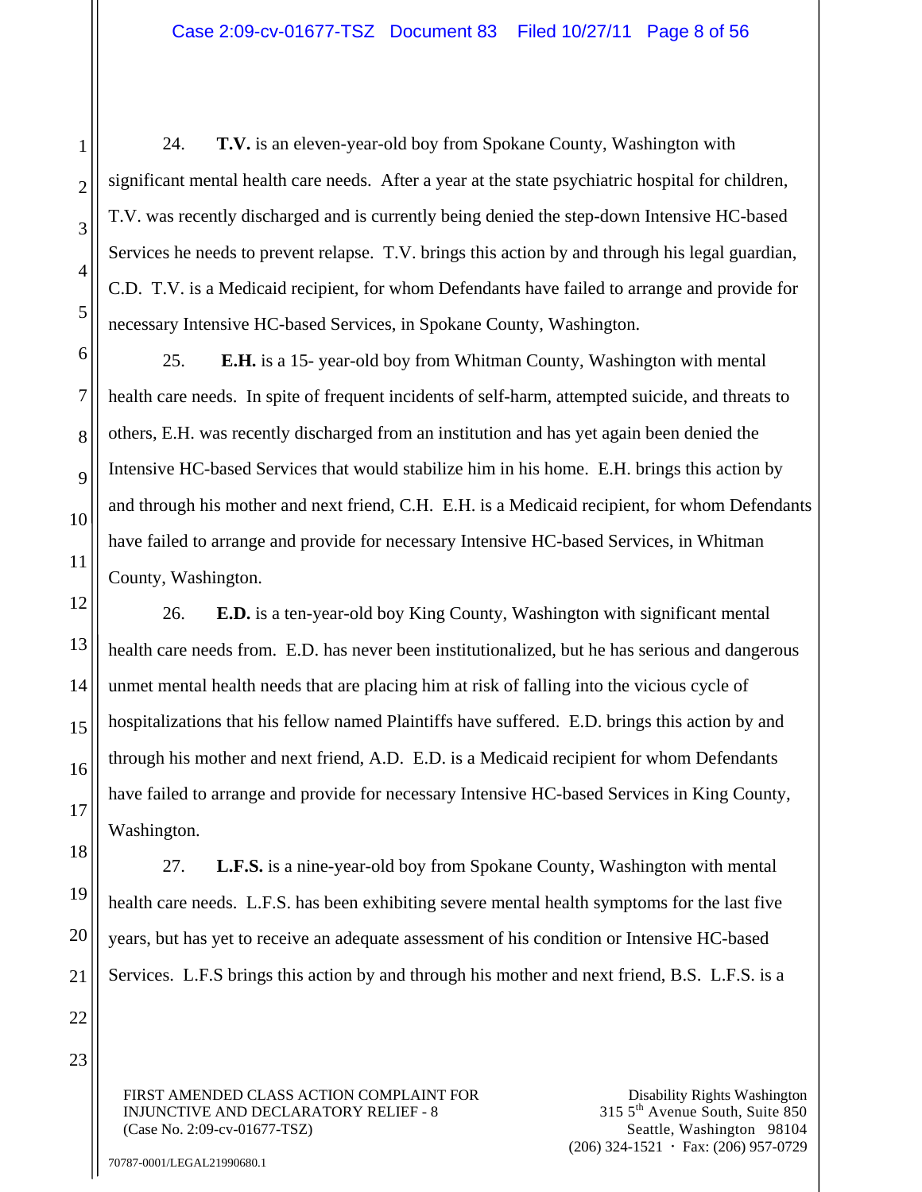24. **T.V.** is an eleven-year-old boy from Spokane County, Washington with significant mental health care needs. After a year at the state psychiatric hospital for children, T.V. was recently discharged and is currently being denied the step-down Intensive HC-based Services he needs to prevent relapse. T.V. brings this action by and through his legal guardian, C.D. T.V. is a Medicaid recipient, for whom Defendants have failed to arrange and provide for necessary Intensive HC-based Services, in Spokane County, Washington.

25. **E.H.** is a 15- year-old boy from Whitman County, Washington with mental health care needs. In spite of frequent incidents of self-harm, attempted suicide, and threats to others, E.H. was recently discharged from an institution and has yet again been denied the Intensive HC-based Services that would stabilize him in his home. E.H. brings this action by and through his mother and next friend, C.H. E.H. is a Medicaid recipient, for whom Defendants have failed to arrange and provide for necessary Intensive HC-based Services, in Whitman County, Washington.

26. **E.D.** is a ten-year-old boy King County, Washington with significant mental health care needs from. E.D. has never been institutionalized, but he has serious and dangerous unmet mental health needs that are placing him at risk of falling into the vicious cycle of hospitalizations that his fellow named Plaintiffs have suffered. E.D. brings this action by and through his mother and next friend, A.D. E.D. is a Medicaid recipient for whom Defendants have failed to arrange and provide for necessary Intensive HC-based Services in King County, Washington.

27. **L.F.S.** is a nine-year-old boy from Spokane County, Washington with mental health care needs. L.F.S. has been exhibiting severe mental health symptoms for the last five years, but has yet to receive an adequate assessment of his condition or Intensive HC-based Services. L.F.S brings this action by and through his mother and next friend, B.S. L.F.S. is a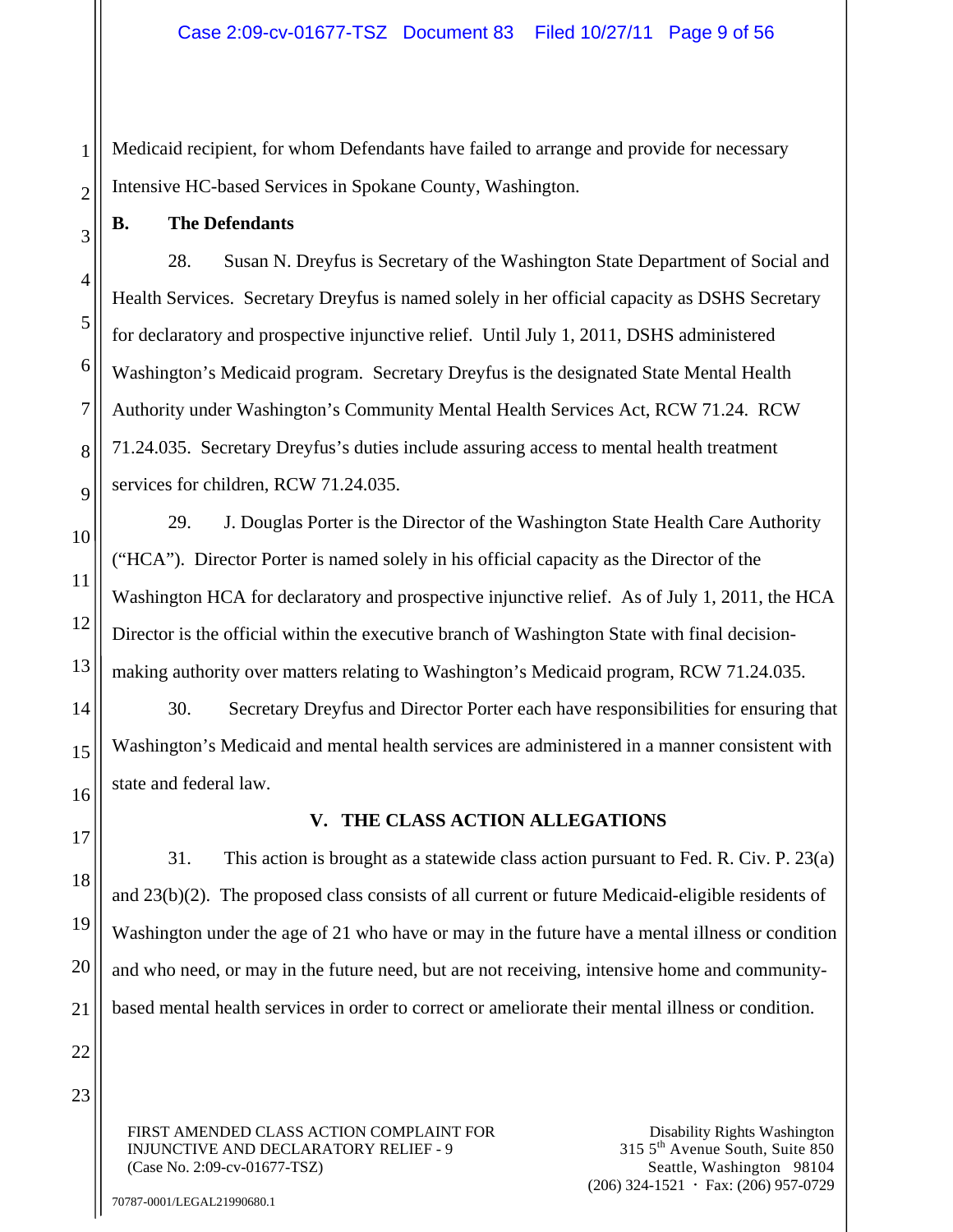Medicaid recipient, for whom Defendants have failed to arrange and provide for necessary Intensive HC-based Services in Spokane County, Washington.

**B. The Defendants**

28. Susan N. Dreyfus is Secretary of the Washington State Department of Social and Health Services. Secretary Dreyfus is named solely in her official capacity as DSHS Secretary for declaratory and prospective injunctive relief. Until July 1, 2011, DSHS administered Washington's Medicaid program. Secretary Dreyfus is the designated State Mental Health Authority under Washington's Community Mental Health Services Act, RCW 71.24. RCW 71.24.035. Secretary Dreyfus's duties include assuring access to mental health treatment services for children, RCW 71.24.035.

29. J. Douglas Porter is the Director of the Washington State Health Care Authority ("HCA"). Director Porter is named solely in his official capacity as the Director of the Washington HCA for declaratory and prospective injunctive relief. As of July 1, 2011, the HCA Director is the official within the executive branch of Washington State with final decision-making authority over matters relating to Washington's Medicaid program, RCW 71.24.035.

30. Secretary Dreyfus and Director Porter each have responsibilities for ensuring that Washington's Medicaid and mental health services are administered in a manner consistent with state and federal law.

## V. THE CLASS ACTION ALLEGATIONS

31. This action is brought as a statewide class action pursuant to Fed. R. Civ. P. 23(a) and 23(b)(2). The proposed class consists of all current or future Medicaid-eligible residents of Washington under the age of 21 who have or may in the future have a mental illness or condition and who need, or may in the future need, but are not receiving, intensive home and community-based mental health services in order to correct or ameliorate their mental illness or condition.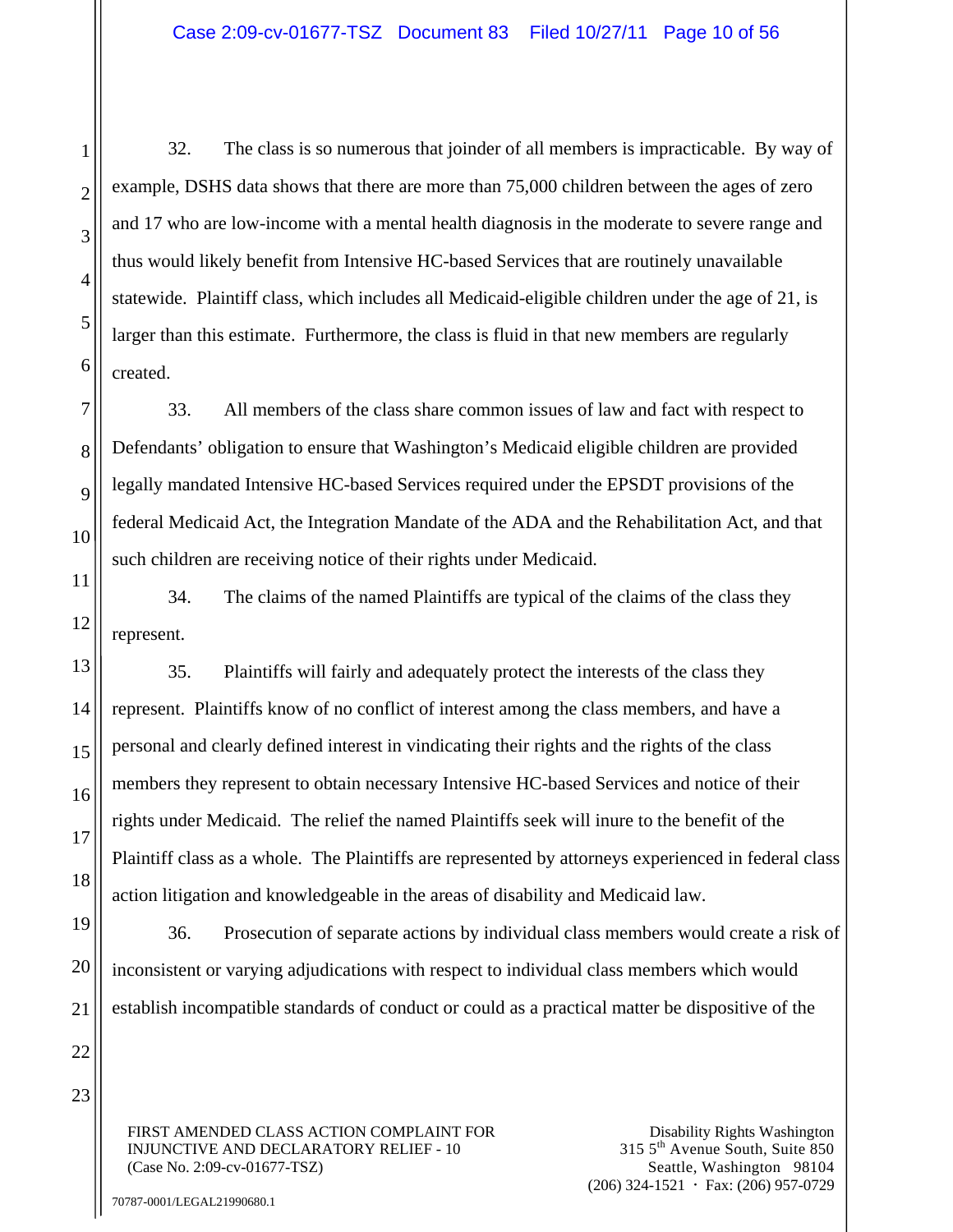32. The class is so numerous that joinder of all members is impracticable. By way of example, DSHS data shows that there are more than 75,000 children between the ages of zero and 17 who are low-income with a mental health diagnosis in the moderate to severe range and thus would likely benefit from Intensive HC-based Services that are routinely unavailable statewide. Plaintiff class, which includes all Medicaid-eligible children under the age of 21, is larger than this estimate. Furthermore, the class is fluid in that new members are regularly created.

33. All members of the class share common issues of law and fact with respect to Defendants' obligation to ensure that Washington's Medicaid eligible children are provided legally mandated Intensive HC-based Services required under the EPSDT provisions of the federal Medicaid Act, the Integration Mandate of the ADA and the Rehabilitation Act, and that such children are receiving notice of their rights under Medicaid.

34. The claims of the named Plaintiffs are typical of the claims of the class they represent.

35. Plaintiffs will fairly and adequately protect the interests of the class they represent. Plaintiffs know of no conflict of interest among the class members, and have a personal and clearly defined interest in vindicating their rights and the rights of the class members they represent to obtain necessary Intensive HC-based Services and notice of their rights under Medicaid. The relief the named Plaintiffs seek will inure to the benefit of the Plaintiff class as a whole. The Plaintiffs are represented by attorneys experienced in federal class action litigation and knowledgeable in the areas of disability and Medicaid law.

36. Prosecution of separate actions by individual class members would create a risk of inconsistent or varying adjudications with respect to individual class members which would establish incompatible standards of conduct or could as a practical matter be dispositive of the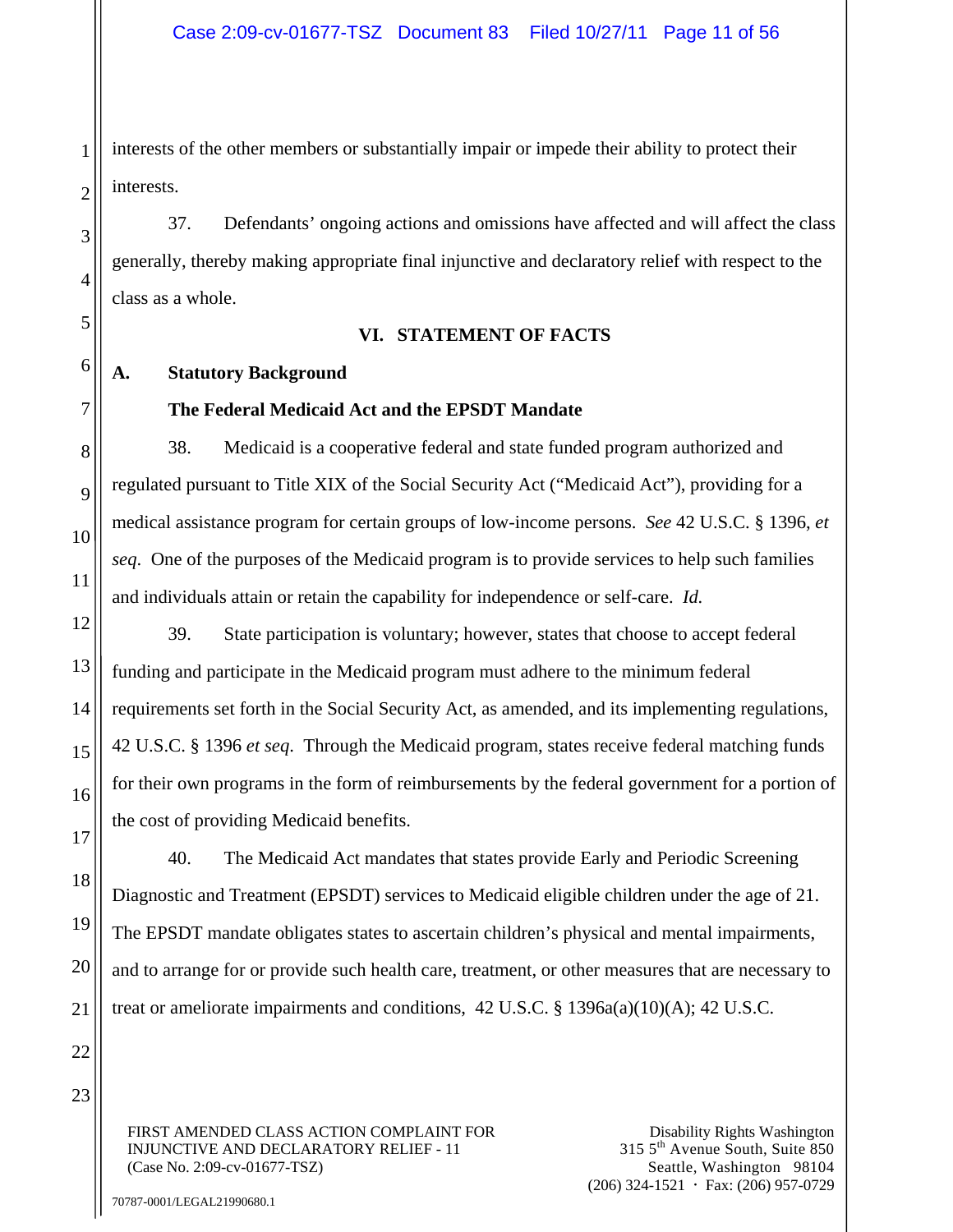interests of the other members or substantially impair or impede their ability to protect their interests.

37. Defendants' ongoing actions and omissions have affected and will affect the class generally, thereby making appropriate final injunctive and declaratory relief with respect to the class as a whole.

## VI. STATEMENT OF FACTS

### A. Statutory Background

**The Federal Medicaid Act and the EPSDT Mandate**

38. Medicaid is a cooperative federal and state funded program authorized and regulated pursuant to Title XIX of the Social Security Act ("Medicaid Act"), providing for a medical assistance program for certain groups of low-income persons. *See* 42 U.S.C. § 1396, *et seq*. One of the purposes of the Medicaid program is to provide services to help such families and individuals attain or retain the capability for independence or self-care. *Id.*

39. State participation is voluntary; however, states that choose to accept federal funding and participate in the Medicaid program must adhere to the minimum federal requirements set forth in the Social Security Act, as amended, and its implementing regulations, 42 U.S.C. § 1396 *et seq*. Through the Medicaid program, states receive federal matching funds for their own programs in the form of reimbursements by the federal government for a portion of the cost of providing Medicaid benefits.

40. The Medicaid Act mandates that states provide Early and Periodic Screening Diagnostic and Treatment (EPSDT) services to Medicaid eligible children under the age of 21. The EPSDT mandate obligates states to ascertain children's physical and mental impairments, and to arrange for or provide such health care, treatment, or other measures that are necessary to treat or ameliorate impairments and conditions, 42 U.S.C. § 1396a(a)(10)(A); 42 U.S.C.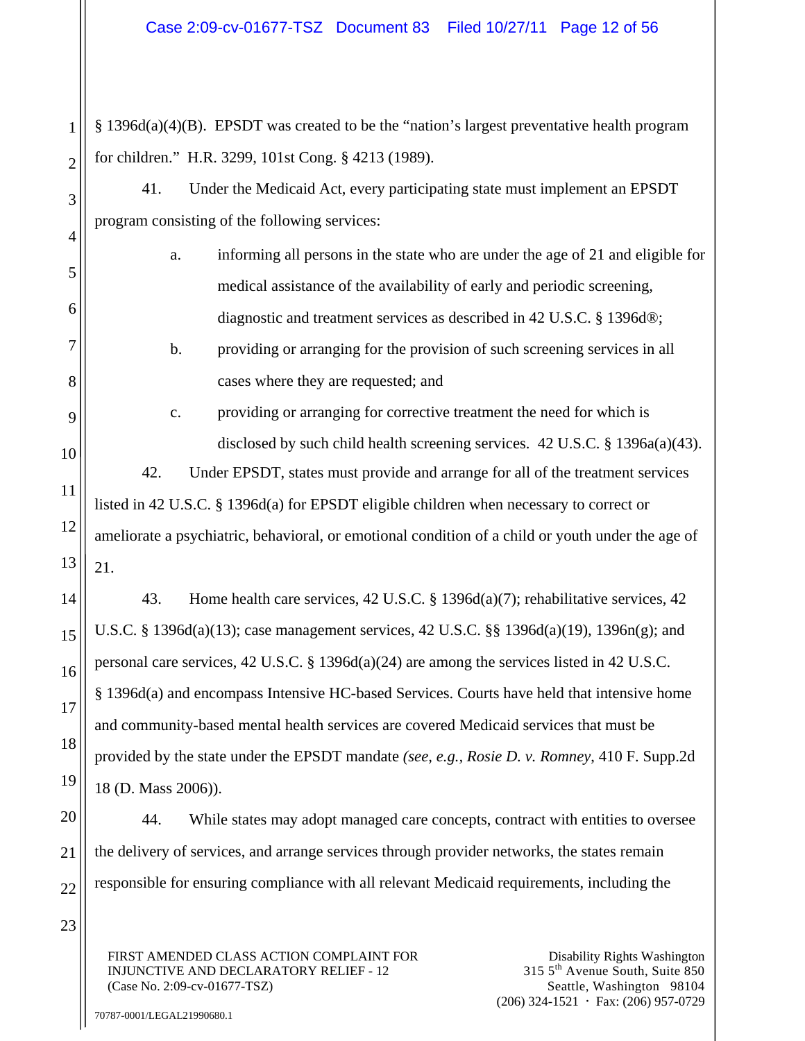§ 1396d(a)(4)(B). EPSDT was created to be the "nation's largest preventative health program for children." H.R. 3299, 101st Cong. § 4213 (1989).

41. Under the Medicaid Act, every participating state must implement an EPSDT program consisting of the following services:

a. informing all persons in the state who are under the age of 21 and eligible for medical assistance of the availability of early and periodic screening, diagnostic and treatment services as described in 42 U.S.C. § 1396d®;

b. providing or arranging for the provision of such screening services in all cases where they are requested; and

c. providing or arranging for corrective treatment the need for which is disclosed by such child health screening services. 42 U.S.C. § 1396a(a)(43).

42. Under EPSDT, states must provide and arrange for all of the treatment services listed in 42 U.S.C. § 1396d(a) for EPSDT eligible children when necessary to correct or ameliorate a psychiatric, behavioral, or emotional condition of a child or youth under the age of 21.

43. Home health care services, 42 U.S.C. § 1396d(a)(7); rehabilitative services, 42 U.S.C. § 1396d(a)(13); case management services, 42 U.S.C. §§ 1396d(a)(19), 1396n(g); and personal care services, 42 U.S.C. § 1396d(a)(24) are among the services listed in 42 U.S.C. § 1396d(a) and encompass Intensive HC-based Services. Courts have held that intensive home and community-based mental health services are covered Medicaid services that must be provided by the state under the EPSDT mandate *(see, e.g., Rosie D. v. Romney*, 410 F. Supp.2d 18 (D. Mass 2006)).

44. While states may adopt managed care concepts, contract with entities to oversee the delivery of services, and arrange services through provider networks, the states remain responsible for ensuring compliance with all relevant Medicaid requirements, including the

FIRST AMENDED CLASS ACTION COMPLAINT FOR INJUNCTIVE AND DECLARATORY RELIEF - 12
(Case No. 2:09-cv-01677-TSZ)

Disability Rights Washington
315 5th Avenue South, Suite 850
Seattle, Washington 98104
(206) 324-1521 · Fax: (206) 957-0729

70787-0001/LEGAL21990680.1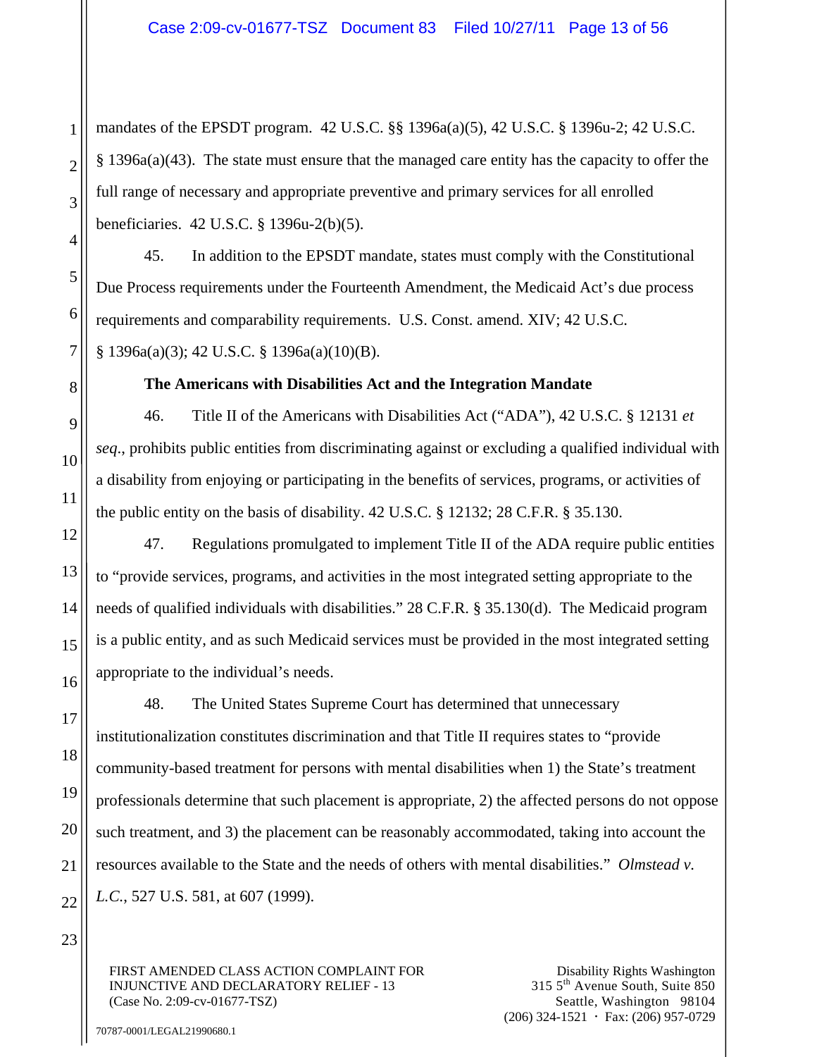mandates of the EPSDT program. 42 U.S.C. §§ 1396a(a)(5), 42 U.S.C. § 1396u-2; 42 U.S.C. § 1396a(a)(43). The state must ensure that the managed care entity has the capacity to offer the full range of necessary and appropriate preventive and primary services for all enrolled beneficiaries. 42 U.S.C. § 1396u-2(b)(5).

45. In addition to the EPSDT mandate, states must comply with the Constitutional Due Process requirements under the Fourteenth Amendment, the Medicaid Act's due process requirements and comparability requirements. U.S. Const. amend. XIV; 42 U.S.C. § 1396a(a)(3); 42 U.S.C. § 1396a(a)(10)(B).

**The Americans with Disabilities Act and the Integration Mandate**

46. Title II of the Americans with Disabilities Act ("ADA"), 42 U.S.C. § 12131 *et seq*., prohibits public entities from discriminating against or excluding a qualified individual with a disability from enjoying or participating in the benefits of services, programs, or activities of the public entity on the basis of disability. 42 U.S.C. § 12132; 28 C.F.R. § 35.130.

47. Regulations promulgated to implement Title II of the ADA require public entities to "provide services, programs, and activities in the most integrated setting appropriate to the needs of qualified individuals with disabilities." 28 C.F.R. § 35.130(d). The Medicaid program is a public entity, and as such Medicaid services must be provided in the most integrated setting appropriate to the individual's needs.

48. The United States Supreme Court has determined that unnecessary institutionalization constitutes discrimination and that Title II requires states to "provide community-based treatment for persons with mental disabilities when 1) the State's treatment professionals determine that such placement is appropriate, 2) the affected persons do not oppose such treatment, and 3) the placement can be reasonably accommodated, taking into account the resources available to the State and the needs of others with mental disabilities." *Olmstead v. L.C.*, 527 U.S. 581, at 607 (1999).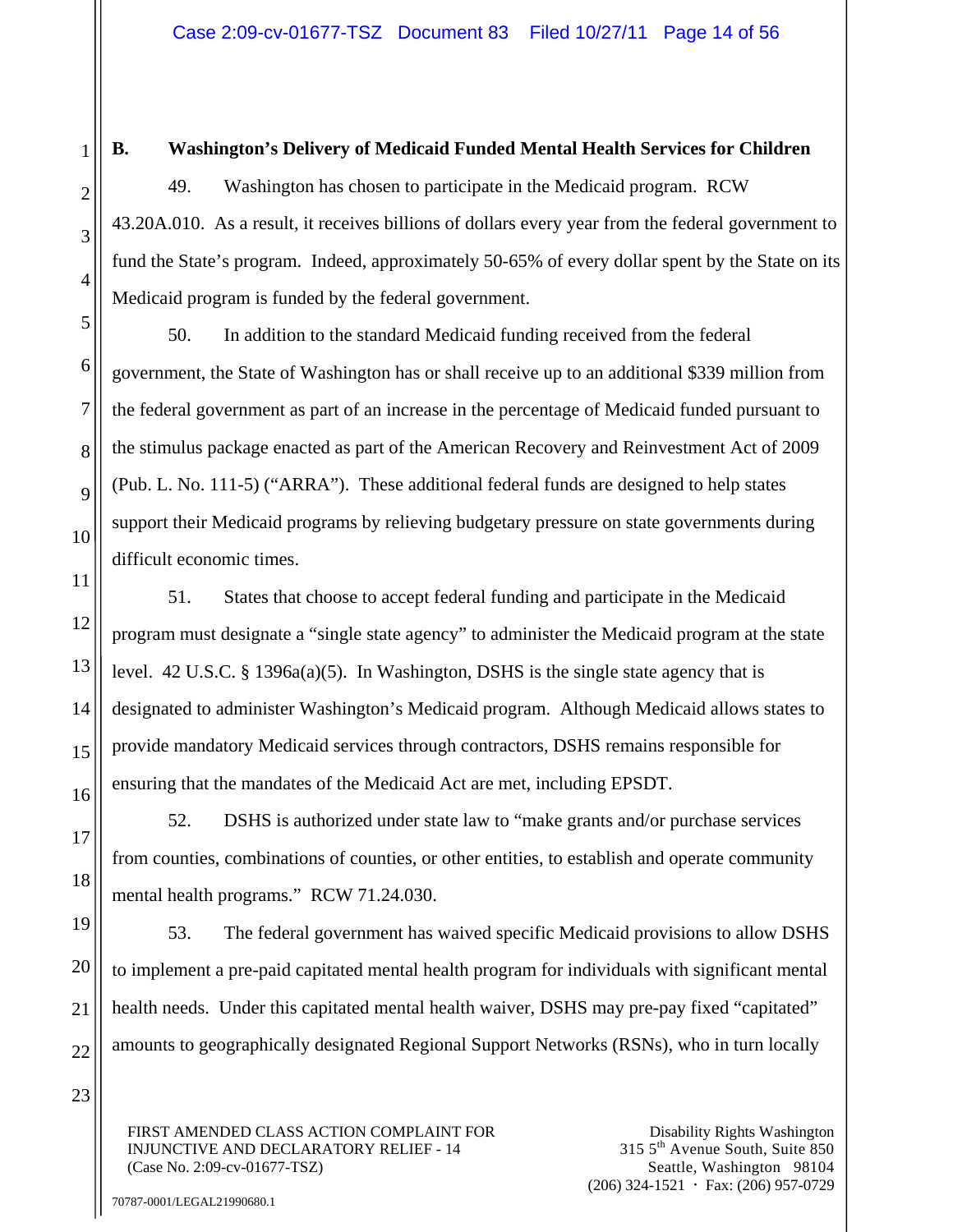### B. Washington's Delivery of Medicaid Funded Mental Health Services for Children

49. Washington has chosen to participate in the Medicaid program. RCW 43.20A.010. As a result, it receives billions of dollars every year from the federal government to fund the State's program. Indeed, approximately 50-65% of every dollar spent by the State on its Medicaid program is funded by the federal government.

50. In addition to the standard Medicaid funding received from the federal government, the State of Washington has or shall receive up to an additional $339 million from the federal government as part of an increase in the percentage of Medicaid funded pursuant to the stimulus package enacted as part of the American Recovery and Reinvestment Act of 2009 (Pub. L. No. 111-5) ("ARRA"). These additional federal funds are designed to help states support their Medicaid programs by relieving budgetary pressure on state governments during difficult economic times.

51. States that choose to accept federal funding and participate in the Medicaid program must designate a "single state agency" to administer the Medicaid program at the state level. 42 U.S.C. § 1396a(a)(5). In Washington, DSHS is the single state agency that is designated to administer Washington's Medicaid program. Although Medicaid allows states to provide mandatory Medicaid services through contractors, DSHS remains responsible for ensuring that the mandates of the Medicaid Act are met, including EPSDT.

52. DSHS is authorized under state law to "make grants and/or purchase services from counties, combinations of counties, or other entities, to establish and operate community mental health programs." RCW 71.24.030.

53. The federal government has waived specific Medicaid provisions to allow DSHS to implement a pre-paid capitated mental health program for individuals with significant mental health needs. Under this capitated mental health waiver, DSHS may pre-pay fixed "capitated" amounts to geographically designated Regional Support Networks (RSNs), who in turn locally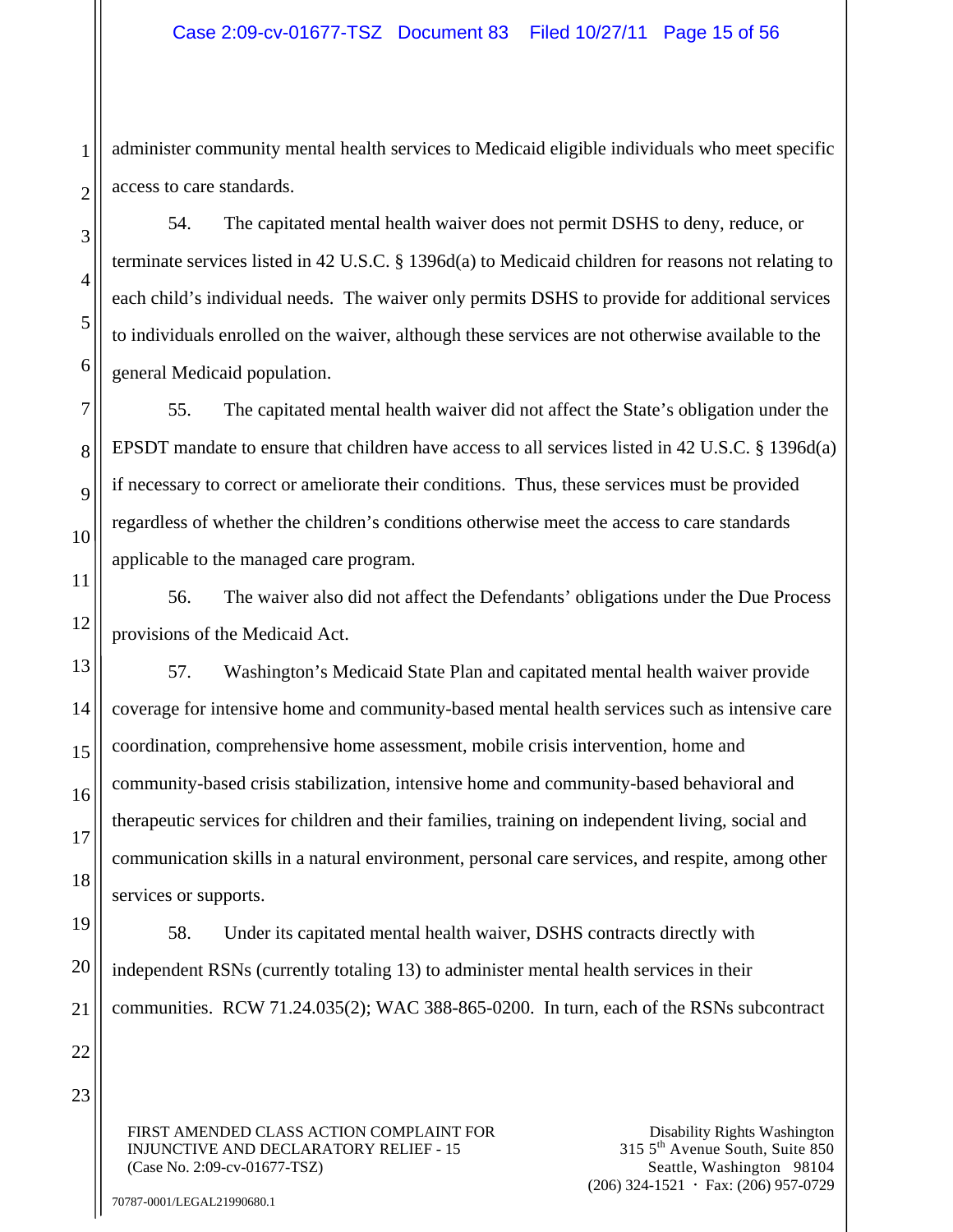administer community mental health services to Medicaid eligible individuals who meet specific access to care standards.

54. The capitated mental health waiver does not permit DSHS to deny, reduce, or terminate services listed in 42 U.S.C. § 1396d(a) to Medicaid children for reasons not relating to each child's individual needs. The waiver only permits DSHS to provide for additional services to individuals enrolled on the waiver, although these services are not otherwise available to the general Medicaid population.

55. The capitated mental health waiver did not affect the State's obligation under the EPSDT mandate to ensure that children have access to all services listed in 42 U.S.C. § 1396d(a) if necessary to correct or ameliorate their conditions. Thus, these services must be provided regardless of whether the children's conditions otherwise meet the access to care standards applicable to the managed care program.

56. The waiver also did not affect the Defendants' obligations under the Due Process provisions of the Medicaid Act.

57. Washington's Medicaid State Plan and capitated mental health waiver provide coverage for intensive home and community-based mental health services such as intensive care coordination, comprehensive home assessment, mobile crisis intervention, home and community-based crisis stabilization, intensive home and community-based behavioral and therapeutic services for children and their families, training on independent living, social and communication skills in a natural environment, personal care services, and respite, among other services or supports.

58. Under its capitated mental health waiver, DSHS contracts directly with independent RSNs (currently totaling 13) to administer mental health services in their communities. RCW 71.24.035(2); WAC 388-865-0200. In turn, each of the RSNs subcontract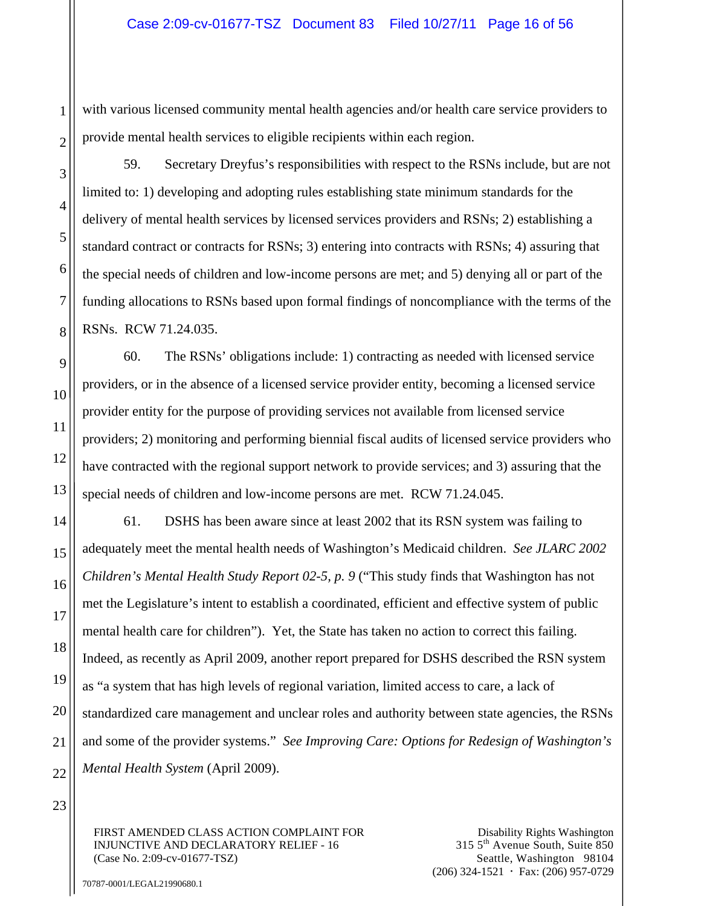with various licensed community mental health agencies and/or health care service providers to provide mental health services to eligible recipients within each region.

59. Secretary Dreyfus's responsibilities with respect to the RSNs include, but are not limited to: 1) developing and adopting rules establishing state minimum standards for the delivery of mental health services by licensed services providers and RSNs; 2) establishing a standard contract or contracts for RSNs; 3) entering into contracts with RSNs; 4) assuring that the special needs of children and low-income persons are met; and 5) denying all or part of the funding allocations to RSNs based upon formal findings of noncompliance with the terms of the RSNs. RCW 71.24.035.

60. The RSNs' obligations include: 1) contracting as needed with licensed service providers, or in the absence of a licensed service provider entity, becoming a licensed service provider entity for the purpose of providing services not available from licensed service providers; 2) monitoring and performing biennial fiscal audits of licensed service providers who have contracted with the regional support network to provide services; and 3) assuring that the special needs of children and low-income persons are met. RCW 71.24.045.

61. DSHS has been aware since at least 2002 that its RSN system was failing to adequately meet the mental health needs of Washington's Medicaid children. *See JLARC 2002 Children's Mental Health Study Report 02-5, p. 9* ("This study finds that Washington has not met the Legislature's intent to establish a coordinated, efficient and effective system of public mental health care for children"). Yet, the State has taken no action to correct this failing. Indeed, as recently as April 2009, another report prepared for DSHS described the RSN system as "a system that has high levels of regional variation, limited access to care, a lack of standardized care management and unclear roles and authority between state agencies, the RSNs and some of the provider systems." *See Improving Care: Options for Redesign of Washington's Mental Health System* (April 2009).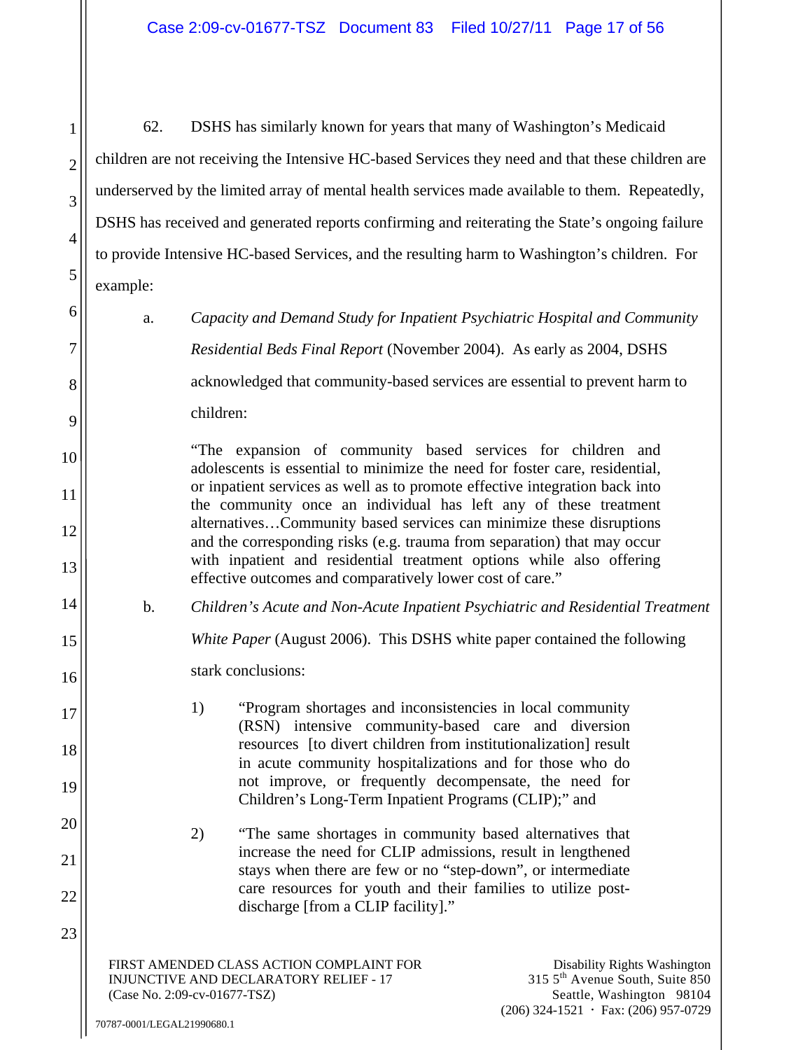62. DSHS has similarly known for years that many of Washington's Medicaid children are not receiving the Intensive HC-based Services they need and that these children are underserved by the limited array of mental health services made available to them. Repeatedly, DSHS has received and generated reports confirming and reiterating the State's ongoing failure to provide Intensive HC-based Services, and the resulting harm to Washington's children. For example:

a. *Capacity and Demand Study for Inpatient Psychiatric Hospital and Community Residential Beds Final Report* (November 2004). As early as 2004, DSHS acknowledged that community-based services are essential to prevent harm to children:

> "The expansion of community based services for children and adolescents is essential to minimize the need for foster care, residential, or inpatient services as well as to promote effective integration back into the community once an individual has left any of these treatment alternatives…Community based services can minimize these disruptions and the corresponding risks (e.g. trauma from separation) that may occur with inpatient and residential treatment options while also offering effective outcomes and comparatively lower cost of care."

b. *Children's Acute and Non-Acute Inpatient Psychiatric and Residential Treatment White Paper* (August 2006). This DSHS white paper contained the following stark conclusions:

> 1) "Program shortages and inconsistencies in local community (RSN) intensive community-based care and diversion resources [to divert children from institutionalization] result in acute community hospitalizations and for those who do not improve, or frequently decompensate, the need for Children's Long-Term Inpatient Programs (CLIP);" and
>
> 2) "The same shortages in community based alternatives that increase the need for CLIP admissions, result in lengthened stays when there are few or no "step-down", or intermediate care resources for youth and their families to utilize post-discharge [from a CLIP facility]."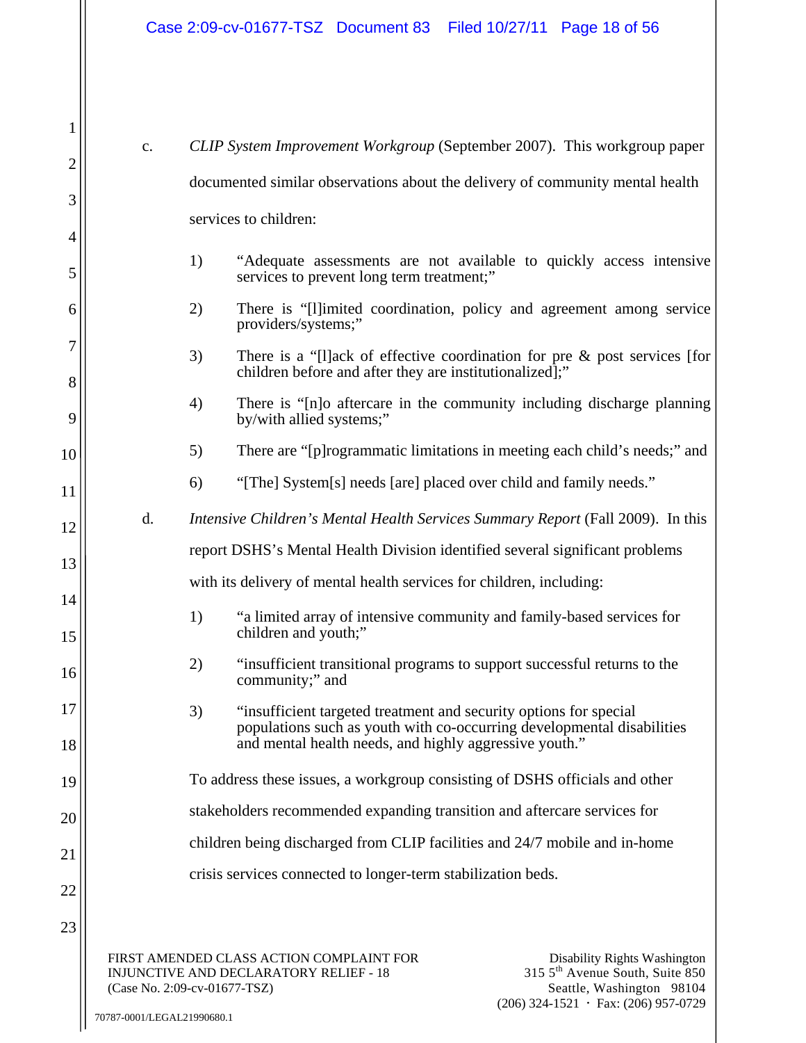c. *CLIP System Improvement Workgroup* (September 2007). This workgroup paper documented similar observations about the delivery of community mental health services to children:

1) "Adequate assessments are not available to quickly access intensive services to prevent long term treatment;"

2) There is "[l]imited coordination, policy and agreement among service providers/systems;"

3) There is a "[l]ack of effective coordination for pre & post services [for children before and after they are institutionalized];"

4) There is "[n]o aftercare in the community including discharge planning by/with allied systems;"

5) There are "[p]rogrammatic limitations in meeting each child's needs;" and

6) "[The] System[s] needs [are] placed over child and family needs."

d. *Intensive Children's Mental Health Services Summary Report* (Fall 2009). In this report DSHS's Mental Health Division identified several significant problems with its delivery of mental health services for children, including:

1) "a limited array of intensive community and family-based services for children and youth;"

2) "insufficient transitional programs to support successful returns to the community;" and

3) "insufficient targeted treatment and security options for special populations such as youth with co-occurring developmental disabilities and mental health needs, and highly aggressive youth."

To address these issues, a workgroup consisting of DSHS officials and other stakeholders recommended expanding transition and aftercare services for children being discharged from CLIP facilities and 24/7 mobile and in-home crisis services connected to longer-term stabilization beds.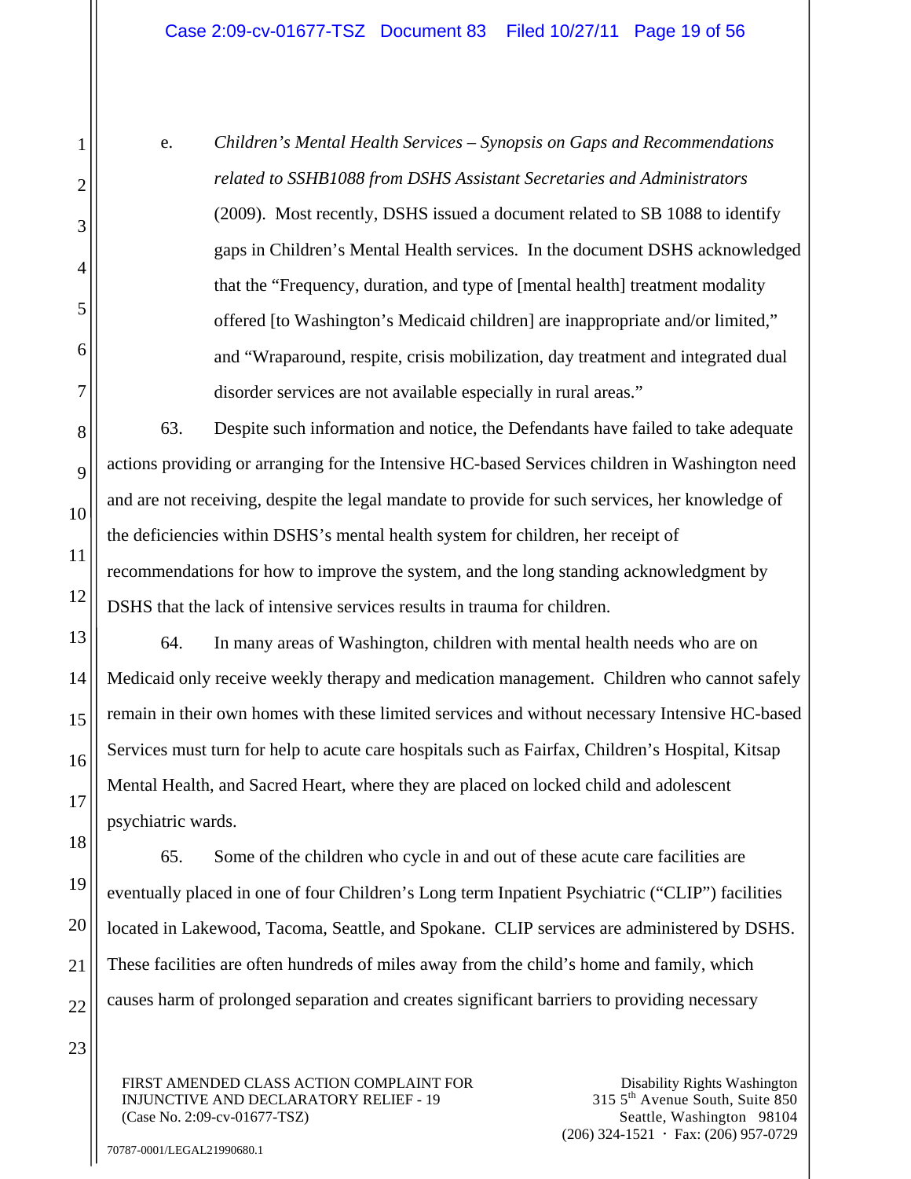e. *Children's Mental Health Services – Synopsis on Gaps and Recommendations related to SSHB1088 from DSHS Assistant Secretaries and Administrators* (2009). Most recently, DSHS issued a document related to SB 1088 to identify gaps in Children's Mental Health services. In the document DSHS acknowledged that the "Frequency, duration, and type of [mental health] treatment modality offered [to Washington's Medicaid children] are inappropriate and/or limited," and "Wraparound, respite, crisis mobilization, day treatment and integrated dual disorder services are not available especially in rural areas."

63. Despite such information and notice, the Defendants have failed to take adequate actions providing or arranging for the Intensive HC-based Services children in Washington need and are not receiving, despite the legal mandate to provide for such services, her knowledge of the deficiencies within DSHS's mental health system for children, her receipt of recommendations for how to improve the system, and the long standing acknowledgment by DSHS that the lack of intensive services results in trauma for children.

64. In many areas of Washington, children with mental health needs who are on Medicaid only receive weekly therapy and medication management. Children who cannot safely remain in their own homes with these limited services and without necessary Intensive HC-based Services must turn for help to acute care hospitals such as Fairfax, Children's Hospital, Kitsap Mental Health, and Sacred Heart, where they are placed on locked child and adolescent psychiatric wards.

65. Some of the children who cycle in and out of these acute care facilities are eventually placed in one of four Children's Long term Inpatient Psychiatric ("CLIP") facilities located in Lakewood, Tacoma, Seattle, and Spokane. CLIP services are administered by DSHS. These facilities are often hundreds of miles away from the child's home and family, which causes harm of prolonged separation and creates significant barriers to providing necessary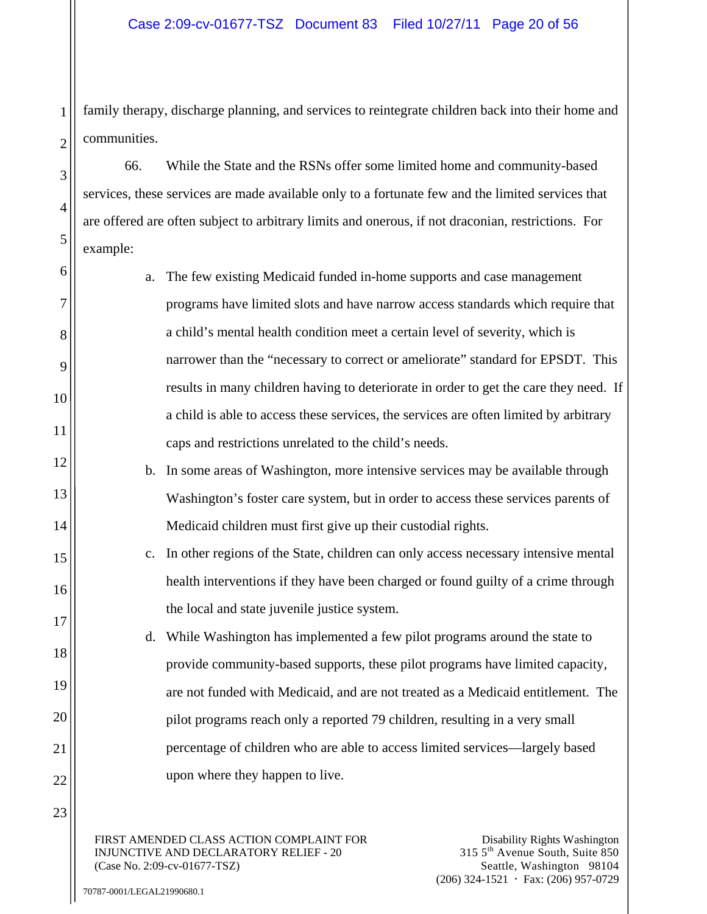family therapy, discharge planning, and services to reintegrate children back into their home and communities.

66. While the State and the RSNs offer some limited home and community-based services, these services are made available only to a fortunate few and the limited services that are offered are often subject to arbitrary limits and onerous, if not draconian, restrictions. For example:

a. The few existing Medicaid funded in-home supports and case management programs have limited slots and have narrow access standards which require that a child's mental health condition meet a certain level of severity, which is narrower than the "necessary to correct or ameliorate" standard for EPSDT. This results in many children having to deteriorate in order to get the care they need. If a child is able to access these services, the services are often limited by arbitrary caps and restrictions unrelated to the child's needs.

b. In some areas of Washington, more intensive services may be available through Washington's foster care system, but in order to access these services parents of Medicaid children must first give up their custodial rights.

c. In other regions of the State, children can only access necessary intensive mental health interventions if they have been charged or found guilty of a crime through the local and state juvenile justice system.

d. While Washington has implemented a few pilot programs around the state to provide community-based supports, these pilot programs have limited capacity, are not funded with Medicaid, and are not treated as a Medicaid entitlement. The pilot programs reach only a reported 79 children, resulting in a very small percentage of children who are able to access limited services—largely based upon where they happen to live.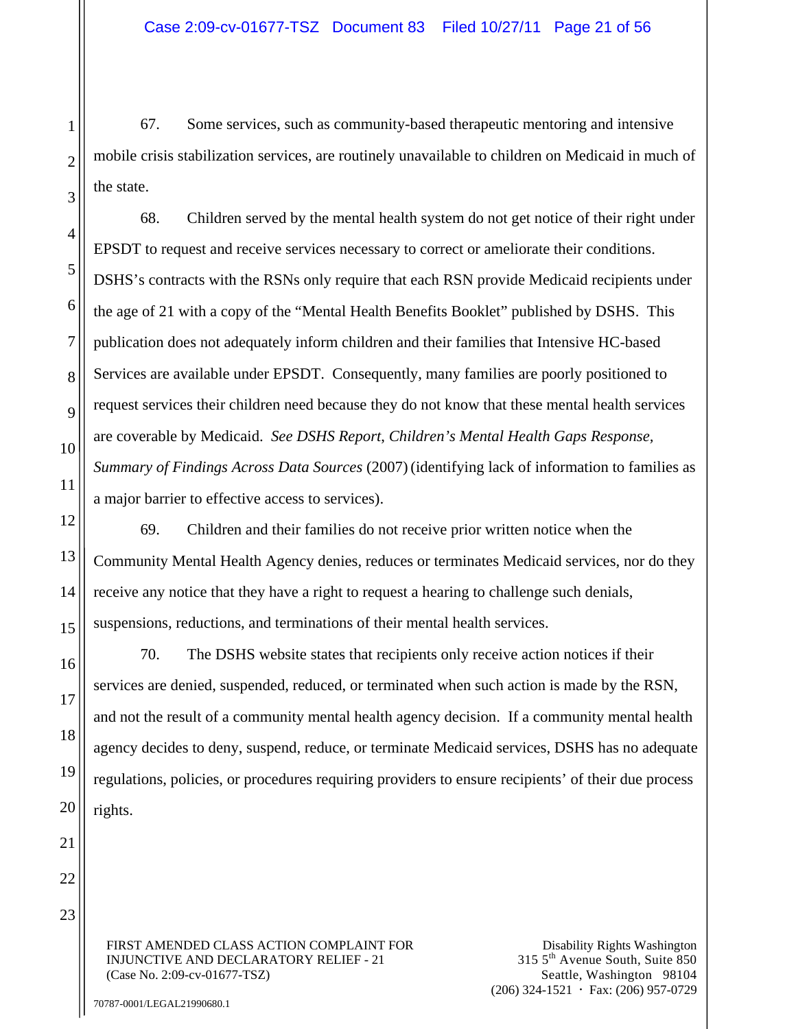67. Some services, such as community-based therapeutic mentoring and intensive mobile crisis stabilization services, are routinely unavailable to children on Medicaid in much of the state.

68. Children served by the mental health system do not get notice of their right under EPSDT to request and receive services necessary to correct or ameliorate their conditions. DSHS's contracts with the RSNs only require that each RSN provide Medicaid recipients under the age of 21 with a copy of the "Mental Health Benefits Booklet" published by DSHS. This publication does not adequately inform children and their families that Intensive HC-based Services are available under EPSDT. Consequently, many families are poorly positioned to request services their children need because they do not know that these mental health services are coverable by Medicaid. *See DSHS Report*, *Children's Mental Health Gaps Response, Summary of Findings Across Data Sources* (2007) (identifying lack of information to families as a major barrier to effective access to services).

69. Children and their families do not receive prior written notice when the Community Mental Health Agency denies, reduces or terminates Medicaid services, nor do they receive any notice that they have a right to request a hearing to challenge such denials, suspensions, reductions, and terminations of their mental health services.

70. The DSHS website states that recipients only receive action notices if their services are denied, suspended, reduced, or terminated when such action is made by the RSN, and not the result of a community mental health agency decision. If a community mental health agency decides to deny, suspend, reduce, or terminate Medicaid services, DSHS has no adequate regulations, policies, or procedures requiring providers to ensure recipients' of their due process rights.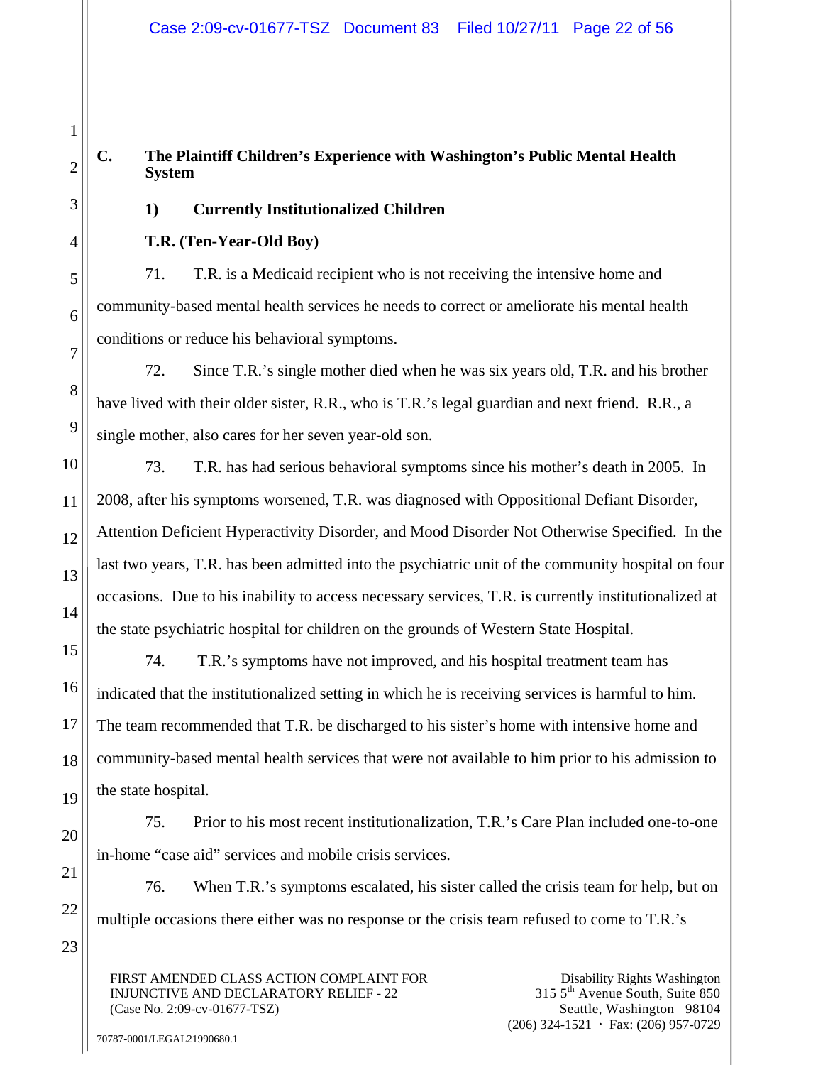## C. The Plaintiff Children's Experience with Washington's Public Mental Health System

### 1) Currently Institutionalized Children

**T.R. (Ten-Year-Old Boy)**

71. T.R. is a Medicaid recipient who is not receiving the intensive home and community-based mental health services he needs to correct or ameliorate his mental health conditions or reduce his behavioral symptoms.

72. Since T.R.'s single mother died when he was six years old, T.R. and his brother have lived with their older sister, R.R., who is T.R.'s legal guardian and next friend. R.R., a single mother, also cares for her seven year-old son.

73. T.R. has had serious behavioral symptoms since his mother's death in 2005. In 2008, after his symptoms worsened, T.R. was diagnosed with Oppositional Defiant Disorder, Attention Deficient Hyperactivity Disorder, and Mood Disorder Not Otherwise Specified. In the last two years, T.R. has been admitted into the psychiatric unit of the community hospital on four occasions. Due to his inability to access necessary services, T.R. is currently institutionalized at the state psychiatric hospital for children on the grounds of Western State Hospital.

74. T.R.'s symptoms have not improved, and his hospital treatment team has indicated that the institutionalized setting in which he is receiving services is harmful to him. The team recommended that T.R. be discharged to his sister's home with intensive home and community-based mental health services that were not available to him prior to his admission to the state hospital.

75. Prior to his most recent institutionalization, T.R.'s Care Plan included one-to-one in-home "case aid" services and mobile crisis services.

76. When T.R.'s symptoms escalated, his sister called the crisis team for help, but on multiple occasions there either was no response or the crisis team refused to come to T.R.'s

FIRST AMENDED CLASS ACTION COMPLAINT FOR INJUNCTIVE AND DECLARATORY RELIEF - 22
(Case No. 2:09-cv-01677-TSZ)

Disability Rights Washington
315 5th Avenue South, Suite 850
Seattle, Washington 98104
(206) 324-1521 · Fax: (206) 957-0729

70787-0001/LEGAL21990680.1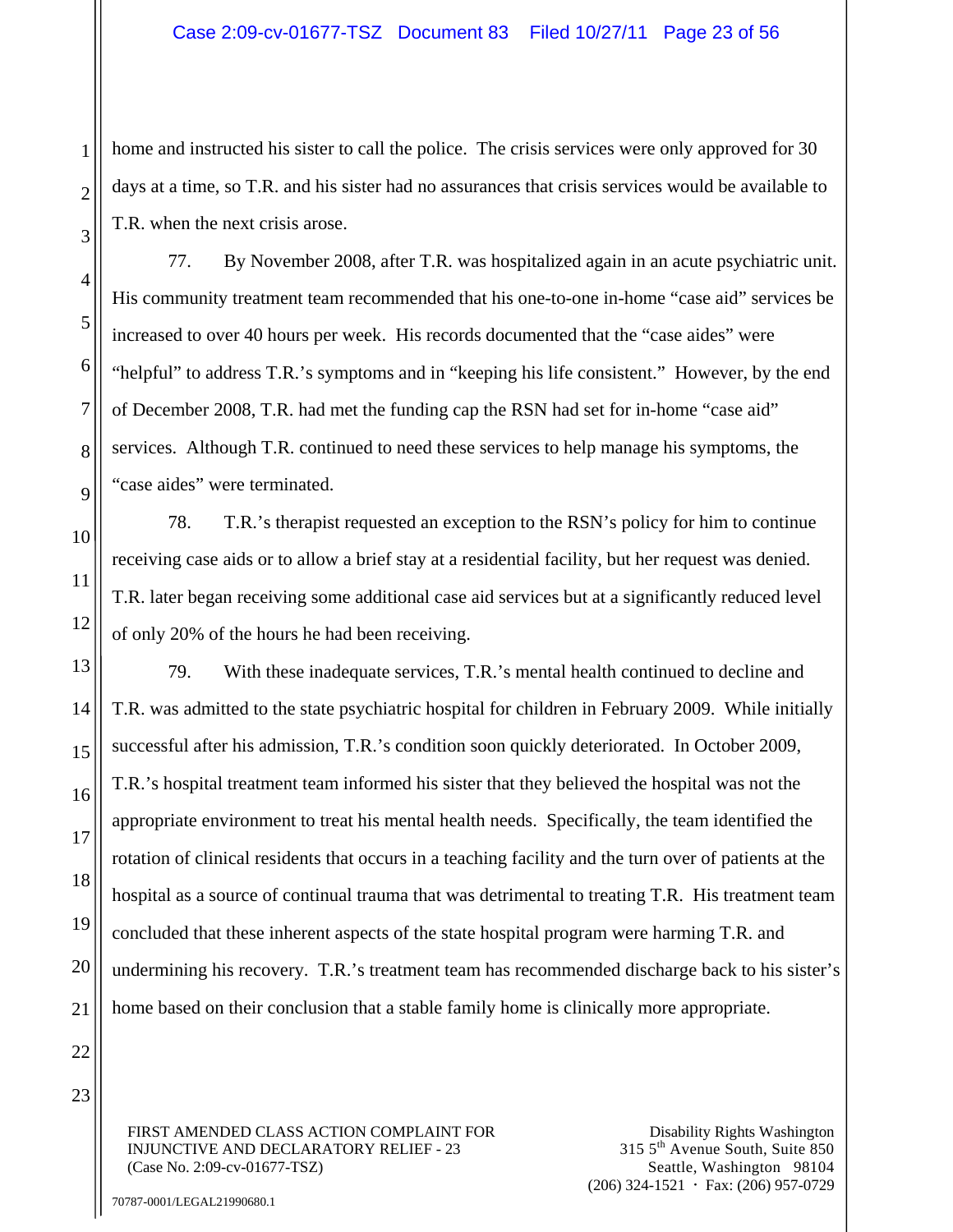home and instructed his sister to call the police. The crisis services were only approved for 30 days at a time, so T.R. and his sister had no assurances that crisis services would be available to T.R. when the next crisis arose.

77. By November 2008, after T.R. was hospitalized again in an acute psychiatric unit. His community treatment team recommended that his one-to-one in-home "case aid" services be increased to over 40 hours per week. His records documented that the "case aides" were "helpful" to address T.R.'s symptoms and in "keeping his life consistent." However, by the end of December 2008, T.R. had met the funding cap the RSN had set for in-home "case aid" services. Although T.R. continued to need these services to help manage his symptoms, the "case aides" were terminated.

78. T.R.'s therapist requested an exception to the RSN's policy for him to continue receiving case aids or to allow a brief stay at a residential facility, but her request was denied. T.R. later began receiving some additional case aid services but at a significantly reduced level of only 20% of the hours he had been receiving.

79. With these inadequate services, T.R.'s mental health continued to decline and T.R. was admitted to the state psychiatric hospital for children in February 2009. While initially successful after his admission, T.R.'s condition soon quickly deteriorated. In October 2009, T.R.'s hospital treatment team informed his sister that they believed the hospital was not the appropriate environment to treat his mental health needs. Specifically, the team identified the rotation of clinical residents that occurs in a teaching facility and the turn over of patients at the hospital as a source of continual trauma that was detrimental to treating T.R. His treatment team concluded that these inherent aspects of the state hospital program were harming T.R. and undermining his recovery. T.R.'s treatment team has recommended discharge back to his sister's home based on their conclusion that a stable family home is clinically more appropriate.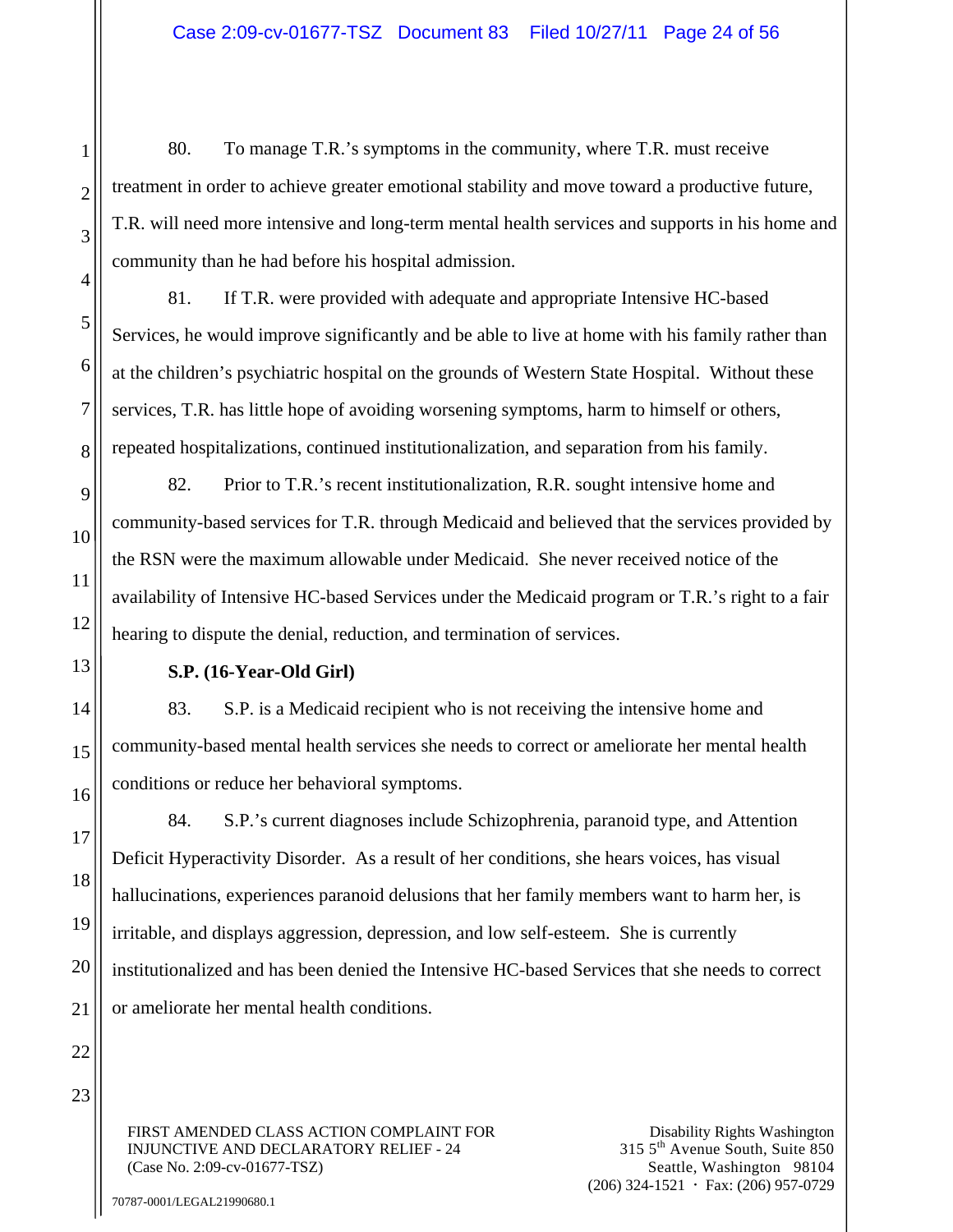80. To manage T.R.'s symptoms in the community, where T.R. must receive treatment in order to achieve greater emotional stability and move toward a productive future, T.R. will need more intensive and long-term mental health services and supports in his home and community than he had before his hospital admission.

81. If T.R. were provided with adequate and appropriate Intensive HC-based Services, he would improve significantly and be able to live at home with his family rather than at the children's psychiatric hospital on the grounds of Western State Hospital. Without these services, T.R. has little hope of avoiding worsening symptoms, harm to himself or others, repeated hospitalizations, continued institutionalization, and separation from his family.

82. Prior to T.R.'s recent institutionalization, R.R. sought intensive home and community-based services for T.R. through Medicaid and believed that the services provided by the RSN were the maximum allowable under Medicaid. She never received notice of the availability of Intensive HC-based Services under the Medicaid program or T.R.'s right to a fair hearing to dispute the denial, reduction, and termination of services.

**S.P. (16-Year-Old Girl)**

83. S.P. is a Medicaid recipient who is not receiving the intensive home and community-based mental health services she needs to correct or ameliorate her mental health conditions or reduce her behavioral symptoms.

84. S.P.'s current diagnoses include Schizophrenia, paranoid type, and Attention Deficit Hyperactivity Disorder. As a result of her conditions, she hears voices, has visual hallucinations, experiences paranoid delusions that her family members want to harm her, is irritable, and displays aggression, depression, and low self-esteem. She is currently institutionalized and has been denied the Intensive HC-based Services that she needs to correct or ameliorate her mental health conditions.

FIRST AMENDED CLASS ACTION COMPLAINT FOR INJUNCTIVE AND DECLARATORY RELIEF - 24
(Case No. 2:09-cv-01677-TSZ)

Disability Rights Washington
315 5th Avenue South, Suite 850
Seattle, Washington 98104
(206) 324-1521 · Fax: (206) 957-0729

70787-0001/LEGAL21990680.1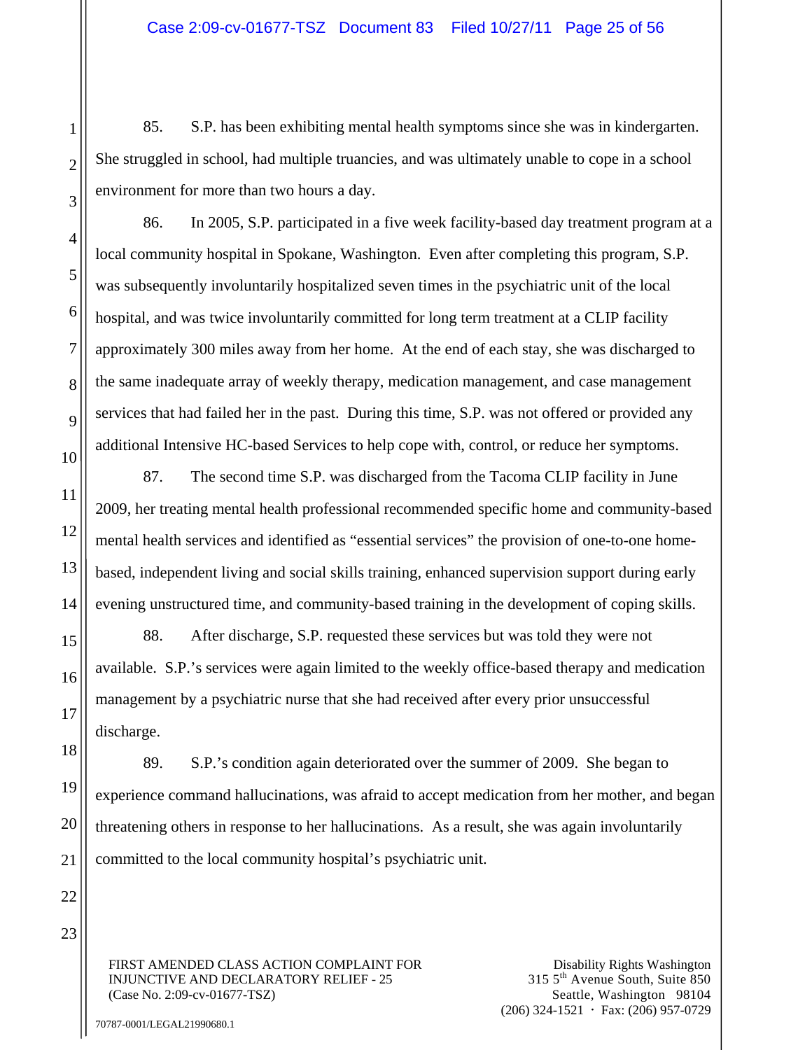85. S.P. has been exhibiting mental health symptoms since she was in kindergarten. She struggled in school, had multiple truancies, and was ultimately unable to cope in a school environment for more than two hours a day.

86. In 2005, S.P. participated in a five week facility-based day treatment program at a local community hospital in Spokane, Washington. Even after completing this program, S.P. was subsequently involuntarily hospitalized seven times in the psychiatric unit of the local hospital, and was twice involuntarily committed for long term treatment at a CLIP facility approximately 300 miles away from her home. At the end of each stay, she was discharged to the same inadequate array of weekly therapy, medication management, and case management services that had failed her in the past. During this time, S.P. was not offered or provided any additional Intensive HC-based Services to help cope with, control, or reduce her symptoms.

87. The second time S.P. was discharged from the Tacoma CLIP facility in June 2009, her treating mental health professional recommended specific home and community-based mental health services and identified as "essential services" the provision of one-to-one home-based, independent living and social skills training, enhanced supervision support during early evening unstructured time, and community-based training in the development of coping skills.

88. After discharge, S.P. requested these services but was told they were not available. S.P.'s services were again limited to the weekly office-based therapy and medication management by a psychiatric nurse that she had received after every prior unsuccessful discharge.

89. S.P.'s condition again deteriorated over the summer of 2009. She began to experience command hallucinations, was afraid to accept medication from her mother, and began threatening others in response to her hallucinations. As a result, she was again involuntarily committed to the local community hospital's psychiatric unit.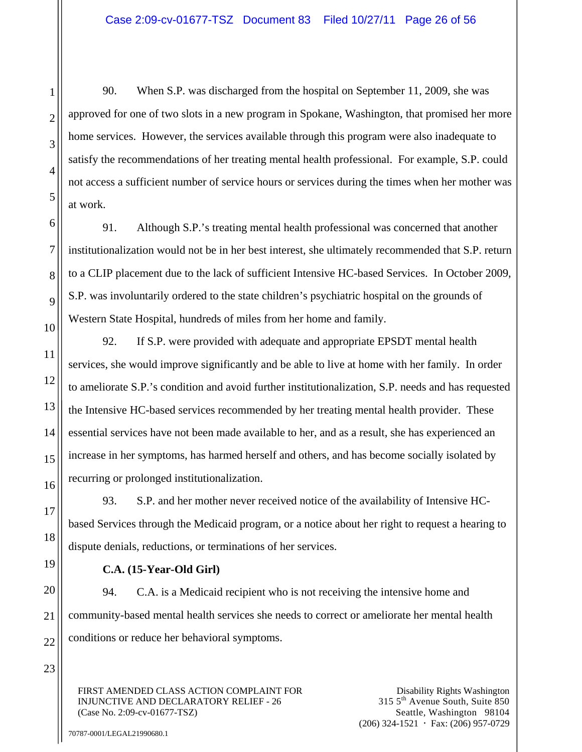90. When S.P. was discharged from the hospital on September 11, 2009, she was approved for one of two slots in a new program in Spokane, Washington, that promised her more home services. However, the services available through this program were also inadequate to satisfy the recommendations of her treating mental health professional. For example, S.P. could not access a sufficient number of service hours or services during the times when her mother was at work.

91. Although S.P.'s treating mental health professional was concerned that another institutionalization would not be in her best interest, she ultimately recommended that S.P. return to a CLIP placement due to the lack of sufficient Intensive HC-based Services. In October 2009, S.P. was involuntarily ordered to the state children's psychiatric hospital on the grounds of Western State Hospital, hundreds of miles from her home and family.

92. If S.P. were provided with adequate and appropriate EPSDT mental health services, she would improve significantly and be able to live at home with her family. In order to ameliorate S.P.'s condition and avoid further institutionalization, S.P. needs and has requested the Intensive HC-based services recommended by her treating mental health provider. These essential services have not been made available to her, and as a result, she has experienced an increase in her symptoms, has harmed herself and others, and has become socially isolated by recurring or prolonged institutionalization.

93. S.P. and her mother never received notice of the availability of Intensive HC-based Services through the Medicaid program, or a notice about her right to request a hearing to dispute denials, reductions, or terminations of her services.

**C.A. (15-Year-Old Girl)**

94. C.A. is a Medicaid recipient who is not receiving the intensive home and community-based mental health services she needs to correct or ameliorate her mental health conditions or reduce her behavioral symptoms.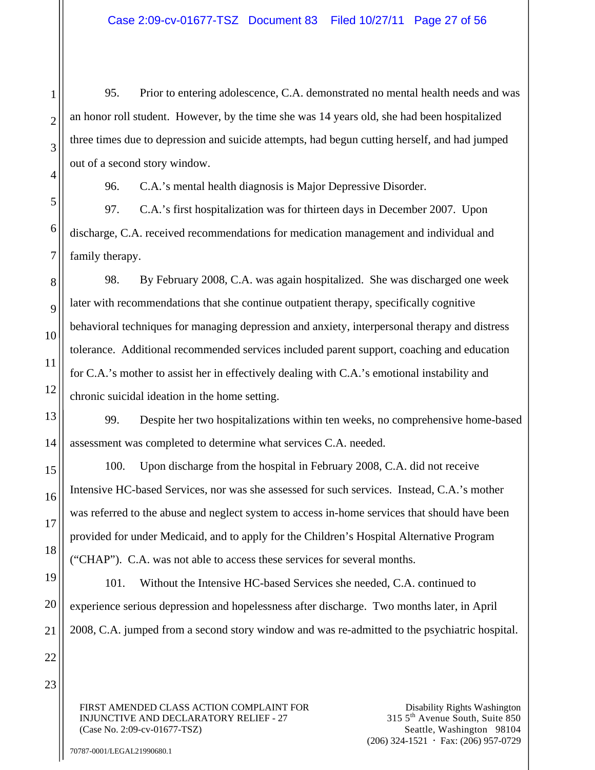95. Prior to entering adolescence, C.A. demonstrated no mental health needs and was an honor roll student. However, by the time she was 14 years old, she had been hospitalized three times due to depression and suicide attempts, had begun cutting herself, and had jumped out of a second story window.

96. C.A.'s mental health diagnosis is Major Depressive Disorder.

97. C.A.'s first hospitalization was for thirteen days in December 2007. Upon discharge, C.A. received recommendations for medication management and individual and family therapy.

98. By February 2008, C.A. was again hospitalized. She was discharged one week later with recommendations that she continue outpatient therapy, specifically cognitive behavioral techniques for managing depression and anxiety, interpersonal therapy and distress tolerance. Additional recommended services included parent support, coaching and education for C.A.'s mother to assist her in effectively dealing with C.A.'s emotional instability and chronic suicidal ideation in the home setting.

99. Despite her two hospitalizations within ten weeks, no comprehensive home-based assessment was completed to determine what services C.A. needed.

100. Upon discharge from the hospital in February 2008, C.A. did not receive Intensive HC-based Services, nor was she assessed for such services. Instead, C.A.'s mother was referred to the abuse and neglect system to access in-home services that should have been provided for under Medicaid, and to apply for the Children's Hospital Alternative Program ("CHAP"). C.A. was not able to access these services for several months.

101. Without the Intensive HC-based Services she needed, C.A. continued to experience serious depression and hopelessness after discharge. Two months later, in April 2008, C.A. jumped from a second story window and was re-admitted to the psychiatric hospital.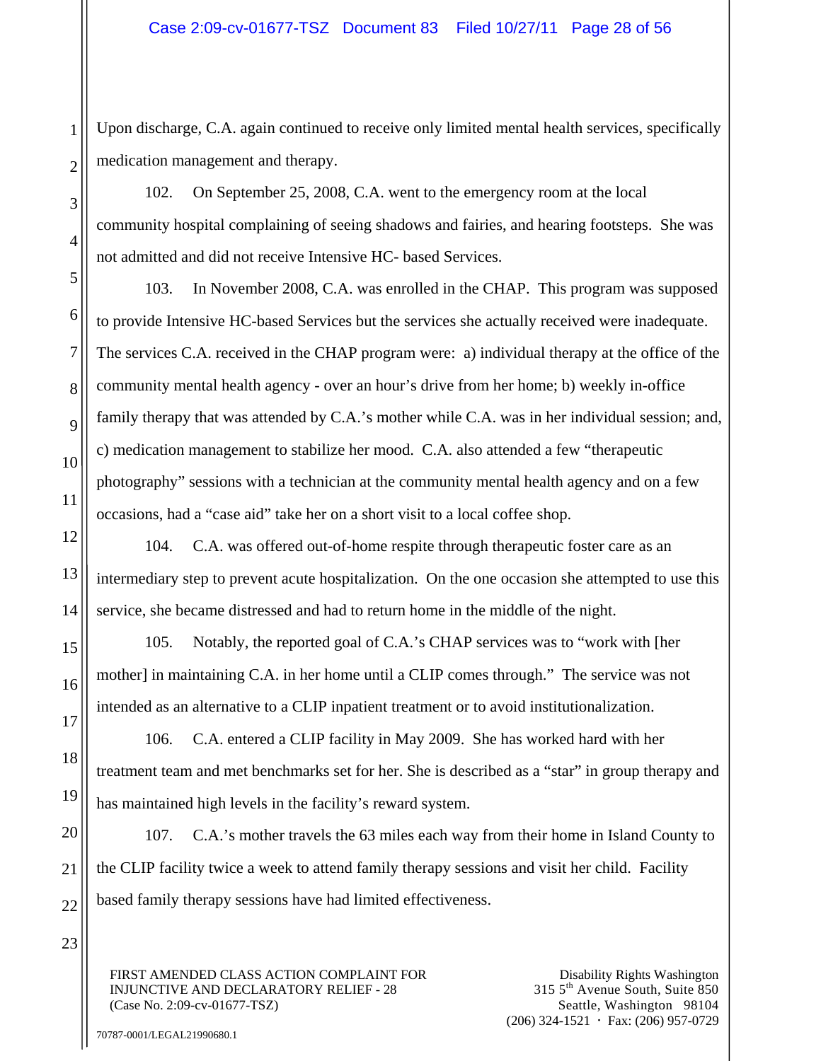Upon discharge, C.A. again continued to receive only limited mental health services, specifically medication management and therapy.

102. On September 25, 2008, C.A. went to the emergency room at the local community hospital complaining of seeing shadows and fairies, and hearing footsteps. She was not admitted and did not receive Intensive HC- based Services.

103. In November 2008, C.A. was enrolled in the CHAP. This program was supposed to provide Intensive HC-based Services but the services she actually received were inadequate. The services C.A. received in the CHAP program were: a) individual therapy at the office of the community mental health agency - over an hour's drive from her home; b) weekly in-office family therapy that was attended by C.A.'s mother while C.A. was in her individual session; and, c) medication management to stabilize her mood. C.A. also attended a few "therapeutic photography" sessions with a technician at the community mental health agency and on a few occasions, had a "case aid" take her on a short visit to a local coffee shop.

104. C.A. was offered out-of-home respite through therapeutic foster care as an intermediary step to prevent acute hospitalization. On the one occasion she attempted to use this service, she became distressed and had to return home in the middle of the night.

105. Notably, the reported goal of C.A.'s CHAP services was to "work with [her mother] in maintaining C.A. in her home until a CLIP comes through." The service was not intended as an alternative to a CLIP inpatient treatment or to avoid institutionalization.

106. C.A. entered a CLIP facility in May 2009. She has worked hard with her treatment team and met benchmarks set for her. She is described as a "star" in group therapy and has maintained high levels in the facility's reward system.

107. C.A.'s mother travels the 63 miles each way from their home in Island County to the CLIP facility twice a week to attend family therapy sessions and visit her child. Facility based family therapy sessions have had limited effectiveness.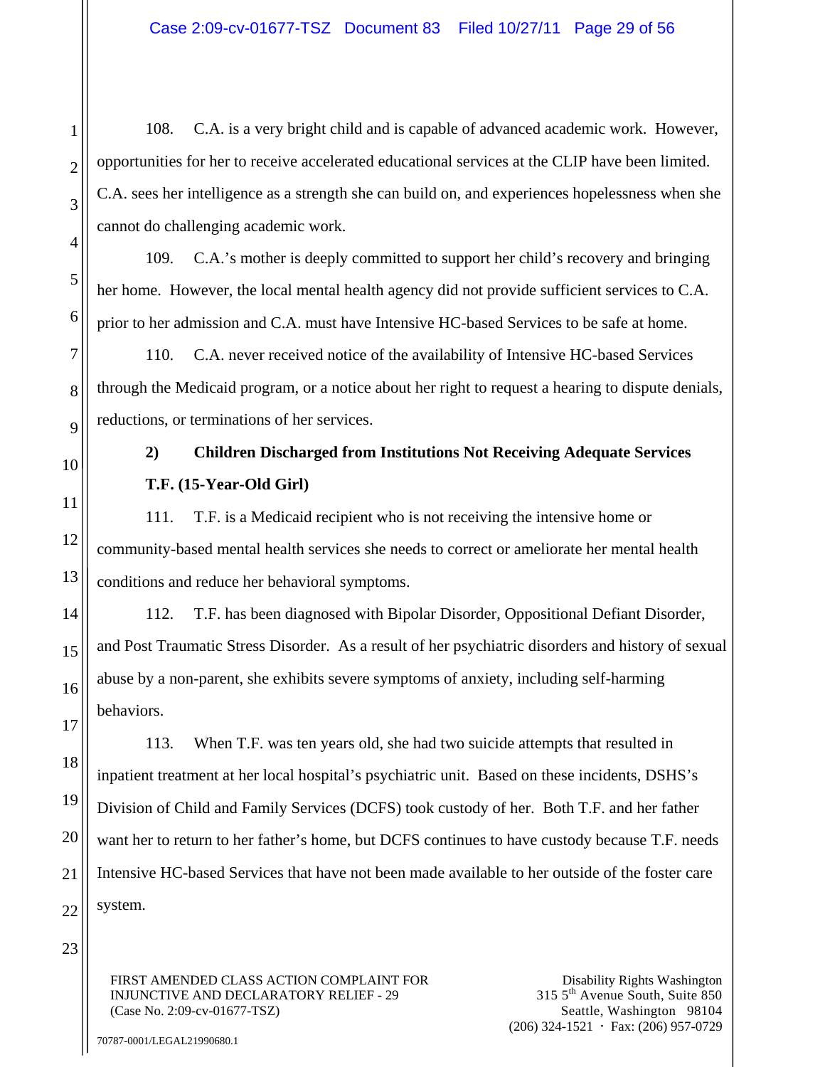108. C.A. is a very bright child and is capable of advanced academic work. However, opportunities for her to receive accelerated educational services at the CLIP have been limited. C.A. sees her intelligence as a strength she can build on, and experiences hopelessness when she cannot do challenging academic work.

109. C.A.'s mother is deeply committed to support her child's recovery and bringing her home. However, the local mental health agency did not provide sufficient services to C.A. prior to her admission and C.A. must have Intensive HC-based Services to be safe at home.

110. C.A. never received notice of the availability of Intensive HC-based Services through the Medicaid program, or a notice about her right to request a hearing to dispute denials, reductions, or terminations of her services.

**2) Children Discharged from Institutions Not Receiving Adequate Services**

**T.F. (15-Year-Old Girl)**

111. T.F. is a Medicaid recipient who is not receiving the intensive home or community-based mental health services she needs to correct or ameliorate her mental health conditions and reduce her behavioral symptoms.

112. T.F. has been diagnosed with Bipolar Disorder, Oppositional Defiant Disorder, and Post Traumatic Stress Disorder. As a result of her psychiatric disorders and history of sexual abuse by a non-parent, she exhibits severe symptoms of anxiety, including self-harming behaviors.

113. When T.F. was ten years old, she had two suicide attempts that resulted in inpatient treatment at her local hospital's psychiatric unit. Based on these incidents, DSHS's Division of Child and Family Services (DCFS) took custody of her. Both T.F. and her father want her to return to her father's home, but DCFS continues to have custody because T.F. needs Intensive HC-based Services that have not been made available to her outside of the foster care system.

FIRST AMENDED CLASS ACTION COMPLAINT FOR INJUNCTIVE AND DECLARATORY RELIEF - 29
(Case No. 2:09-cv-01677-TSZ)

Disability Rights Washington
315 5th Avenue South, Suite 850
Seattle, Washington 98104
(206) 324-1521 · Fax: (206) 957-0729

70787-0001/LEGAL21990680.1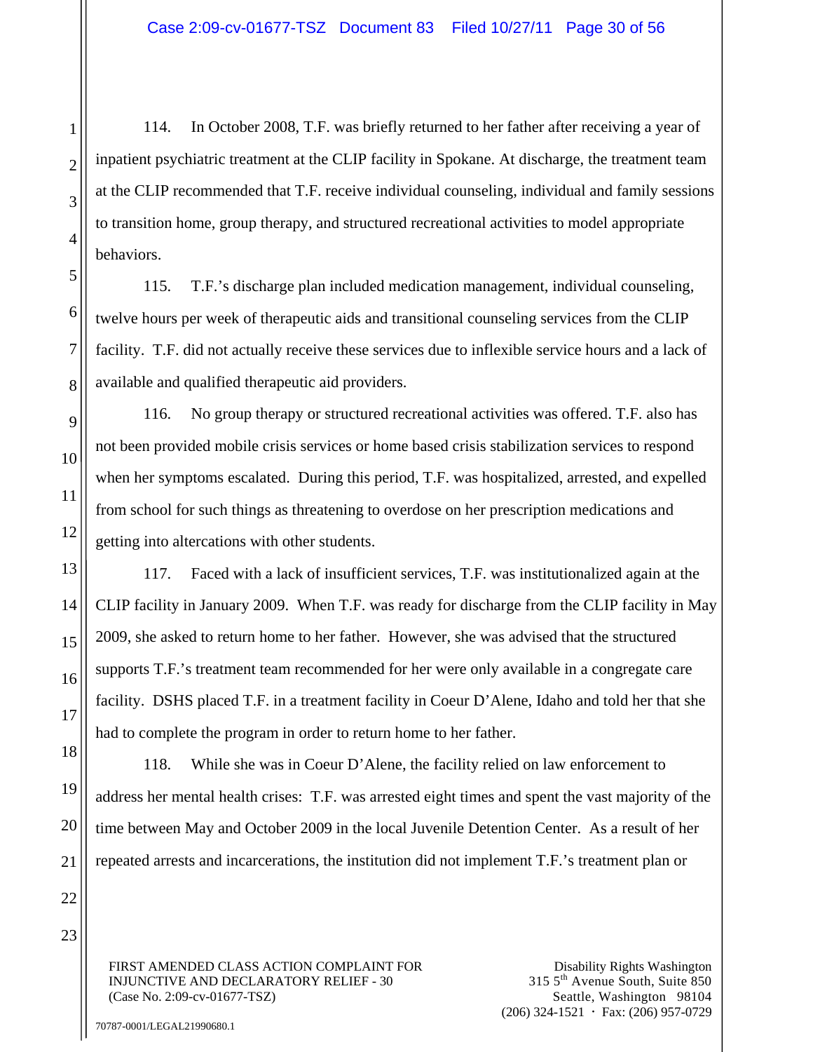114. In October 2008, T.F. was briefly returned to her father after receiving a year of inpatient psychiatric treatment at the CLIP facility in Spokane. At discharge, the treatment team at the CLIP recommended that T.F. receive individual counseling, individual and family sessions to transition home, group therapy, and structured recreational activities to model appropriate behaviors.

115. T.F.'s discharge plan included medication management, individual counseling, twelve hours per week of therapeutic aids and transitional counseling services from the CLIP facility. T.F. did not actually receive these services due to inflexible service hours and a lack of available and qualified therapeutic aid providers.

116. No group therapy or structured recreational activities was offered. T.F. also has not been provided mobile crisis services or home based crisis stabilization services to respond when her symptoms escalated. During this period, T.F. was hospitalized, arrested, and expelled from school for such things as threatening to overdose on her prescription medications and getting into altercations with other students.

117. Faced with a lack of insufficient services, T.F. was institutionalized again at the CLIP facility in January 2009. When T.F. was ready for discharge from the CLIP facility in May 2009, she asked to return home to her father. However, she was advised that the structured supports T.F.'s treatment team recommended for her were only available in a congregate care facility. DSHS placed T.F. in a treatment facility in Coeur D'Alene, Idaho and told her that she had to complete the program in order to return home to her father.

118. While she was in Coeur D'Alene, the facility relied on law enforcement to address her mental health crises: T.F. was arrested eight times and spent the vast majority of the time between May and October 2009 in the local Juvenile Detention Center. As a result of her repeated arrests and incarcerations, the institution did not implement T.F.'s treatment plan or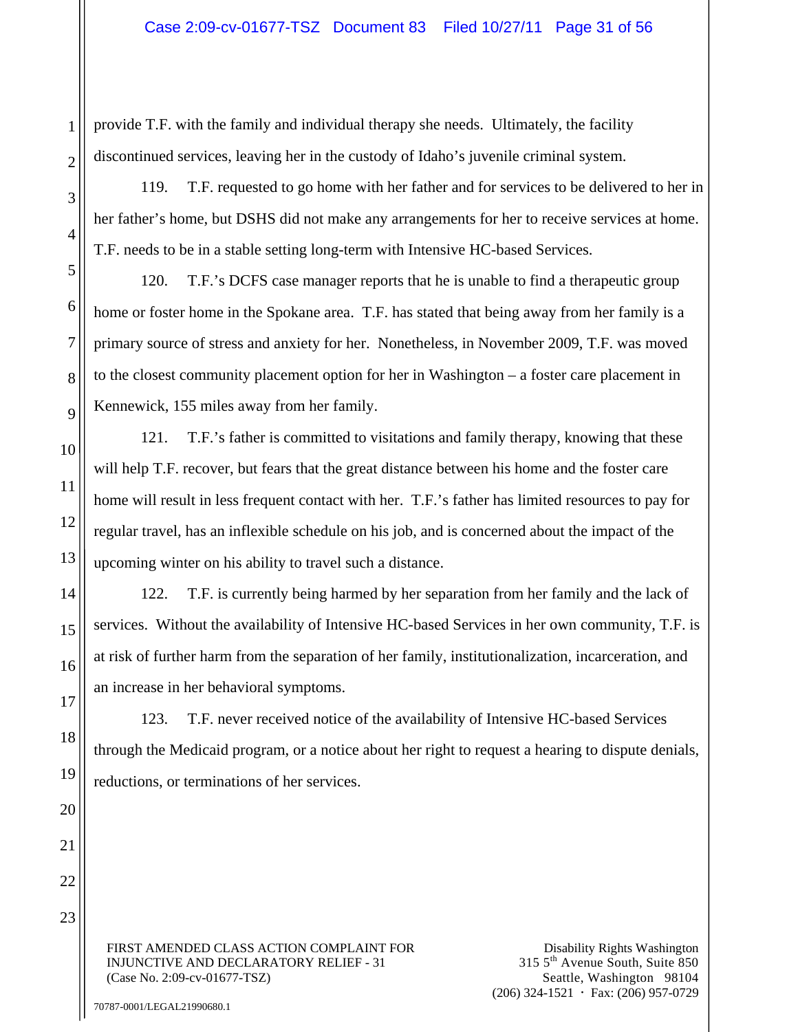provide T.F. with the family and individual therapy she needs. Ultimately, the facility discontinued services, leaving her in the custody of Idaho's juvenile criminal system.

119. T.F. requested to go home with her father and for services to be delivered to her in her father's home, but DSHS did not make any arrangements for her to receive services at home. T.F. needs to be in a stable setting long-term with Intensive HC-based Services.

120. T.F.'s DCFS case manager reports that he is unable to find a therapeutic group home or foster home in the Spokane area. T.F. has stated that being away from her family is a primary source of stress and anxiety for her. Nonetheless, in November 2009, T.F. was moved to the closest community placement option for her in Washington – a foster care placement in Kennewick, 155 miles away from her family.

121. T.F.'s father is committed to visitations and family therapy, knowing that these will help T.F. recover, but fears that the great distance between his home and the foster care home will result in less frequent contact with her. T.F.'s father has limited resources to pay for regular travel, has an inflexible schedule on his job, and is concerned about the impact of the upcoming winter on his ability to travel such a distance.

122. T.F. is currently being harmed by her separation from her family and the lack of services. Without the availability of Intensive HC-based Services in her own community, T.F. is at risk of further harm from the separation of her family, institutionalization, incarceration, and an increase in her behavioral symptoms.

123. T.F. never received notice of the availability of Intensive HC-based Services through the Medicaid program, or a notice about her right to request a hearing to dispute denials, reductions, or terminations of her services.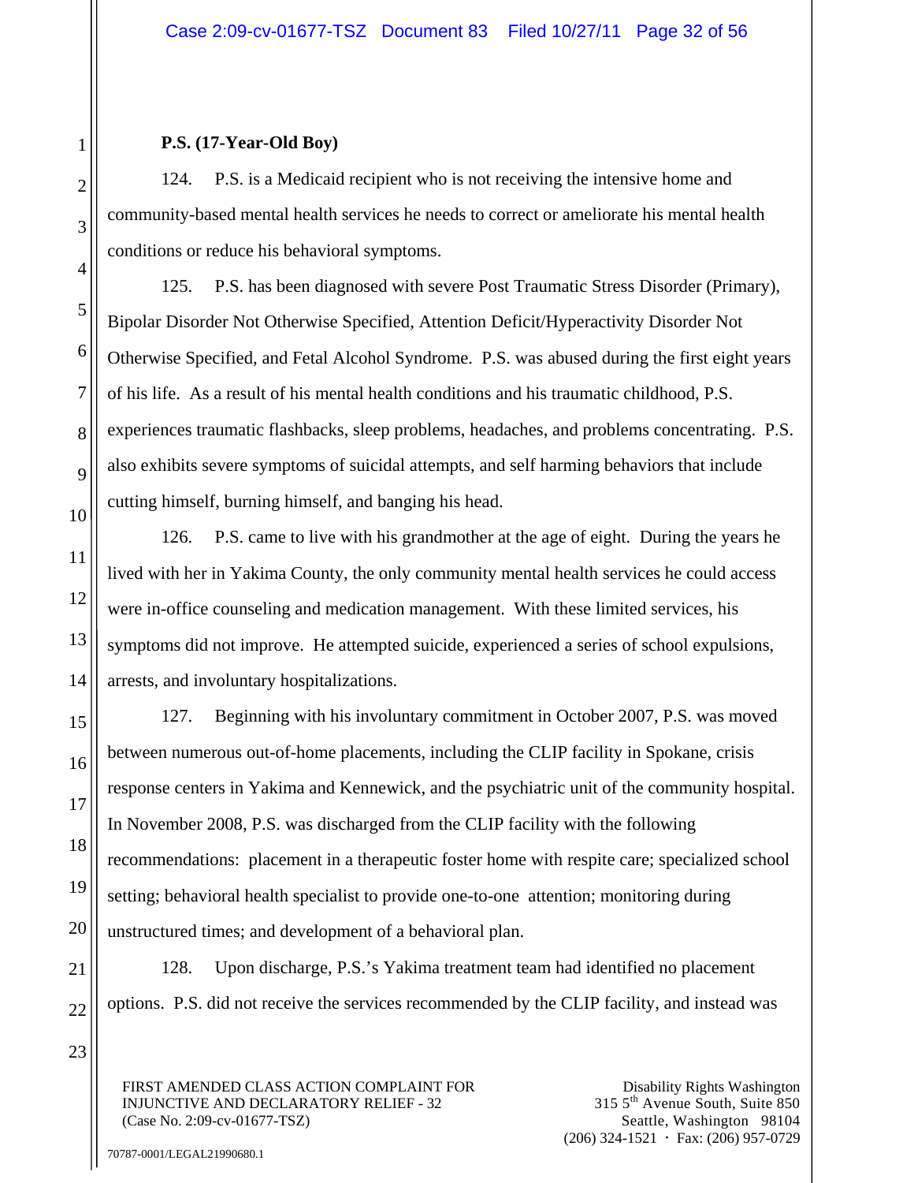**P.S. (17-Year-Old Boy)**

124. P.S. is a Medicaid recipient who is not receiving the intensive home and community-based mental health services he needs to correct or ameliorate his mental health conditions or reduce his behavioral symptoms.

125. P.S. has been diagnosed with severe Post Traumatic Stress Disorder (Primary), Bipolar Disorder Not Otherwise Specified, Attention Deficit/Hyperactivity Disorder Not Otherwise Specified, and Fetal Alcohol Syndrome. P.S. was abused during the first eight years of his life. As a result of his mental health conditions and his traumatic childhood, P.S. experiences traumatic flashbacks, sleep problems, headaches, and problems concentrating. P.S. also exhibits severe symptoms of suicidal attempts, and self harming behaviors that include cutting himself, burning himself, and banging his head.

126. P.S. came to live with his grandmother at the age of eight. During the years he lived with her in Yakima County, the only community mental health services he could access were in-office counseling and medication management. With these limited services, his symptoms did not improve. He attempted suicide, experienced a series of school expulsions, arrests, and involuntary hospitalizations.

127. Beginning with his involuntary commitment in October 2007, P.S. was moved between numerous out-of-home placements, including the CLIP facility in Spokane, crisis response centers in Yakima and Kennewick, and the psychiatric unit of the community hospital. In November 2008, P.S. was discharged from the CLIP facility with the following recommendations: placement in a therapeutic foster home with respite care; specialized school setting; behavioral health specialist to provide one-to-one attention; monitoring during unstructured times; and development of a behavioral plan.

128. Upon discharge, P.S.'s Yakima treatment team had identified no placement options. P.S. did not receive the services recommended by the CLIP facility, and instead was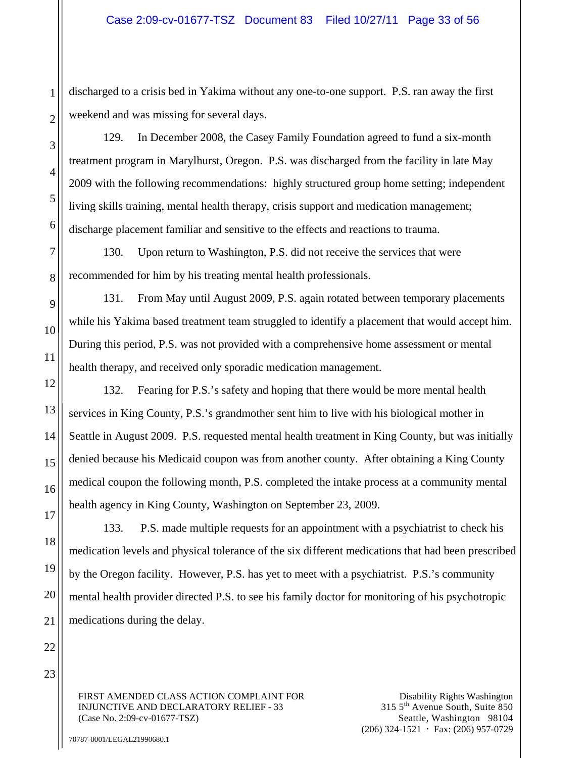discharged to a crisis bed in Yakima without any one-to-one support. P.S. ran away the first weekend and was missing for several days.

129. In December 2008, the Casey Family Foundation agreed to fund a six-month treatment program in Marylhurst, Oregon. P.S. was discharged from the facility in late May 2009 with the following recommendations: highly structured group home setting; independent living skills training, mental health therapy, crisis support and medication management; discharge placement familiar and sensitive to the effects and reactions to trauma.

130. Upon return to Washington, P.S. did not receive the services that were recommended for him by his treating mental health professionals.

131. From May until August 2009, P.S. again rotated between temporary placements while his Yakima based treatment team struggled to identify a placement that would accept him. During this period, P.S. was not provided with a comprehensive home assessment or mental health therapy, and received only sporadic medication management.

132. Fearing for P.S.'s safety and hoping that there would be more mental health services in King County, P.S.'s grandmother sent him to live with his biological mother in Seattle in August 2009. P.S. requested mental health treatment in King County, but was initially denied because his Medicaid coupon was from another county. After obtaining a King County medical coupon the following month, P.S. completed the intake process at a community mental health agency in King County, Washington on September 23, 2009.

133. P.S. made multiple requests for an appointment with a psychiatrist to check his medication levels and physical tolerance of the six different medications that had been prescribed by the Oregon facility. However, P.S. has yet to meet with a psychiatrist. P.S.'s community mental health provider directed P.S. to see his family doctor for monitoring of his psychotropic medications during the delay.

FIRST AMENDED CLASS ACTION COMPLAINT FOR INJUNCTIVE AND DECLARATORY RELIEF - 33
(Case No. 2:09-cv-01677-TSZ)

Disability Rights Washington
315 5th Avenue South, Suite 850
Seattle, Washington 98104
(206) 324-1521 · Fax: (206) 957-0729

70787-0001/LEGAL21990680.1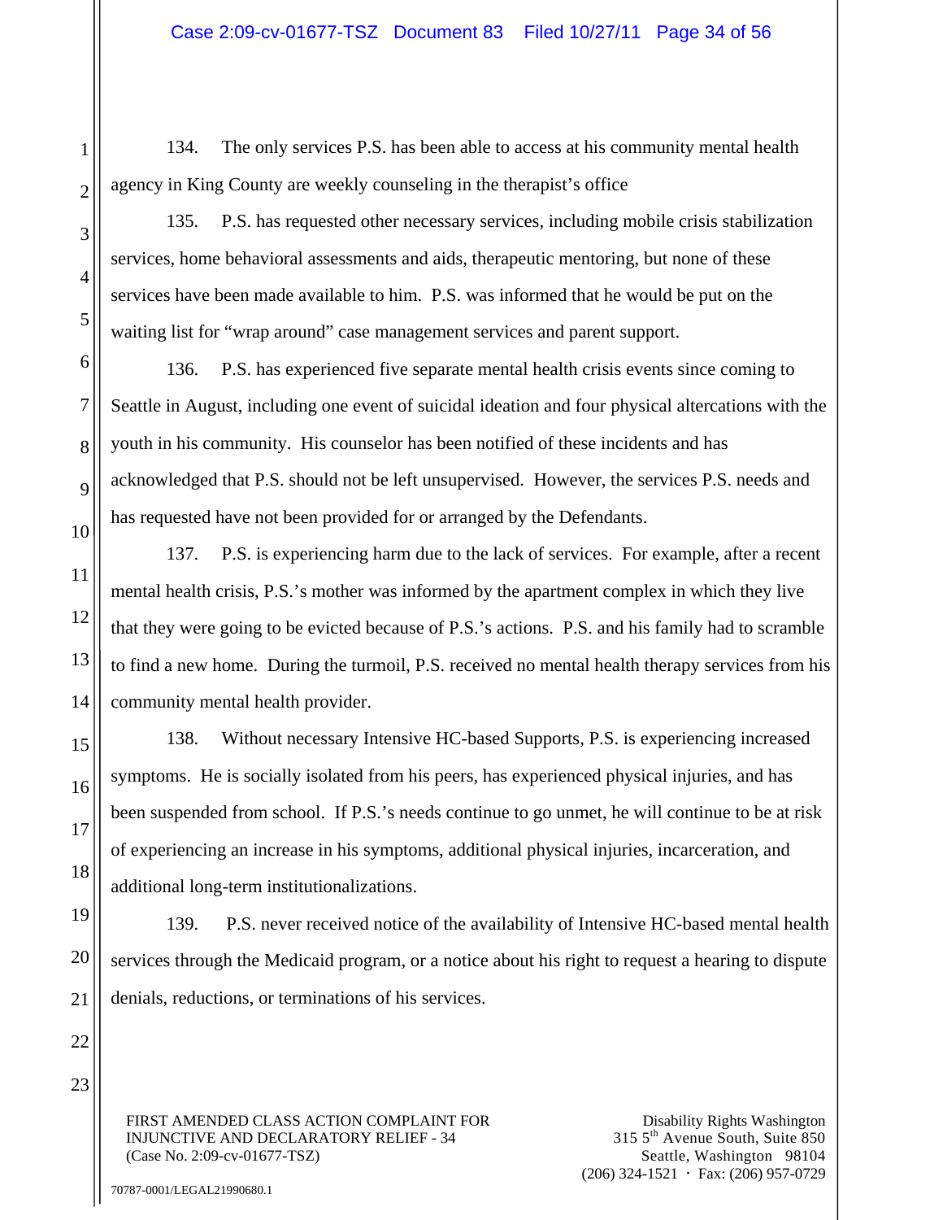134. The only services P.S. has been able to access at his community mental health agency in King County are weekly counseling in the therapist's office

135. P.S. has requested other necessary services, including mobile crisis stabilization services, home behavioral assessments and aids, therapeutic mentoring, but none of these services have been made available to him. P.S. was informed that he would be put on the waiting list for "wrap around" case management services and parent support.

136. P.S. has experienced five separate mental health crisis events since coming to Seattle in August, including one event of suicidal ideation and four physical altercations with the youth in his community. His counselor has been notified of these incidents and has acknowledged that P.S. should not be left unsupervised. However, the services P.S. needs and has requested have not been provided for or arranged by the Defendants.

137. P.S. is experiencing harm due to the lack of services. For example, after a recent mental health crisis, P.S.'s mother was informed by the apartment complex in which they live that they were going to be evicted because of P.S.'s actions. P.S. and his family had to scramble to find a new home. During the turmoil, P.S. received no mental health therapy services from his community mental health provider.

138. Without necessary Intensive HC-based Supports, P.S. is experiencing increased symptoms. He is socially isolated from his peers, has experienced physical injuries, and has been suspended from school. If P.S.'s needs continue to go unmet, he will continue to be at risk of experiencing an increase in his symptoms, additional physical injuries, incarceration, and additional long-term institutionalizations.

139. P.S. never received notice of the availability of Intensive HC-based mental health services through the Medicaid program, or a notice about his right to request a hearing to dispute denials, reductions, or terminations of his services.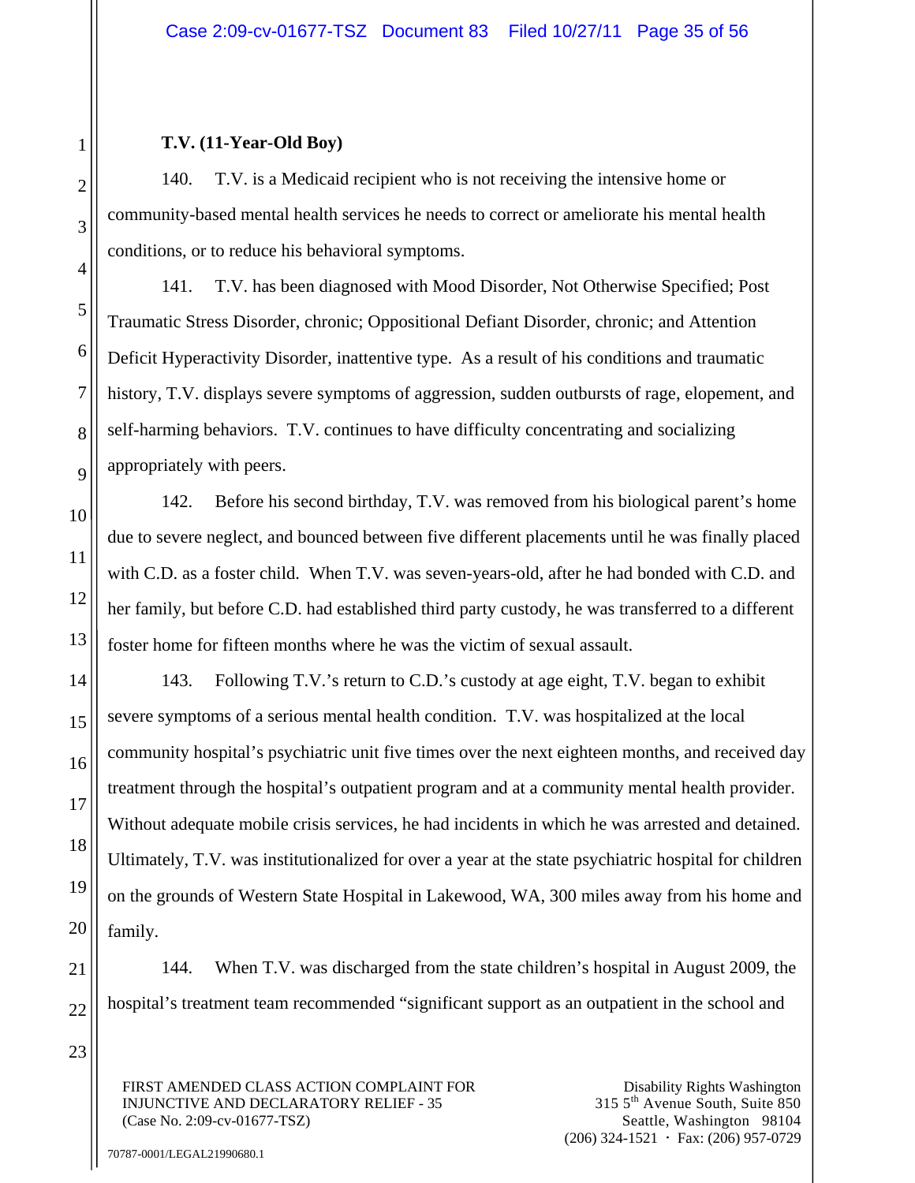**T.V. (11-Year-Old Boy)**

140. T.V. is a Medicaid recipient who is not receiving the intensive home or community-based mental health services he needs to correct or ameliorate his mental health conditions, or to reduce his behavioral symptoms.

141. T.V. has been diagnosed with Mood Disorder, Not Otherwise Specified; Post Traumatic Stress Disorder, chronic; Oppositional Defiant Disorder, chronic; and Attention Deficit Hyperactivity Disorder, inattentive type. As a result of his conditions and traumatic history, T.V. displays severe symptoms of aggression, sudden outbursts of rage, elopement, and self-harming behaviors. T.V. continues to have difficulty concentrating and socializing appropriately with peers.

142. Before his second birthday, T.V. was removed from his biological parent's home due to severe neglect, and bounced between five different placements until he was finally placed with C.D. as a foster child. When T.V. was seven-years-old, after he had bonded with C.D. and her family, but before C.D. had established third party custody, he was transferred to a different foster home for fifteen months where he was the victim of sexual assault.

143. Following T.V.'s return to C.D.'s custody at age eight, T.V. began to exhibit severe symptoms of a serious mental health condition. T.V. was hospitalized at the local community hospital's psychiatric unit five times over the next eighteen months, and received day treatment through the hospital's outpatient program and at a community mental health provider. Without adequate mobile crisis services, he had incidents in which he was arrested and detained. Ultimately, T.V. was institutionalized for over a year at the state psychiatric hospital for children on the grounds of Western State Hospital in Lakewood, WA, 300 miles away from his home and family.

144. When T.V. was discharged from the state children's hospital in August 2009, the hospital's treatment team recommended "significant support as an outpatient in the school and

FIRST AMENDED CLASS ACTION COMPLAINT FOR INJUNCTIVE AND DECLARATORY RELIEF - 35
(Case No. 2:09-cv-01677-TSZ)

Disability Rights Washington
315 5th Avenue South, Suite 850
Seattle, Washington 98104
(206) 324-1521 · Fax: (206) 957-0729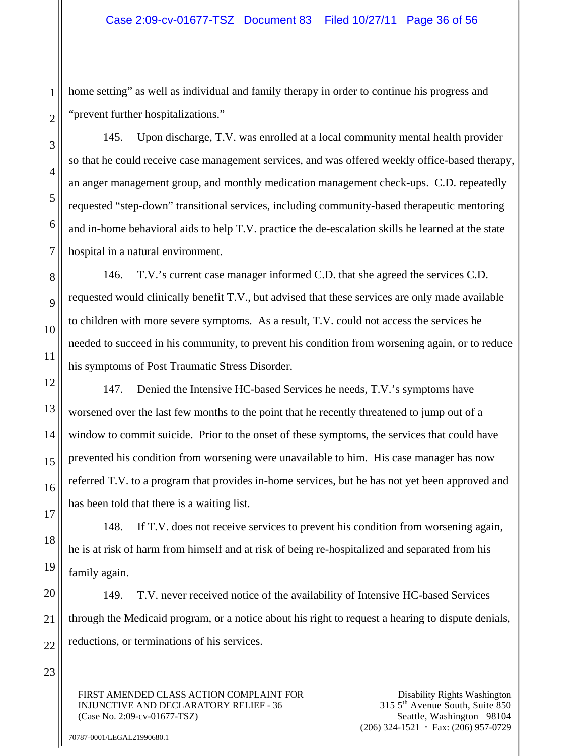home setting" as well as individual and family therapy in order to continue his progress and "prevent further hospitalizations."

145. Upon discharge, T.V. was enrolled at a local community mental health provider so that he could receive case management services, and was offered weekly office-based therapy, an anger management group, and monthly medication management check-ups. C.D. repeatedly requested "step-down" transitional services, including community-based therapeutic mentoring and in-home behavioral aids to help T.V. practice the de-escalation skills he learned at the state hospital in a natural environment.

146. T.V.'s current case manager informed C.D. that she agreed the services C.D. requested would clinically benefit T.V., but advised that these services are only made available to children with more severe symptoms. As a result, T.V. could not access the services he needed to succeed in his community, to prevent his condition from worsening again, or to reduce his symptoms of Post Traumatic Stress Disorder.

147. Denied the Intensive HC-based Services he needs, T.V.'s symptoms have worsened over the last few months to the point that he recently threatened to jump out of a window to commit suicide. Prior to the onset of these symptoms, the services that could have prevented his condition from worsening were unavailable to him. His case manager has now referred T.V. to a program that provides in-home services, but he has not yet been approved and has been told that there is a waiting list.

148. If T.V. does not receive services to prevent his condition from worsening again, he is at risk of harm from himself and at risk of being re-hospitalized and separated from his family again.

149. T.V. never received notice of the availability of Intensive HC-based Services through the Medicaid program, or a notice about his right to request a hearing to dispute denials, reductions, or terminations of his services.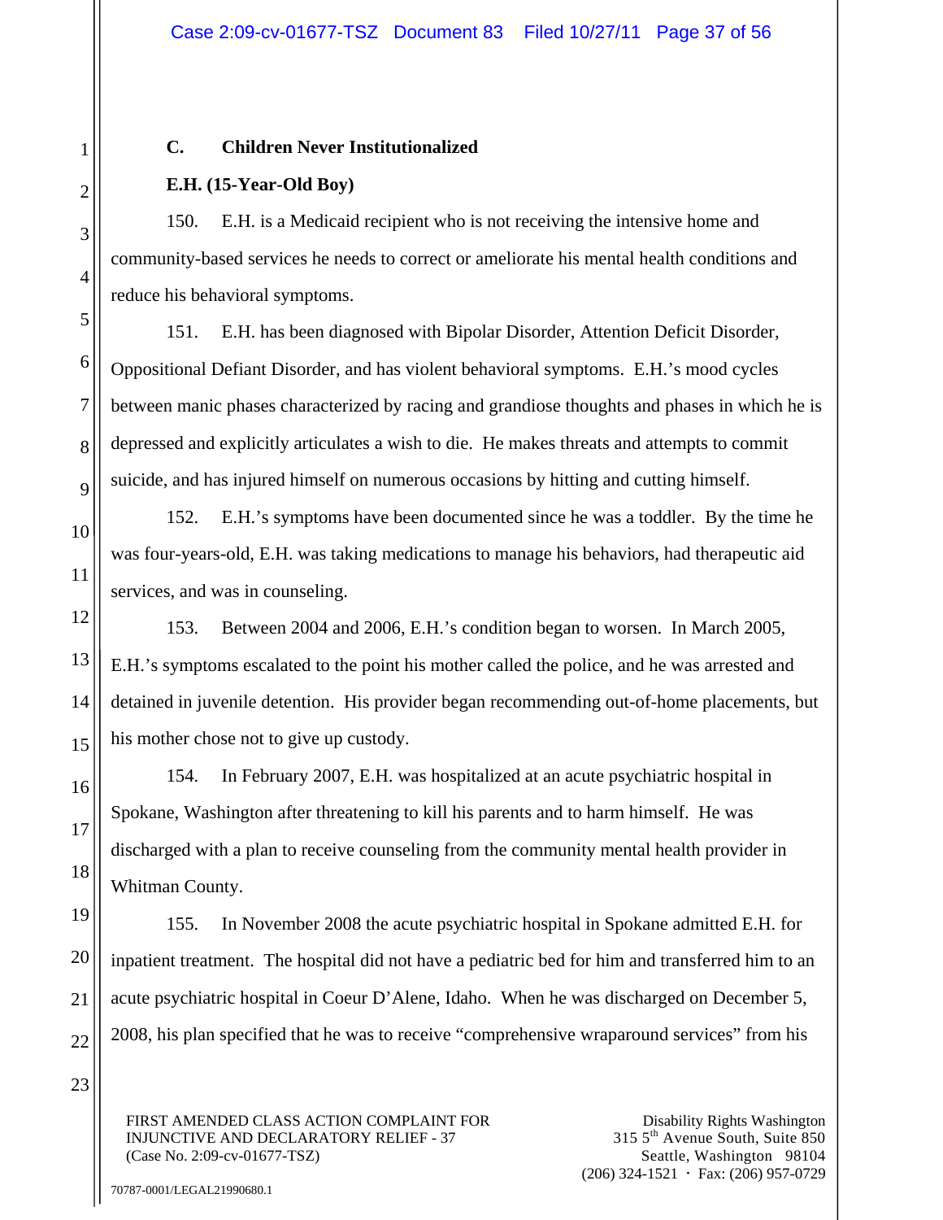### C. Children Never Institutionalized

**E.H. (15-Year-Old Boy)**

150. E.H. is a Medicaid recipient who is not receiving the intensive home and community-based services he needs to correct or ameliorate his mental health conditions and reduce his behavioral symptoms.

151. E.H. has been diagnosed with Bipolar Disorder, Attention Deficit Disorder, Oppositional Defiant Disorder, and has violent behavioral symptoms. E.H.'s mood cycles between manic phases characterized by racing and grandiose thoughts and phases in which he is depressed and explicitly articulates a wish to die. He makes threats and attempts to commit suicide, and has injured himself on numerous occasions by hitting and cutting himself.

152. E.H.'s symptoms have been documented since he was a toddler. By the time he was four-years-old, E.H. was taking medications to manage his behaviors, had therapeutic aid services, and was in counseling.

153. Between 2004 and 2006, E.H.'s condition began to worsen. In March 2005, E.H.'s symptoms escalated to the point his mother called the police, and he was arrested and detained in juvenile detention. His provider began recommending out-of-home placements, but his mother chose not to give up custody.

154. In February 2007, E.H. was hospitalized at an acute psychiatric hospital in Spokane, Washington after threatening to kill his parents and to harm himself. He was discharged with a plan to receive counseling from the community mental health provider in Whitman County.

155. In November 2008 the acute psychiatric hospital in Spokane admitted E.H. for inpatient treatment. The hospital did not have a pediatric bed for him and transferred him to an acute psychiatric hospital in Coeur D'Alene, Idaho. When he was discharged on December 5, 2008, his plan specified that he was to receive "comprehensive wraparound services" from his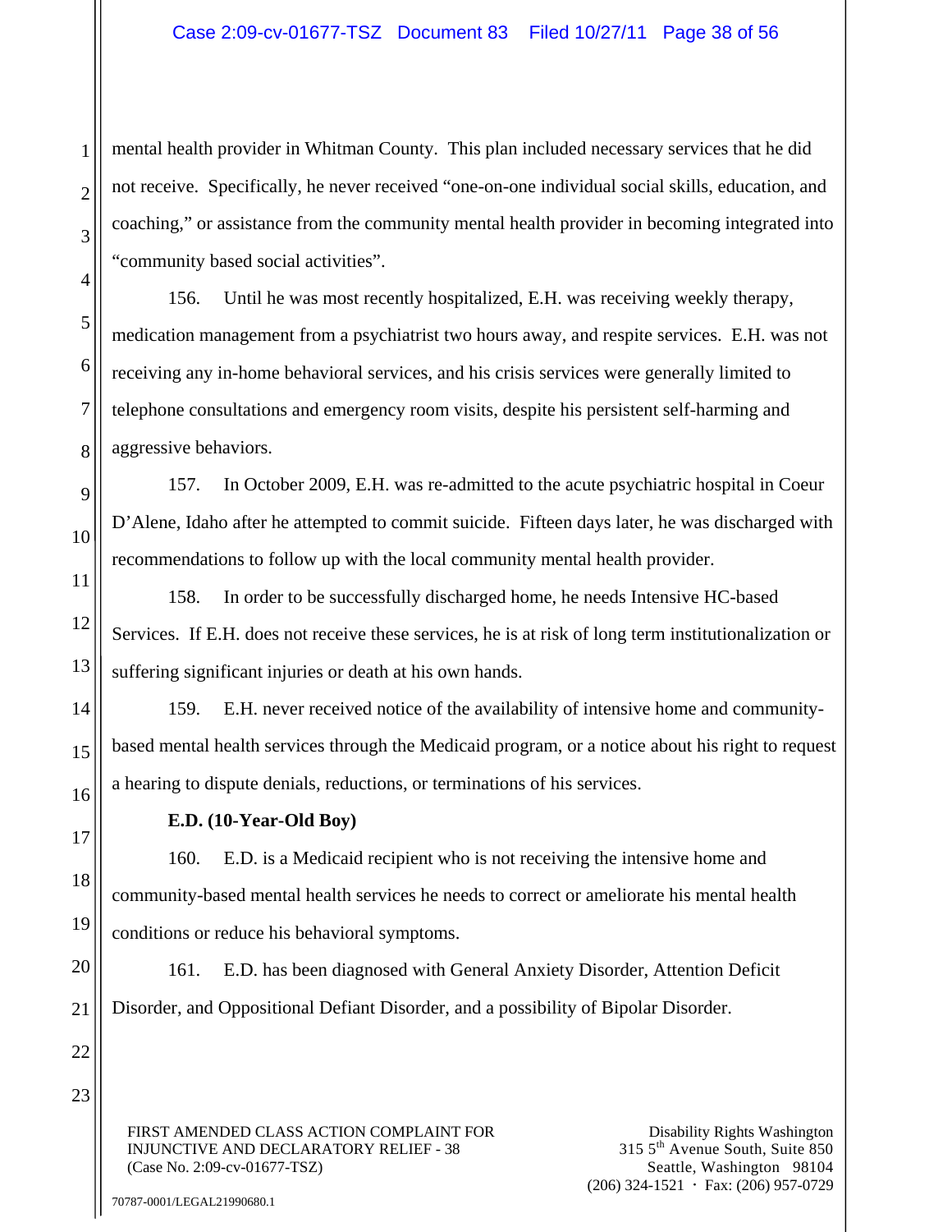mental health provider in Whitman County. This plan included necessary services that he did not receive. Specifically, he never received "one-on-one individual social skills, education, and coaching," or assistance from the community mental health provider in becoming integrated into "community based social activities".

156. Until he was most recently hospitalized, E.H. was receiving weekly therapy, medication management from a psychiatrist two hours away, and respite services. E.H. was not receiving any in-home behavioral services, and his crisis services were generally limited to telephone consultations and emergency room visits, despite his persistent self-harming and aggressive behaviors.

157. In October 2009, E.H. was re-admitted to the acute psychiatric hospital in Coeur D'Alene, Idaho after he attempted to commit suicide. Fifteen days later, he was discharged with recommendations to follow up with the local community mental health provider.

158. In order to be successfully discharged home, he needs Intensive HC-based Services. If E.H. does not receive these services, he is at risk of long term institutionalization or suffering significant injuries or death at his own hands.

159. E.H. never received notice of the availability of intensive home and community-based mental health services through the Medicaid program, or a notice about his right to request a hearing to dispute denials, reductions, or terminations of his services.

**E.D. (10-Year-Old Boy)**

160. E.D. is a Medicaid recipient who is not receiving the intensive home and community-based mental health services he needs to correct or ameliorate his mental health conditions or reduce his behavioral symptoms.

161. E.D. has been diagnosed with General Anxiety Disorder, Attention Deficit Disorder, and Oppositional Defiant Disorder, and a possibility of Bipolar Disorder.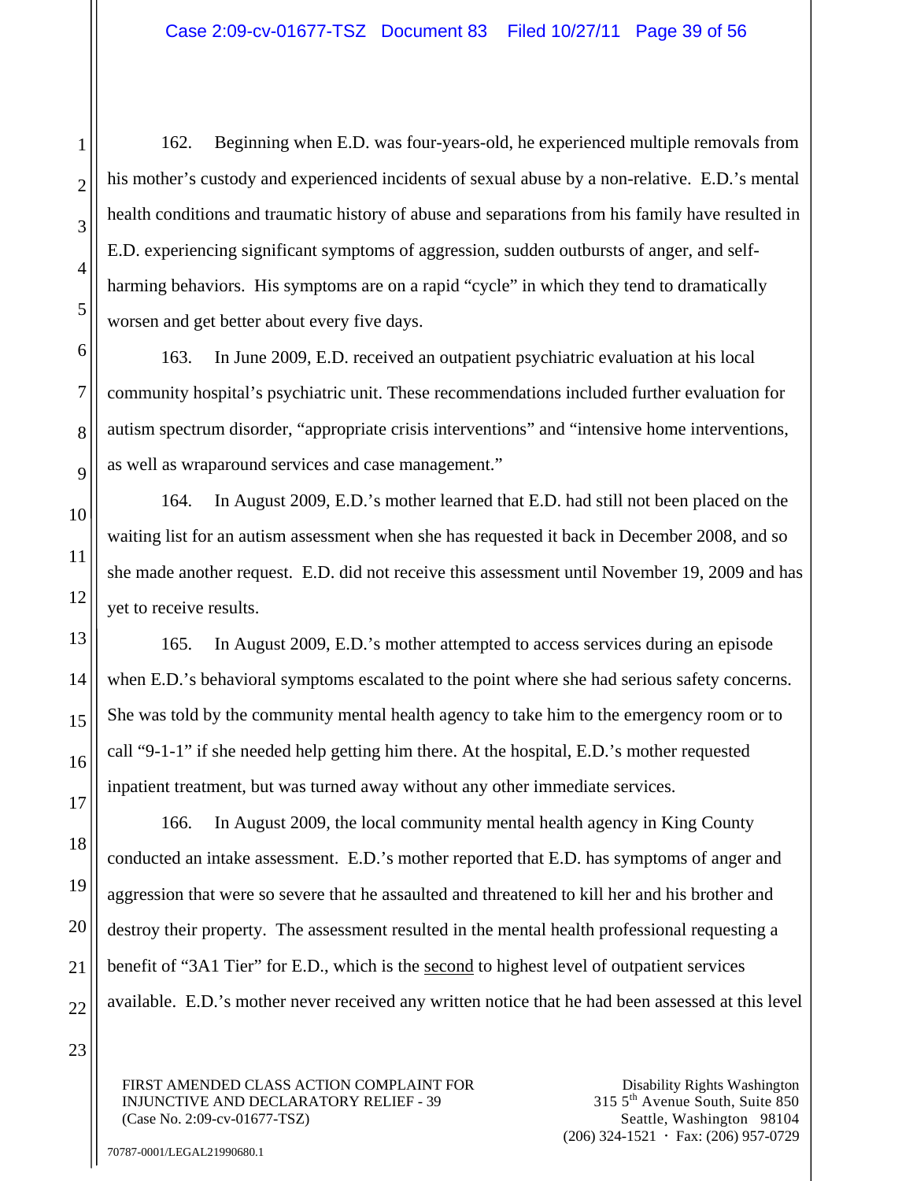162. Beginning when E.D. was four-years-old, he experienced multiple removals from his mother's custody and experienced incidents of sexual abuse by a non-relative. E.D.'s mental health conditions and traumatic history of abuse and separations from his family have resulted in E.D. experiencing significant symptoms of aggression, sudden outbursts of anger, and self-harming behaviors. His symptoms are on a rapid "cycle" in which they tend to dramatically worsen and get better about every five days.

163. In June 2009, E.D. received an outpatient psychiatric evaluation at his local community hospital's psychiatric unit. These recommendations included further evaluation for autism spectrum disorder, "appropriate crisis interventions" and "intensive home interventions, as well as wraparound services and case management."

164. In August 2009, E.D.'s mother learned that E.D. had still not been placed on the waiting list for an autism assessment when she has requested it back in December 2008, and so she made another request. E.D. did not receive this assessment until November 19, 2009 and has yet to receive results.

165. In August 2009, E.D.'s mother attempted to access services during an episode when E.D.'s behavioral symptoms escalated to the point where she had serious safety concerns. She was told by the community mental health agency to take him to the emergency room or to call "9-1-1" if she needed help getting him there. At the hospital, E.D.'s mother requested inpatient treatment, but was turned away without any other immediate services.

166. In August 2009, the local community mental health agency in King County conducted an intake assessment. E.D.'s mother reported that E.D. has symptoms of anger and aggression that were so severe that he assaulted and threatened to kill her and his brother and destroy their property. The assessment resulted in the mental health professional requesting a benefit of "3A1 Tier" for E.D., which is the <u>second</u> to highest level of outpatient services available. E.D.'s mother never received any written notice that he had been assessed at this level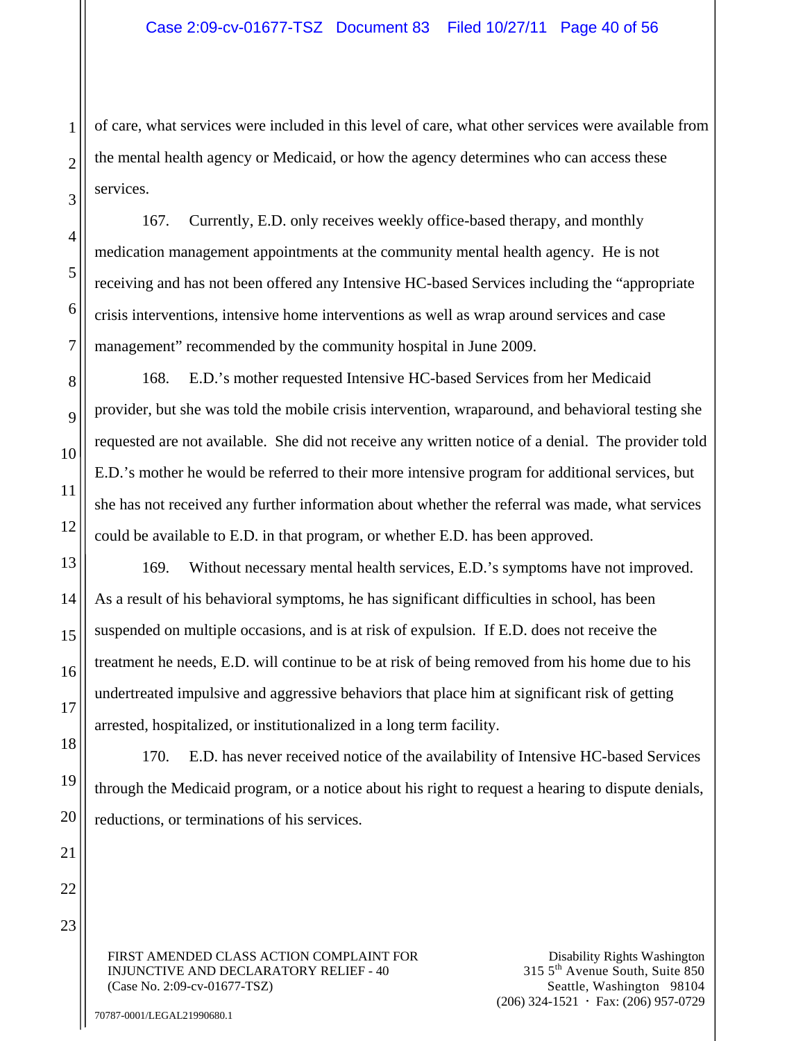of care, what services were included in this level of care, what other services were available from the mental health agency or Medicaid, or how the agency determines who can access these services.

167. Currently, E.D. only receives weekly office-based therapy, and monthly medication management appointments at the community mental health agency. He is not receiving and has not been offered any Intensive HC-based Services including the "appropriate crisis interventions, intensive home interventions as well as wrap around services and case management" recommended by the community hospital in June 2009.

168. E.D.'s mother requested Intensive HC-based Services from her Medicaid provider, but she was told the mobile crisis intervention, wraparound, and behavioral testing she requested are not available. She did not receive any written notice of a denial. The provider told E.D.'s mother he would be referred to their more intensive program for additional services, but she has not received any further information about whether the referral was made, what services could be available to E.D. in that program, or whether E.D. has been approved.

169. Without necessary mental health services, E.D.'s symptoms have not improved. As a result of his behavioral symptoms, he has significant difficulties in school, has been suspended on multiple occasions, and is at risk of expulsion. If E.D. does not receive the treatment he needs, E.D. will continue to be at risk of being removed from his home due to his undertreated impulsive and aggressive behaviors that place him at significant risk of getting arrested, hospitalized, or institutionalized in a long term facility.

170. E.D. has never received notice of the availability of Intensive HC-based Services through the Medicaid program, or a notice about his right to request a hearing to dispute denials, reductions, or terminations of his services.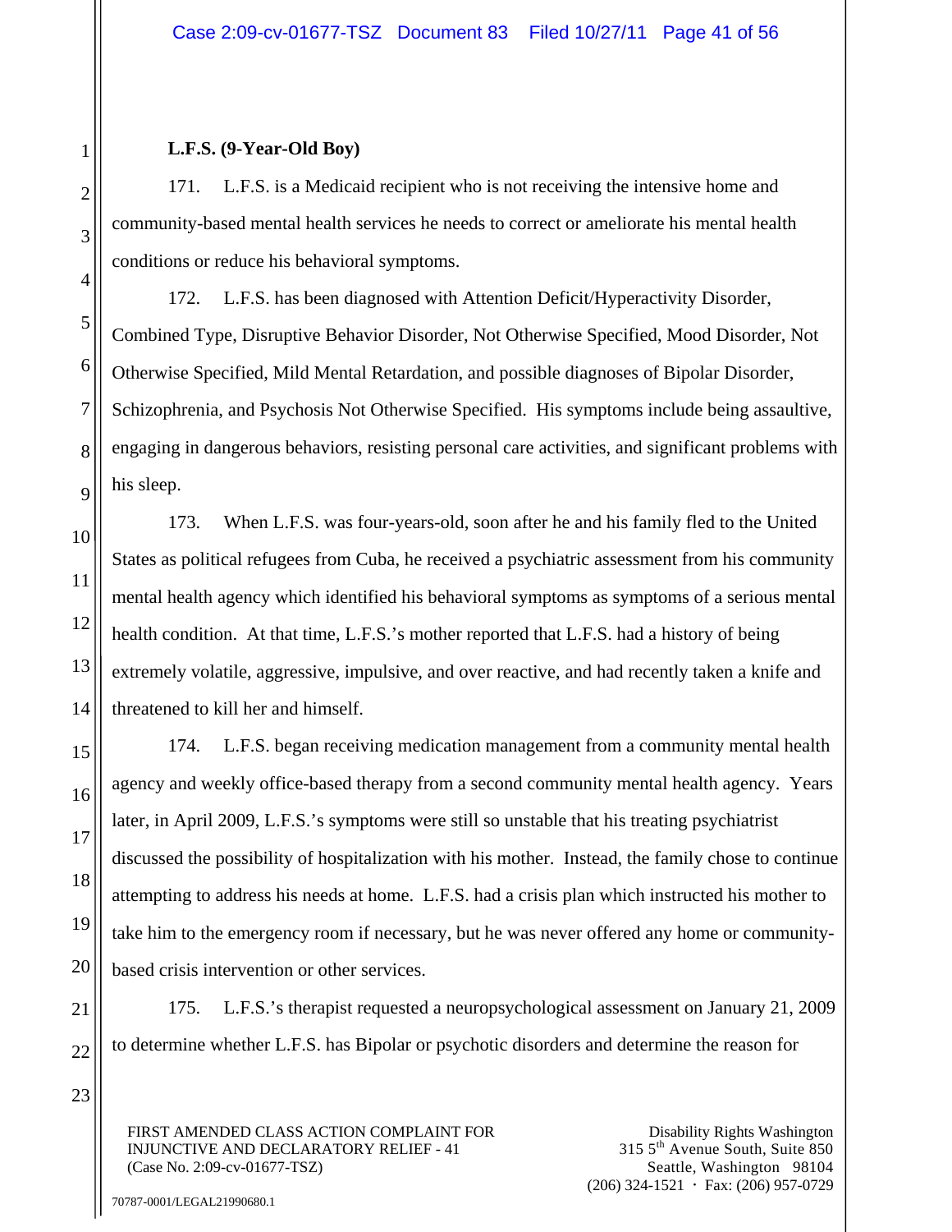**L.F.S. (9-Year-Old Boy)**

171. L.F.S. is a Medicaid recipient who is not receiving the intensive home and community-based mental health services he needs to correct or ameliorate his mental health conditions or reduce his behavioral symptoms.

172. L.F.S. has been diagnosed with Attention Deficit/Hyperactivity Disorder, Combined Type, Disruptive Behavior Disorder, Not Otherwise Specified, Mood Disorder, Not Otherwise Specified, Mild Mental Retardation, and possible diagnoses of Bipolar Disorder, Schizophrenia, and Psychosis Not Otherwise Specified. His symptoms include being assaultive, engaging in dangerous behaviors, resisting personal care activities, and significant problems with his sleep.

173. When L.F.S. was four-years-old, soon after he and his family fled to the United States as political refugees from Cuba, he received a psychiatric assessment from his community mental health agency which identified his behavioral symptoms as symptoms of a serious mental health condition. At that time, L.F.S.'s mother reported that L.F.S. had a history of being extremely volatile, aggressive, impulsive, and over reactive, and had recently taken a knife and threatened to kill her and himself.

174. L.F.S. began receiving medication management from a community mental health agency and weekly office-based therapy from a second community mental health agency. Years later, in April 2009, L.F.S.'s symptoms were still so unstable that his treating psychiatrist discussed the possibility of hospitalization with his mother. Instead, the family chose to continue attempting to address his needs at home. L.F.S. had a crisis plan which instructed his mother to take him to the emergency room if necessary, but he was never offered any home or community-based crisis intervention or other services.

175. L.F.S.'s therapist requested a neuropsychological assessment on January 21, 2009 to determine whether L.F.S. has Bipolar or psychotic disorders and determine the reason for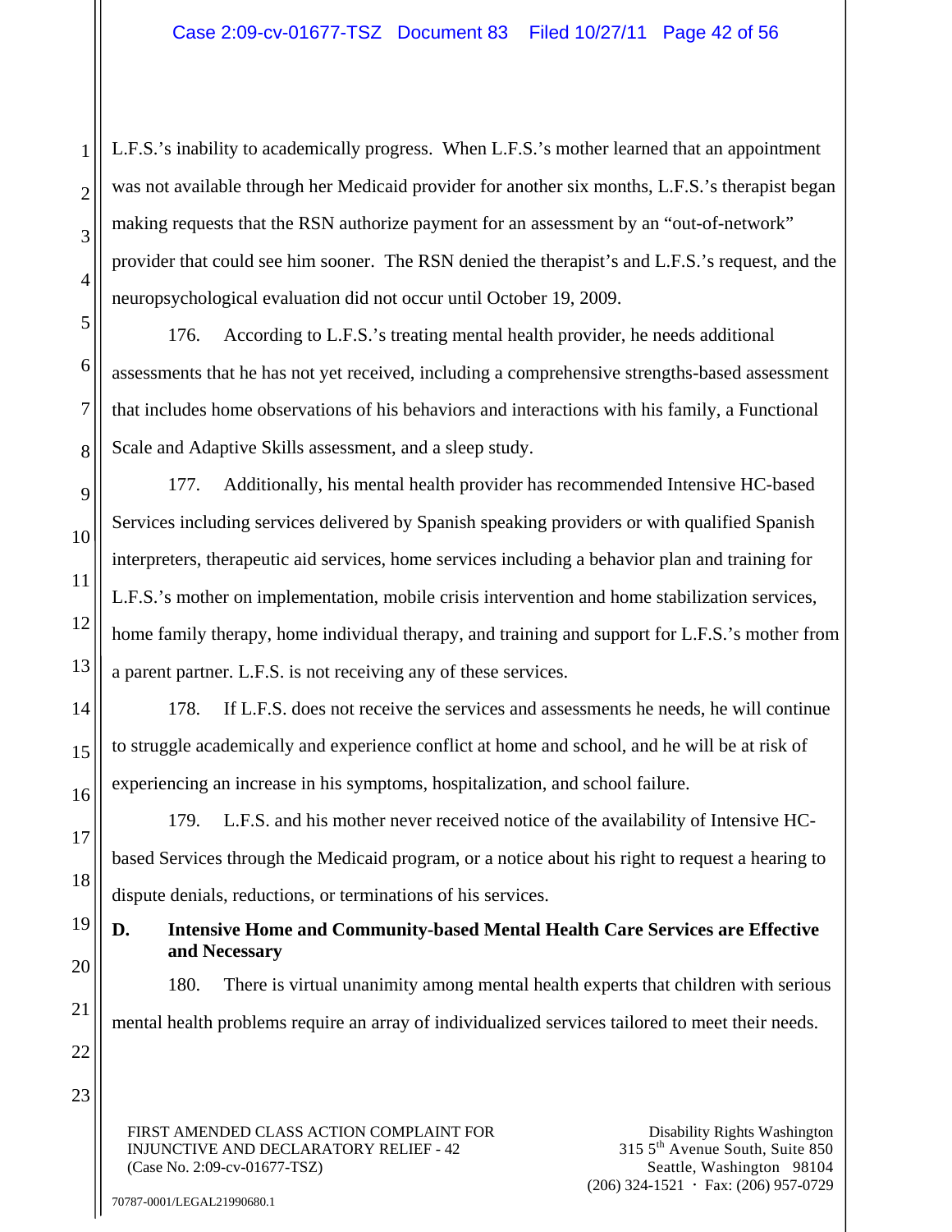L.F.S.'s inability to academically progress. When L.F.S.'s mother learned that an appointment was not available through her Medicaid provider for another six months, L.F.S.'s therapist began making requests that the RSN authorize payment for an assessment by an "out-of-network" provider that could see him sooner. The RSN denied the therapist's and L.F.S.'s request, and the neuropsychological evaluation did not occur until October 19, 2009.

176. According to L.F.S.'s treating mental health provider, he needs additional assessments that he has not yet received, including a comprehensive strengths-based assessment that includes home observations of his behaviors and interactions with his family, a Functional Scale and Adaptive Skills assessment, and a sleep study.

177. Additionally, his mental health provider has recommended Intensive HC-based Services including services delivered by Spanish speaking providers or with qualified Spanish interpreters, therapeutic aid services, home services including a behavior plan and training for L.F.S.'s mother on implementation, mobile crisis intervention and home stabilization services, home family therapy, home individual therapy, and training and support for L.F.S.'s mother from a parent partner. L.F.S. is not receiving any of these services.

178. If L.F.S. does not receive the services and assessments he needs, he will continue to struggle academically and experience conflict at home and school, and he will be at risk of experiencing an increase in his symptoms, hospitalization, and school failure.

179. L.F.S. and his mother never received notice of the availability of Intensive HC-based Services through the Medicaid program, or a notice about his right to request a hearing to dispute denials, reductions, or terminations of his services.

### D. Intensive Home and Community-based Mental Health Care Services are Effective and Necessary

180. There is virtual unanimity among mental health experts that children with serious mental health problems require an array of individualized services tailored to meet their needs.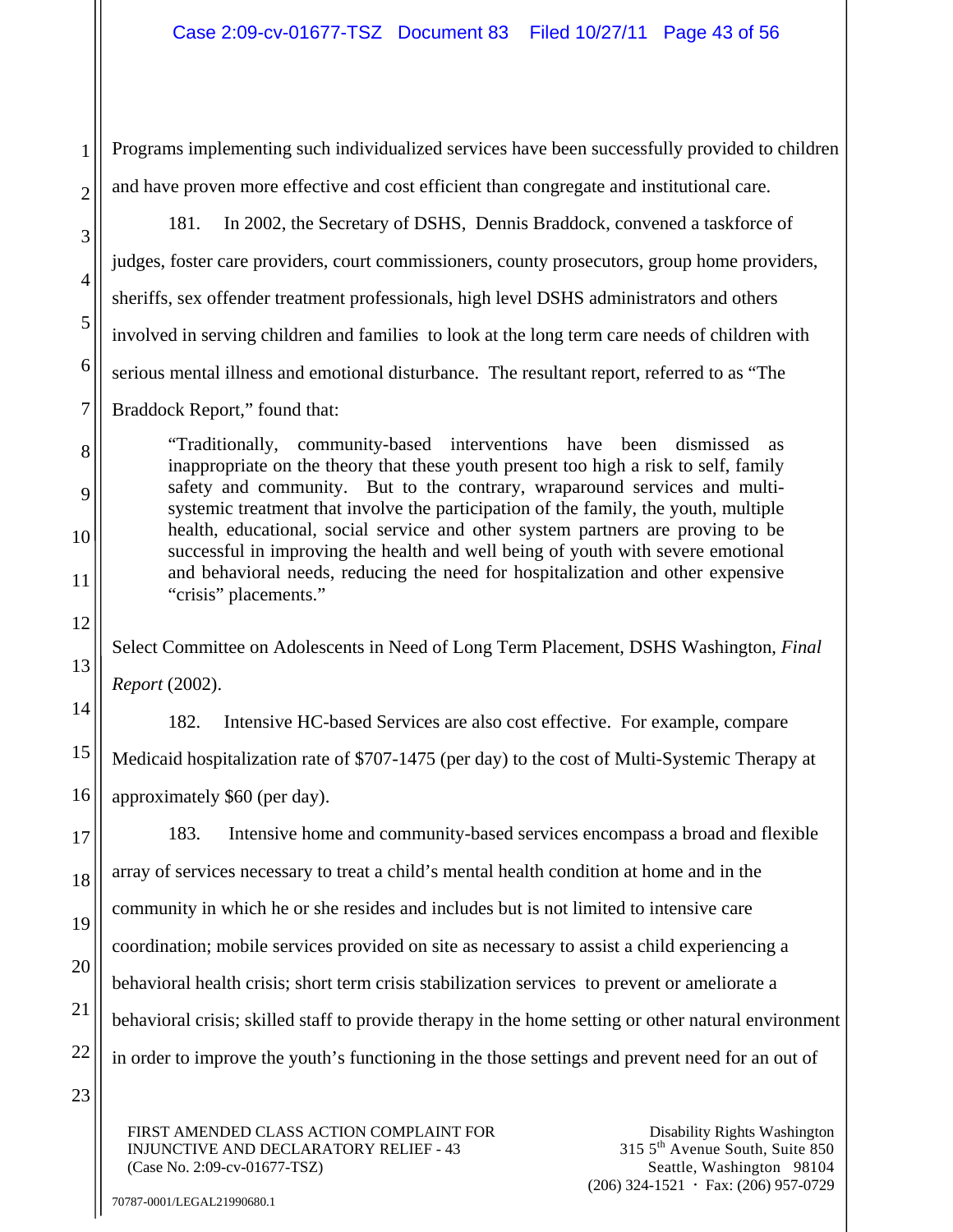Programs implementing such individualized services have been successfully provided to children and have proven more effective and cost efficient than congregate and institutional care.

181. In 2002, the Secretary of DSHS, Dennis Braddock, convened a taskforce of judges, foster care providers, court commissioners, county prosecutors, group home providers, sheriffs, sex offender treatment professionals, high level DSHS administrators and others involved in serving children and families to look at the long term care needs of children with serious mental illness and emotional disturbance. The resultant report, referred to as "The Braddock Report," found that:

> "Traditionally, community-based interventions have been dismissed as inappropriate on the theory that these youth present too high a risk to self, family safety and community. But to the contrary, wraparound services and multi-systemic treatment that involve the participation of the family, the youth, multiple health, educational, social service and other system partners are proving to be successful in improving the health and well being of youth with severe emotional and behavioral needs, reducing the need for hospitalization and other expensive "crisis" placements."

Select Committee on Adolescents in Need of Long Term Placement, DSHS Washington, *Final Report* (2002).

182. Intensive HC-based Services are also cost effective. For example, compare Medicaid hospitalization rate of $707-1475 (per day) to the cost of Multi-Systemic Therapy at approximately $60 (per day).

183. Intensive home and community-based services encompass a broad and flexible array of services necessary to treat a child's mental health condition at home and in the community in which he or she resides and includes but is not limited to intensive care coordination; mobile services provided on site as necessary to assist a child experiencing a behavioral health crisis; short term crisis stabilization services to prevent or ameliorate a behavioral crisis; skilled staff to provide therapy in the home setting or other natural environment in order to improve the youth's functioning in the those settings and prevent need for an out of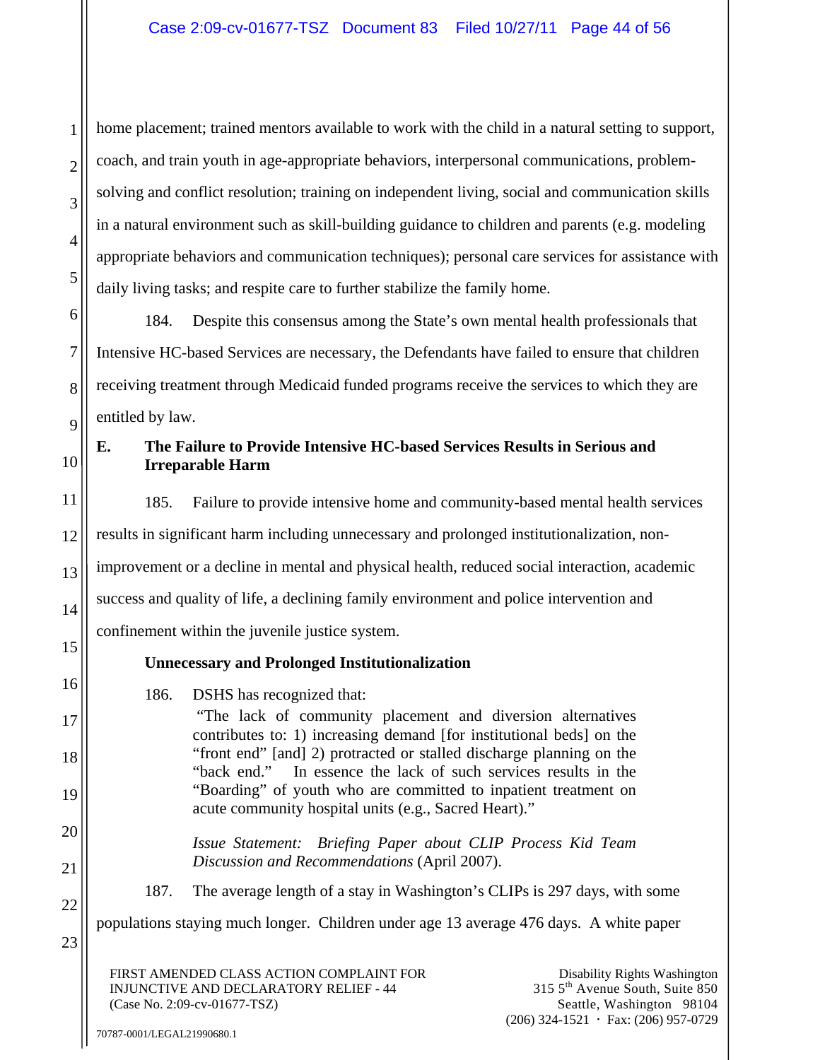home placement; trained mentors available to work with the child in a natural setting to support, coach, and train youth in age-appropriate behaviors, interpersonal communications, problem-solving and conflict resolution; training on independent living, social and communication skills in a natural environment such as skill-building guidance to children and parents (e.g. modeling appropriate behaviors and communication techniques); personal care services for assistance with daily living tasks; and respite care to further stabilize the family home.

184. Despite this consensus among the State's own mental health professionals that Intensive HC-based Services are necessary, the Defendants have failed to ensure that children receiving treatment through Medicaid funded programs receive the services to which they are entitled by law.

### E. The Failure to Provide Intensive HC-based Services Results in Serious and Irreparable Harm

185. Failure to provide intensive home and community-based mental health services results in significant harm including unnecessary and prolonged institutionalization, non-improvement or a decline in mental and physical health, reduced social interaction, academic success and quality of life, a declining family environment and police intervention and confinement within the juvenile justice system.

**Unnecessary and Prolonged Institutionalization**

186. DSHS has recognized that:

> "The lack of community placement and diversion alternatives contributes to: 1) increasing demand [for institutional beds] on the "front end" [and] 2) protracted or stalled discharge planning on the "back end." In essence the lack of such services results in the "Boarding" of youth who are committed to inpatient treatment on acute community hospital units (e.g., Sacred Heart)."
>
> *Issue Statement: Briefing Paper about CLIP Process Kid Team Discussion and Recommendations* (April 2007).

187. The average length of a stay in Washington's CLIPs is 297 days, with some populations staying much longer. Children under age 13 average 476 days. A white paper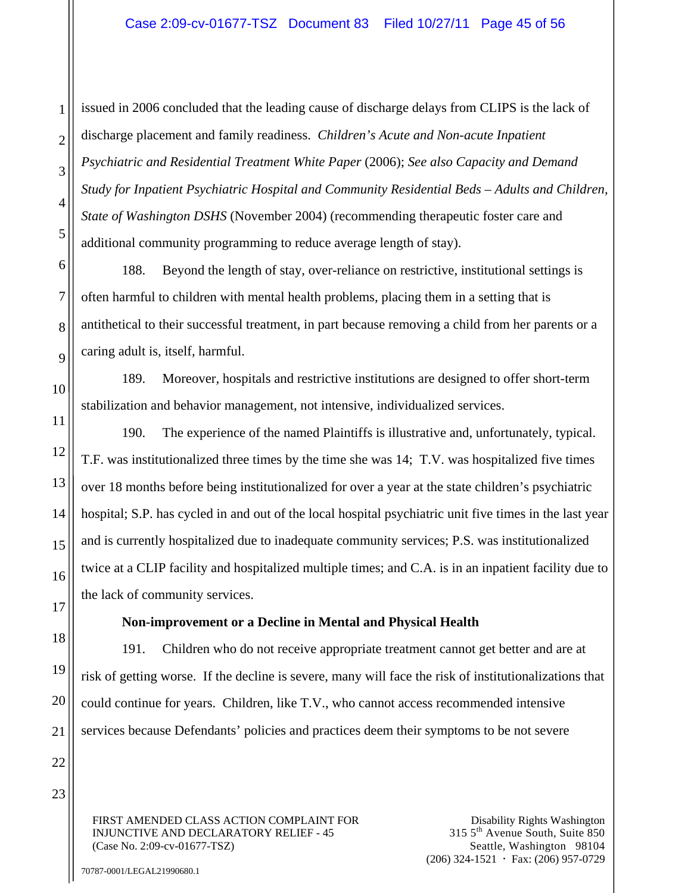issued in 2006 concluded that the leading cause of discharge delays from CLIPS is the lack of discharge placement and family readiness. *Children's Acute and Non-acute Inpatient Psychiatric and Residential Treatment White Paper* (2006); *See also Capacity and Demand Study for Inpatient Psychiatric Hospital and Community Residential Beds – Adults and Children, State of Washington DSHS* (November 2004) (recommending therapeutic foster care and additional community programming to reduce average length of stay).

188. Beyond the length of stay, over-reliance on restrictive, institutional settings is often harmful to children with mental health problems, placing them in a setting that is antithetical to their successful treatment, in part because removing a child from her parents or a caring adult is, itself, harmful.

189. Moreover, hospitals and restrictive institutions are designed to offer short-term stabilization and behavior management, not intensive, individualized services.

190. The experience of the named Plaintiffs is illustrative and, unfortunately, typical. T.F. was institutionalized three times by the time she was 14; T.V. was hospitalized five times over 18 months before being institutionalized for over a year at the state children's psychiatric hospital; S.P. has cycled in and out of the local hospital psychiatric unit five times in the last year and is currently hospitalized due to inadequate community services; P.S. was institutionalized twice at a CLIP facility and hospitalized multiple times; and C.A. is in an inpatient facility due to the lack of community services.

**Non-improvement or a Decline in Mental and Physical Health**

191. Children who do not receive appropriate treatment cannot get better and are at risk of getting worse. If the decline is severe, many will face the risk of institutionalizations that could continue for years. Children, like T.V., who cannot access recommended intensive services because Defendants' policies and practices deem their symptoms to be not severe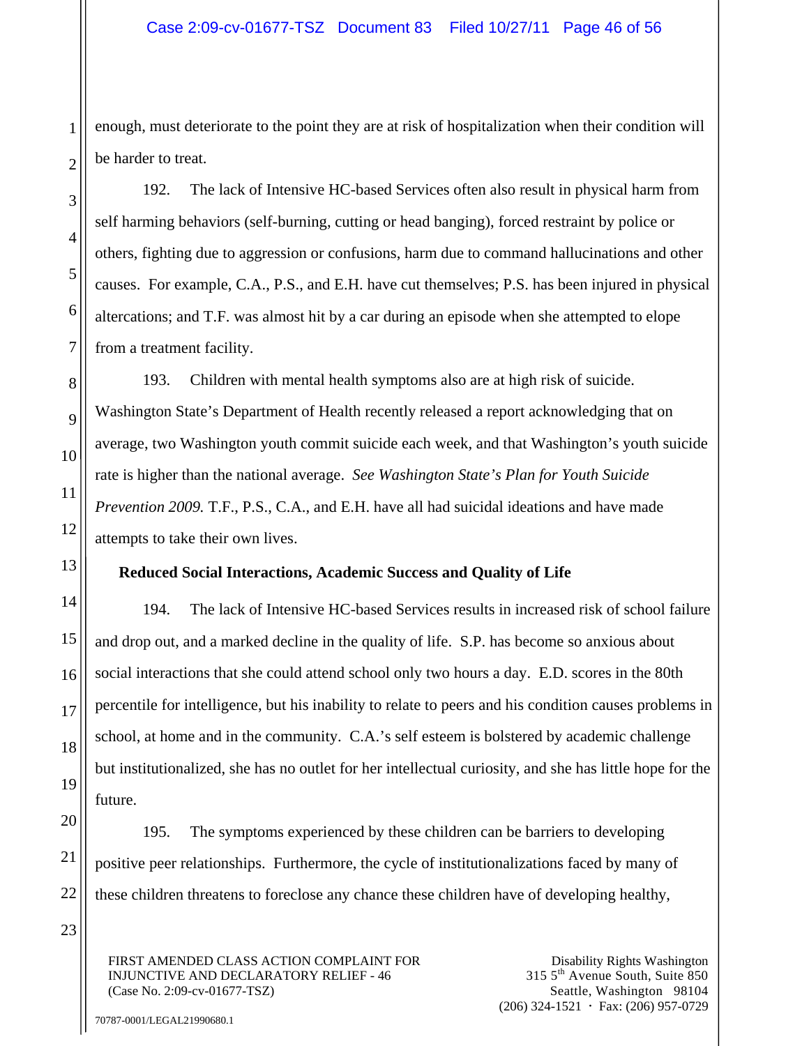enough, must deteriorate to the point they are at risk of hospitalization when their condition will be harder to treat.

192. The lack of Intensive HC-based Services often also result in physical harm from self harming behaviors (self-burning, cutting or head banging), forced restraint by police or others, fighting due to aggression or confusions, harm due to command hallucinations and other causes. For example, C.A., P.S., and E.H. have cut themselves; P.S. has been injured in physical altercations; and T.F. was almost hit by a car during an episode when she attempted to elope from a treatment facility.

193. Children with mental health symptoms also are at high risk of suicide. Washington State's Department of Health recently released a report acknowledging that on average, two Washington youth commit suicide each week, and that Washington's youth suicide rate is higher than the national average. *See Washington State's Plan for Youth Suicide Prevention 2009.* T.F., P.S., C.A., and E.H. have all had suicidal ideations and have made attempts to take their own lives.

**Reduced Social Interactions, Academic Success and Quality of Life**

194. The lack of Intensive HC-based Services results in increased risk of school failure and drop out, and a marked decline in the quality of life. S.P. has become so anxious about social interactions that she could attend school only two hours a day. E.D. scores in the 80th percentile for intelligence, but his inability to relate to peers and his condition causes problems in school, at home and in the community. C.A.'s self esteem is bolstered by academic challenge but institutionalized, she has no outlet for her intellectual curiosity, and she has little hope for the future.

195. The symptoms experienced by these children can be barriers to developing positive peer relationships. Furthermore, the cycle of institutionalizations faced by many of these children threatens to foreclose any chance these children have of developing healthy,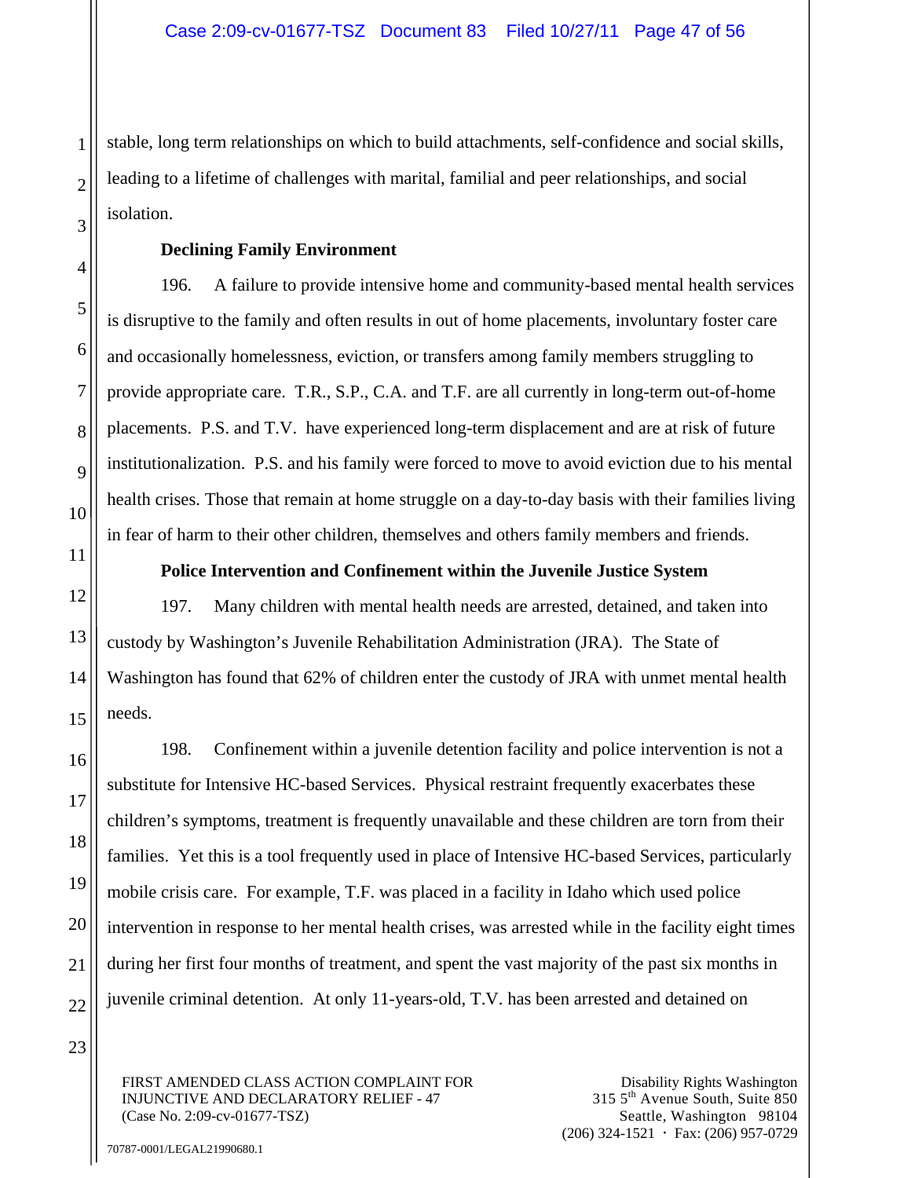stable, long term relationships on which to build attachments, self-confidence and social skills, leading to a lifetime of challenges with marital, familial and peer relationships, and social isolation.

**Declining Family Environment**

196. A failure to provide intensive home and community-based mental health services is disruptive to the family and often results in out of home placements, involuntary foster care and occasionally homelessness, eviction, or transfers among family members struggling to provide appropriate care. T.R., S.P., C.A. and T.F. are all currently in long-term out-of-home placements. P.S. and T.V. have experienced long-term displacement and are at risk of future institutionalization. P.S. and his family were forced to move to avoid eviction due to his mental health crises. Those that remain at home struggle on a day-to-day basis with their families living in fear of harm to their other children, themselves and others family members and friends.

**Police Intervention and Confinement within the Juvenile Justice System**

197. Many children with mental health needs are arrested, detained, and taken into custody by Washington's Juvenile Rehabilitation Administration (JRA). The State of Washington has found that 62% of children enter the custody of JRA with unmet mental health needs.

198. Confinement within a juvenile detention facility and police intervention is not a substitute for Intensive HC-based Services. Physical restraint frequently exacerbates these children's symptoms, treatment is frequently unavailable and these children are torn from their families. Yet this is a tool frequently used in place of Intensive HC-based Services, particularly mobile crisis care. For example, T.F. was placed in a facility in Idaho which used police intervention in response to her mental health crises, was arrested while in the facility eight times during her first four months of treatment, and spent the vast majority of the past six months in juvenile criminal detention. At only 11-years-old, T.V. has been arrested and detained on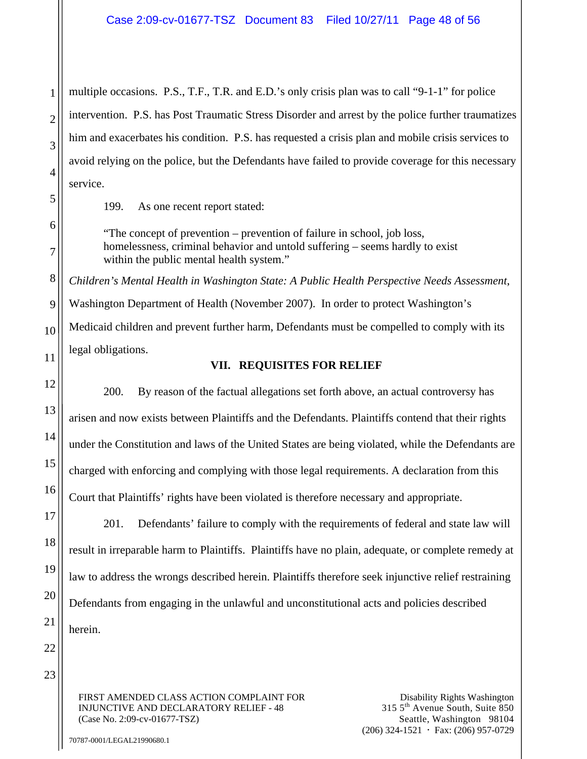multiple occasions. P.S., T.F., T.R. and E.D.'s only crisis plan was to call "9-1-1" for police intervention. P.S. has Post Traumatic Stress Disorder and arrest by the police further traumatizes him and exacerbates his condition. P.S. has requested a crisis plan and mobile crisis services to avoid relying on the police, but the Defendants have failed to provide coverage for this necessary service.

199. As one recent report stated:

> "The concept of prevention – prevention of failure in school, job loss, homelessness, criminal behavior and untold suffering – seems hardly to exist within the public mental health system."

*Children's Mental Health in Washington State: A Public Health Perspective Needs Assessment*, Washington Department of Health (November 2007). In order to protect Washington's Medicaid children and prevent further harm, Defendants must be compelled to comply with its legal obligations.

## VII. REQUISITES FOR RELIEF

200. By reason of the factual allegations set forth above, an actual controversy has arisen and now exists between Plaintiffs and the Defendants. Plaintiffs contend that their rights under the Constitution and laws of the United States are being violated, while the Defendants are charged with enforcing and complying with those legal requirements. A declaration from this Court that Plaintiffs' rights have been violated is therefore necessary and appropriate.

201. Defendants' failure to comply with the requirements of federal and state law will result in irreparable harm to Plaintiffs. Plaintiffs have no plain, adequate, or complete remedy at law to address the wrongs described herein. Plaintiffs therefore seek injunctive relief restraining Defendants from engaging in the unlawful and unconstitutional acts and policies described herein.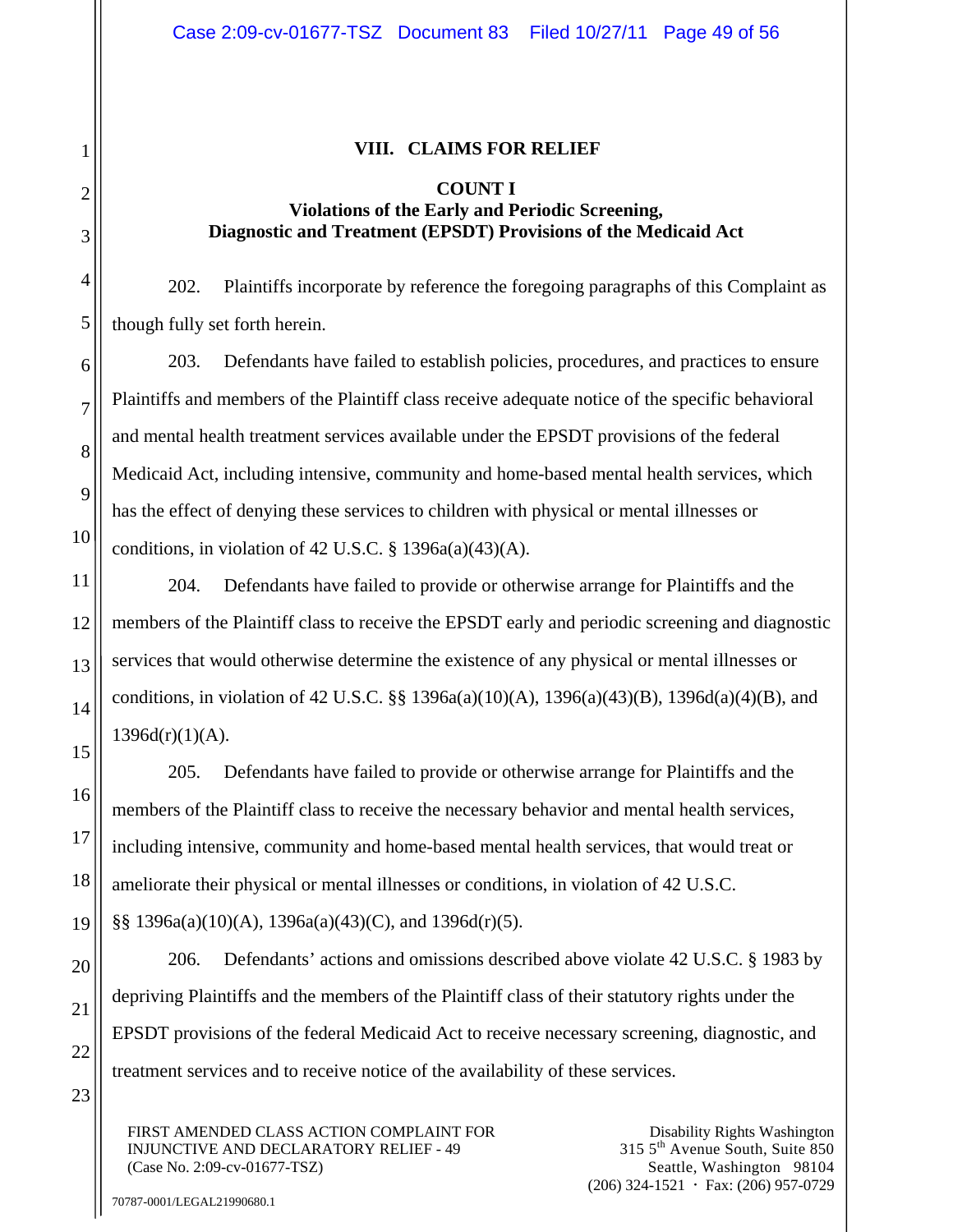## VIII. CLAIMS FOR RELIEF

### COUNT I
### Violations of the Early and Periodic Screening, Diagnostic and Treatment (EPSDT) Provisions of the Medicaid Act

202. Plaintiffs incorporate by reference the foregoing paragraphs of this Complaint as though fully set forth herein.

203. Defendants have failed to establish policies, procedures, and practices to ensure Plaintiffs and members of the Plaintiff class receive adequate notice of the specific behavioral and mental health treatment services available under the EPSDT provisions of the federal Medicaid Act, including intensive, community and home-based mental health services, which has the effect of denying these services to children with physical or mental illnesses or conditions, in violation of 42 U.S.C. § 1396a(a)(43)(A).

204. Defendants have failed to provide or otherwise arrange for Plaintiffs and the members of the Plaintiff class to receive the EPSDT early and periodic screening and diagnostic services that would otherwise determine the existence of any physical or mental illnesses or conditions, in violation of 42 U.S.C. §§ 1396a(a)(10)(A), 1396(a)(43)(B), 1396d(a)(4)(B), and 1396d(r)(1)(A).

205. Defendants have failed to provide or otherwise arrange for Plaintiffs and the members of the Plaintiff class to receive the necessary behavior and mental health services, including intensive, community and home-based mental health services, that would treat or ameliorate their physical or mental illnesses or conditions, in violation of 42 U.S.C. §§ 1396a(a)(10)(A), 1396a(a)(43)(C), and 1396d(r)(5).

206. Defendants' actions and omissions described above violate 42 U.S.C. § 1983 by depriving Plaintiffs and the members of the Plaintiff class of their statutory rights under the EPSDT provisions of the federal Medicaid Act to receive necessary screening, diagnostic, and treatment services and to receive notice of the availability of these services.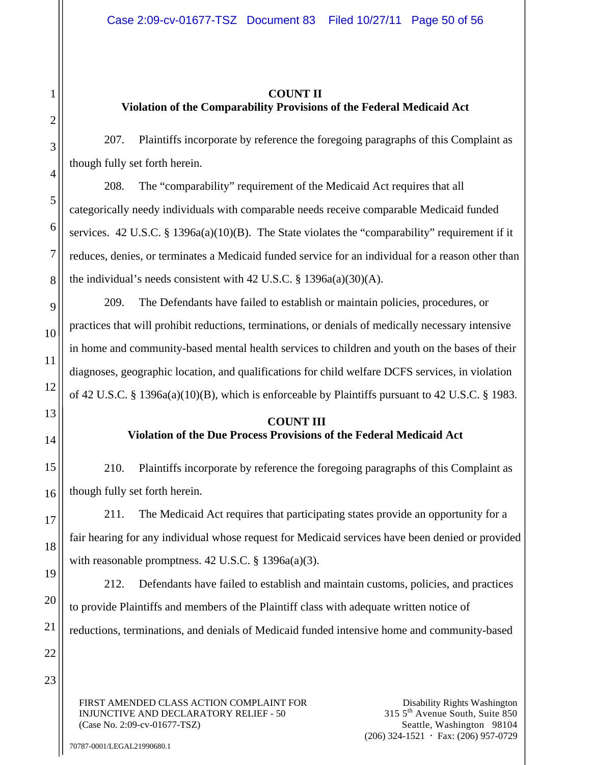## COUNT II
## Violation of the Comparability Provisions of the Federal Medicaid Act

207. Plaintiffs incorporate by reference the foregoing paragraphs of this Complaint as though fully set forth herein.

208. The "comparability" requirement of the Medicaid Act requires that all categorically needy individuals with comparable needs receive comparable Medicaid funded services. 42 U.S.C. § 1396a(a)(10)(B). The State violates the "comparability" requirement if it reduces, denies, or terminates a Medicaid funded service for an individual for a reason other than the individual's needs consistent with 42 U.S.C. § 1396a(a)(30)(A).

209. The Defendants have failed to establish or maintain policies, procedures, or practices that will prohibit reductions, terminations, or denials of medically necessary intensive in home and community-based mental health services to children and youth on the bases of their diagnoses, geographic location, and qualifications for child welfare DCFS services, in violation of 42 U.S.C. § 1396a(a)(10)(B), which is enforceable by Plaintiffs pursuant to 42 U.S.C. § 1983.

## COUNT III
## Violation of the Due Process Provisions of the Federal Medicaid Act

210. Plaintiffs incorporate by reference the foregoing paragraphs of this Complaint as though fully set forth herein.

211. The Medicaid Act requires that participating states provide an opportunity for a fair hearing for any individual whose request for Medicaid services have been denied or provided with reasonable promptness. 42 U.S.C. § 1396a(a)(3).

212. Defendants have failed to establish and maintain customs, policies, and practices to provide Plaintiffs and members of the Plaintiff class with adequate written notice of reductions, terminations, and denials of Medicaid funded intensive home and community-based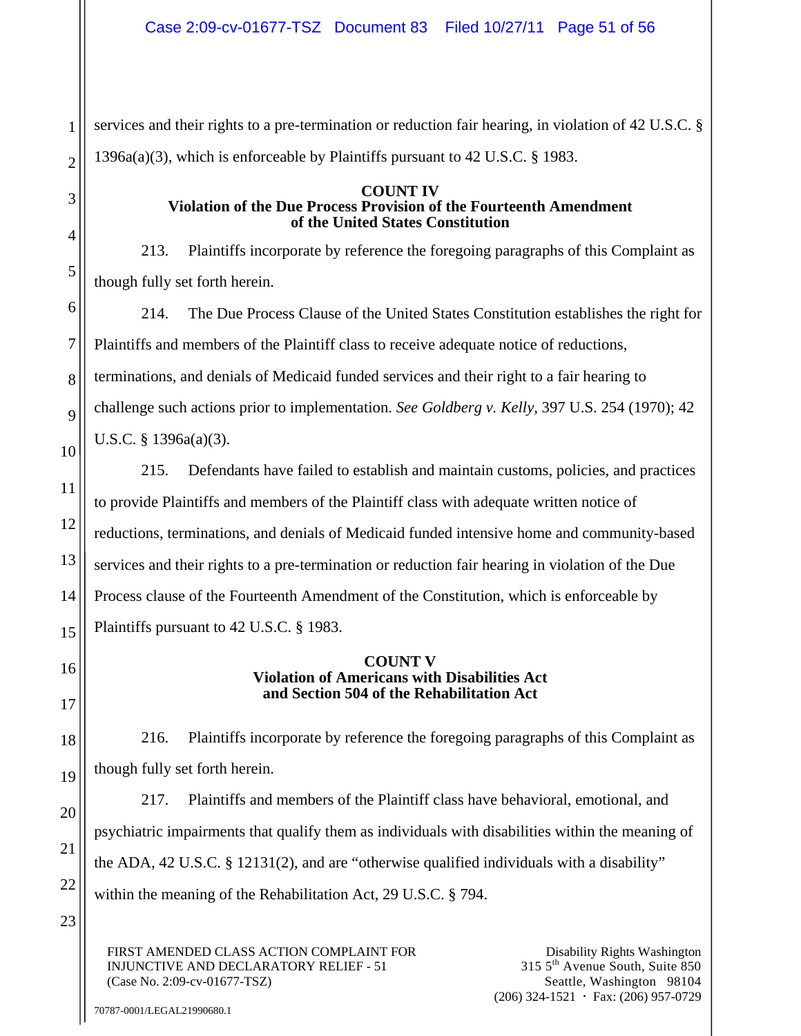services and their rights to a pre-termination or reduction fair hearing, in violation of 42 U.S.C. § 1396a(a)(3), which is enforceable by Plaintiffs pursuant to 42 U.S.C. § 1983.

**COUNT IV**
**Violation of the Due Process Provision of the Fourteenth Amendment of the United States Constitution**

213. Plaintiffs incorporate by reference the foregoing paragraphs of this Complaint as though fully set forth herein.

214. The Due Process Clause of the United States Constitution establishes the right for Plaintiffs and members of the Plaintiff class to receive adequate notice of reductions, terminations, and denials of Medicaid funded services and their right to a fair hearing to challenge such actions prior to implementation. *See Goldberg v. Kelly*, 397 U.S. 254 (1970); 42 U.S.C. § 1396a(a)(3).

215. Defendants have failed to establish and maintain customs, policies, and practices to provide Plaintiffs and members of the Plaintiff class with adequate written notice of reductions, terminations, and denials of Medicaid funded intensive home and community-based services and their rights to a pre-termination or reduction fair hearing in violation of the Due Process clause of the Fourteenth Amendment of the Constitution, which is enforceable by Plaintiffs pursuant to 42 U.S.C. § 1983.

**COUNT V**
**Violation of Americans with Disabilities Act and Section 504 of the Rehabilitation Act**

216. Plaintiffs incorporate by reference the foregoing paragraphs of this Complaint as though fully set forth herein.

217. Plaintiffs and members of the Plaintiff class have behavioral, emotional, and psychiatric impairments that qualify them as individuals with disabilities within the meaning of the ADA, 42 U.S.C. § 12131(2), and are "otherwise qualified individuals with a disability" within the meaning of the Rehabilitation Act, 29 U.S.C. § 794.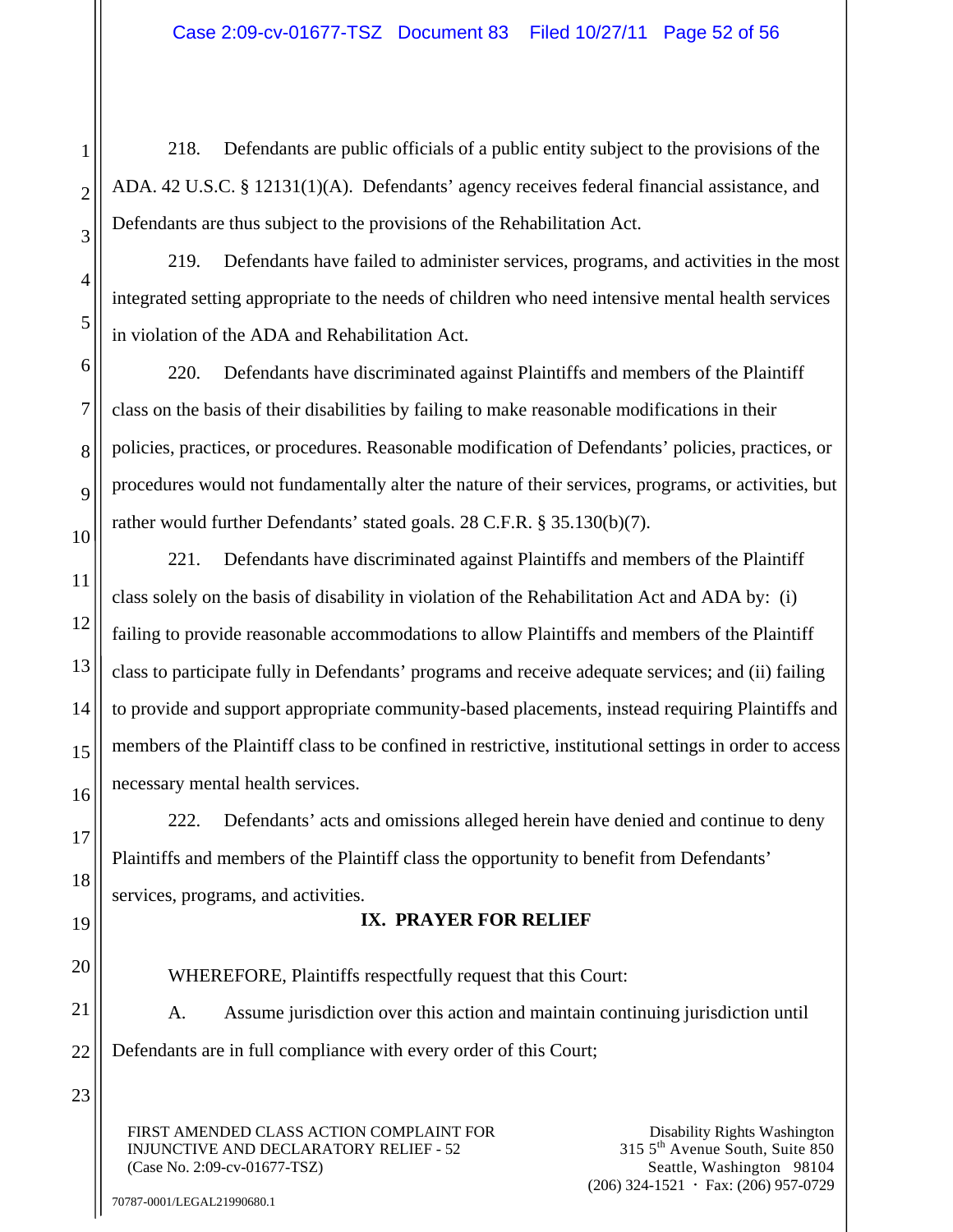218. Defendants are public officials of a public entity subject to the provisions of the ADA. 42 U.S.C. § 12131(1)(A). Defendants' agency receives federal financial assistance, and Defendants are thus subject to the provisions of the Rehabilitation Act.

219. Defendants have failed to administer services, programs, and activities in the most integrated setting appropriate to the needs of children who need intensive mental health services in violation of the ADA and Rehabilitation Act.

220. Defendants have discriminated against Plaintiffs and members of the Plaintiff class on the basis of their disabilities by failing to make reasonable modifications in their policies, practices, or procedures. Reasonable modification of Defendants' policies, practices, or procedures would not fundamentally alter the nature of their services, programs, or activities, but rather would further Defendants' stated goals. 28 C.F.R. § 35.130(b)(7).

221. Defendants have discriminated against Plaintiffs and members of the Plaintiff class solely on the basis of disability in violation of the Rehabilitation Act and ADA by: (i) failing to provide reasonable accommodations to allow Plaintiffs and members of the Plaintiff class to participate fully in Defendants' programs and receive adequate services; and (ii) failing to provide and support appropriate community-based placements, instead requiring Plaintiffs and members of the Plaintiff class to be confined in restrictive, institutional settings in order to access necessary mental health services.

222. Defendants' acts and omissions alleged herein have denied and continue to deny Plaintiffs and members of the Plaintiff class the opportunity to benefit from Defendants' services, programs, and activities.

## IX. PRAYER FOR RELIEF

WHEREFORE, Plaintiffs respectfully request that this Court:

A. Assume jurisdiction over this action and maintain continuing jurisdiction until Defendants are in full compliance with every order of this Court;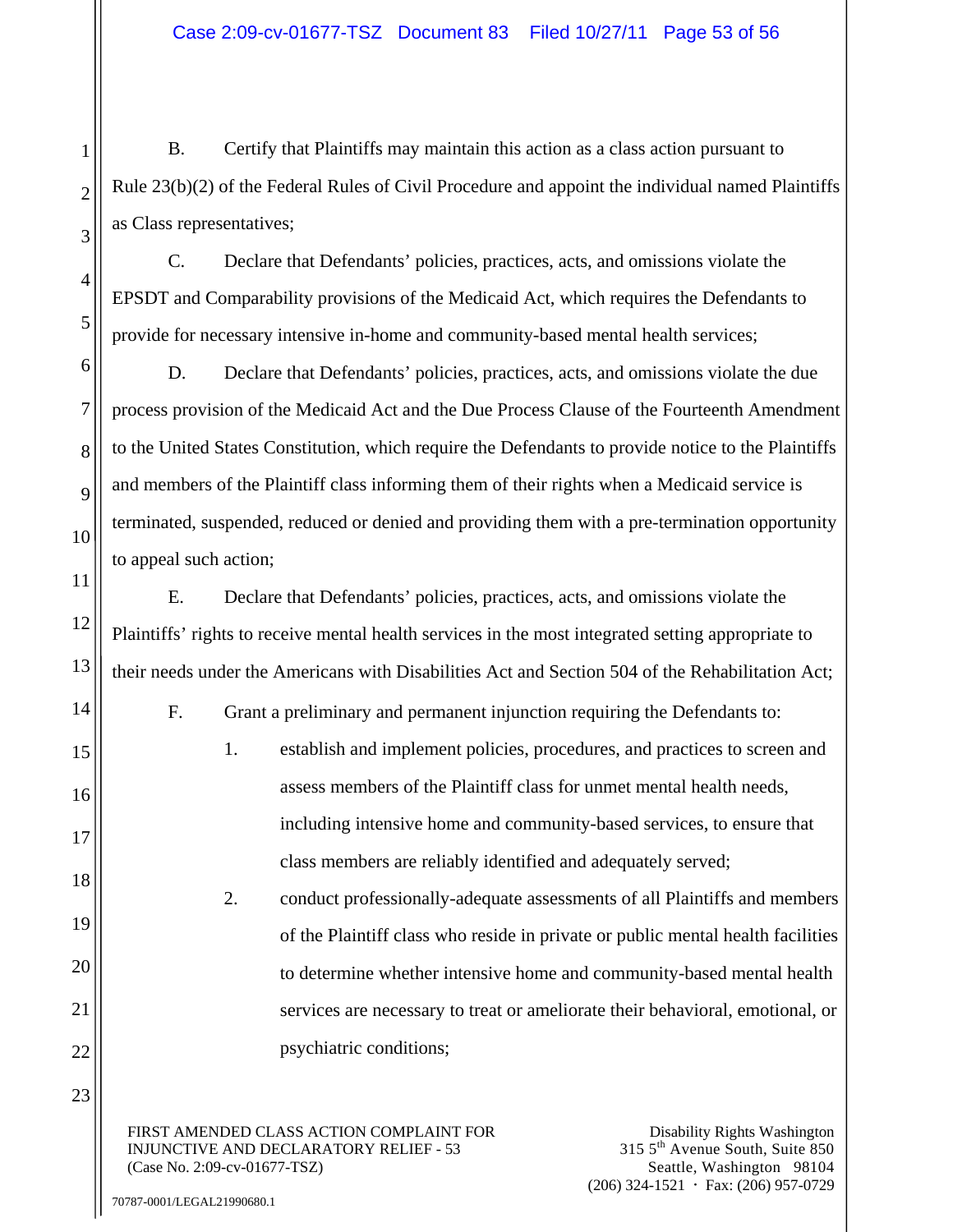B. Certify that Plaintiffs may maintain this action as a class action pursuant to Rule 23(b)(2) of the Federal Rules of Civil Procedure and appoint the individual named Plaintiffs as Class representatives;

C. Declare that Defendants' policies, practices, acts, and omissions violate the EPSDT and Comparability provisions of the Medicaid Act, which requires the Defendants to provide for necessary intensive in-home and community-based mental health services;

D. Declare that Defendants' policies, practices, acts, and omissions violate the due process provision of the Medicaid Act and the Due Process Clause of the Fourteenth Amendment to the United States Constitution, which require the Defendants to provide notice to the Plaintiffs and members of the Plaintiff class informing them of their rights when a Medicaid service is terminated, suspended, reduced or denied and providing them with a pre-termination opportunity to appeal such action;

E. Declare that Defendants' policies, practices, acts, and omissions violate the Plaintiffs' rights to receive mental health services in the most integrated setting appropriate to their needs under the Americans with Disabilities Act and Section 504 of the Rehabilitation Act;

F. Grant a preliminary and permanent injunction requiring the Defendants to:

1. establish and implement policies, procedures, and practices to screen and assess members of the Plaintiff class for unmet mental health needs, including intensive home and community-based services, to ensure that class members are reliably identified and adequately served;

2. conduct professionally-adequate assessments of all Plaintiffs and members of the Plaintiff class who reside in private or public mental health facilities to determine whether intensive home and community-based mental health services are necessary to treat or ameliorate their behavioral, emotional, or psychiatric conditions;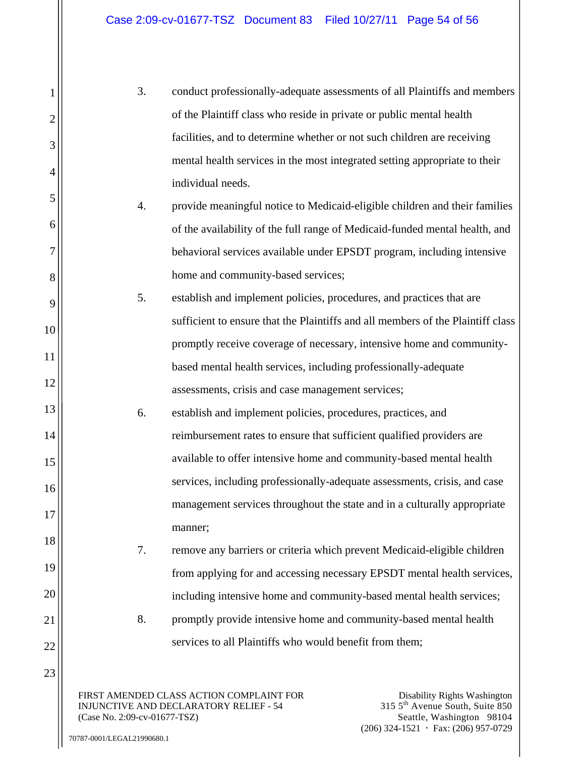3. conduct professionally-adequate assessments of all Plaintiffs and members of the Plaintiff class who reside in private or public mental health facilities, and to determine whether or not such children are receiving mental health services in the most integrated setting appropriate to their individual needs.

4. provide meaningful notice to Medicaid-eligible children and their families of the availability of the full range of Medicaid-funded mental health, and behavioral services available under EPSDT program, including intensive home and community-based services;

5. establish and implement policies, procedures, and practices that are sufficient to ensure that the Plaintiffs and all members of the Plaintiff class promptly receive coverage of necessary, intensive home and community-based mental health services, including professionally-adequate assessments, crisis and case management services;

6. establish and implement policies, procedures, practices, and reimbursement rates to ensure that sufficient qualified providers are available to offer intensive home and community-based mental health services, including professionally-adequate assessments, crisis, and case management services throughout the state and in a culturally appropriate manner;

7. remove any barriers or criteria which prevent Medicaid-eligible children from applying for and accessing necessary EPSDT mental health services, including intensive home and community-based mental health services;

8. promptly provide intensive home and community-based mental health services to all Plaintiffs who would benefit from them;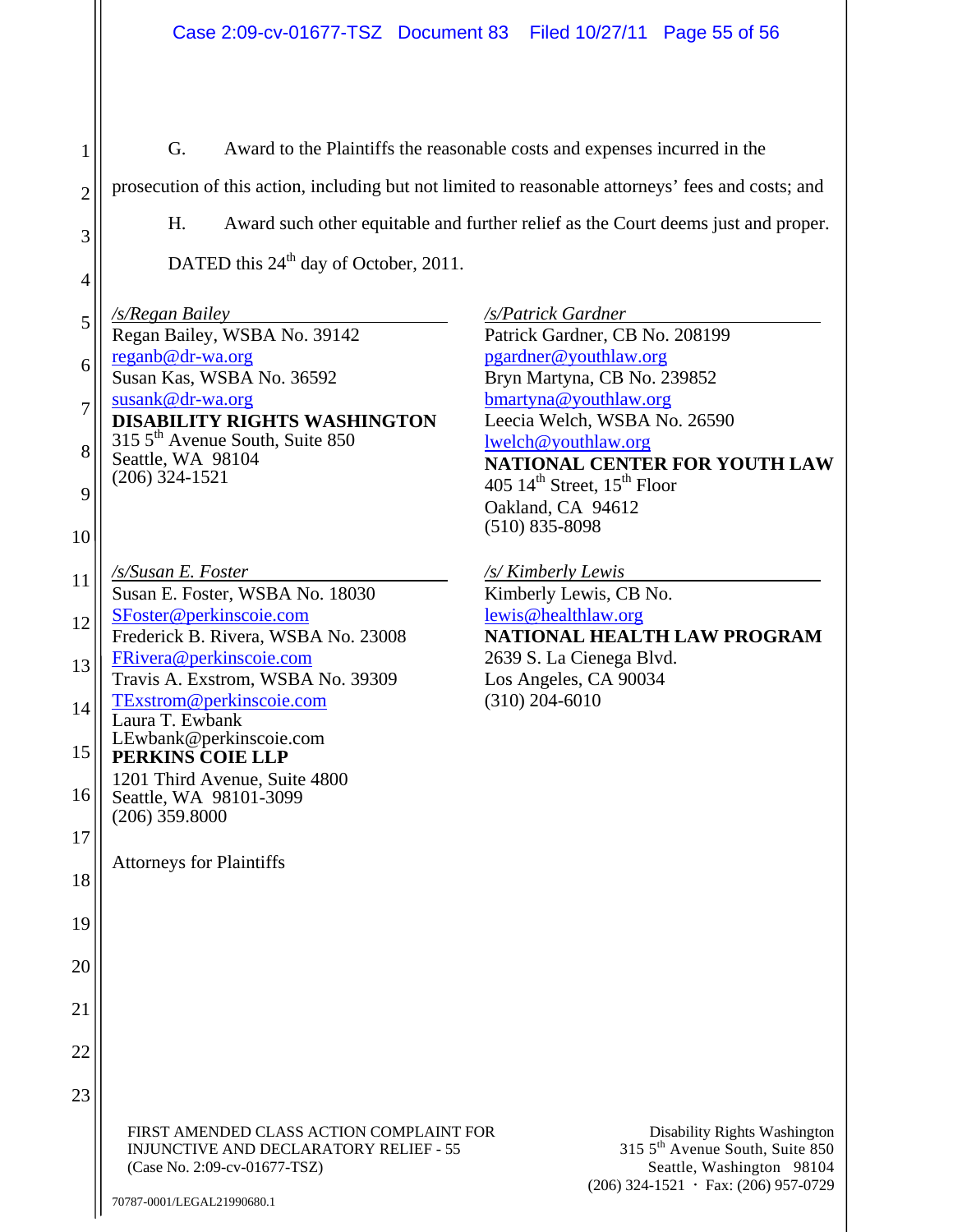G. Award to the Plaintiffs the reasonable costs and expenses incurred in the prosecution of this action, including but not limited to reasonable attorneys' fees and costs; and

H. Award such other equitable and further relief as the Court deems just and proper.

DATED this 24th day of October, 2011.

*/s/Regan Bailey*
Regan Bailey, WSBA No. 39142
reganb@dr-wa.org
Susan Kas, WSBA No. 36592
susank@dr-wa.org
**DISABILITY RIGHTS WASHINGTON**
315 5th Avenue South, Suite 850
Seattle, WA 98104
(206) 324-1521

*/s/Patrick Gardner*
Patrick Gardner, CB No. 208199
pgardner@youthlaw.org
Bryn Martyna, CB No. 239852
bmartyna@youthlaw.org
Leecia Welch, WSBA No. 26590
lwelch@youthlaw.org
**NATIONAL CENTER FOR YOUTH LAW**
405 14th Street, 15th Floor
Oakland, CA 94612
(510) 835-8098

*/s/Susan E. Foster*
Susan E. Foster, WSBA No. 18030
SFoster@perkinscoie.com
Frederick B. Rivera, WSBA No. 23008
FRivera@perkinscoie.com
Travis A. Exstrom, WSBA No. 39309
TExstrom@perkinscoie.com
Laura T. Ewbank
LEwbank@perkinscoie.com
**PERKINS COIE LLP**
1201 Third Avenue, Suite 4800
Seattle, WA 98101-3099
(206) 359.8000

*/s/ Kimberly Lewis*
Kimberly Lewis, CB No.
lewis@healthlaw.org
**NATIONAL HEALTH LAW PROGRAM**
2639 S. La Cienega Blvd.
Los Angeles, CA 90034
(310) 204-6010

Attorneys for Plaintiffs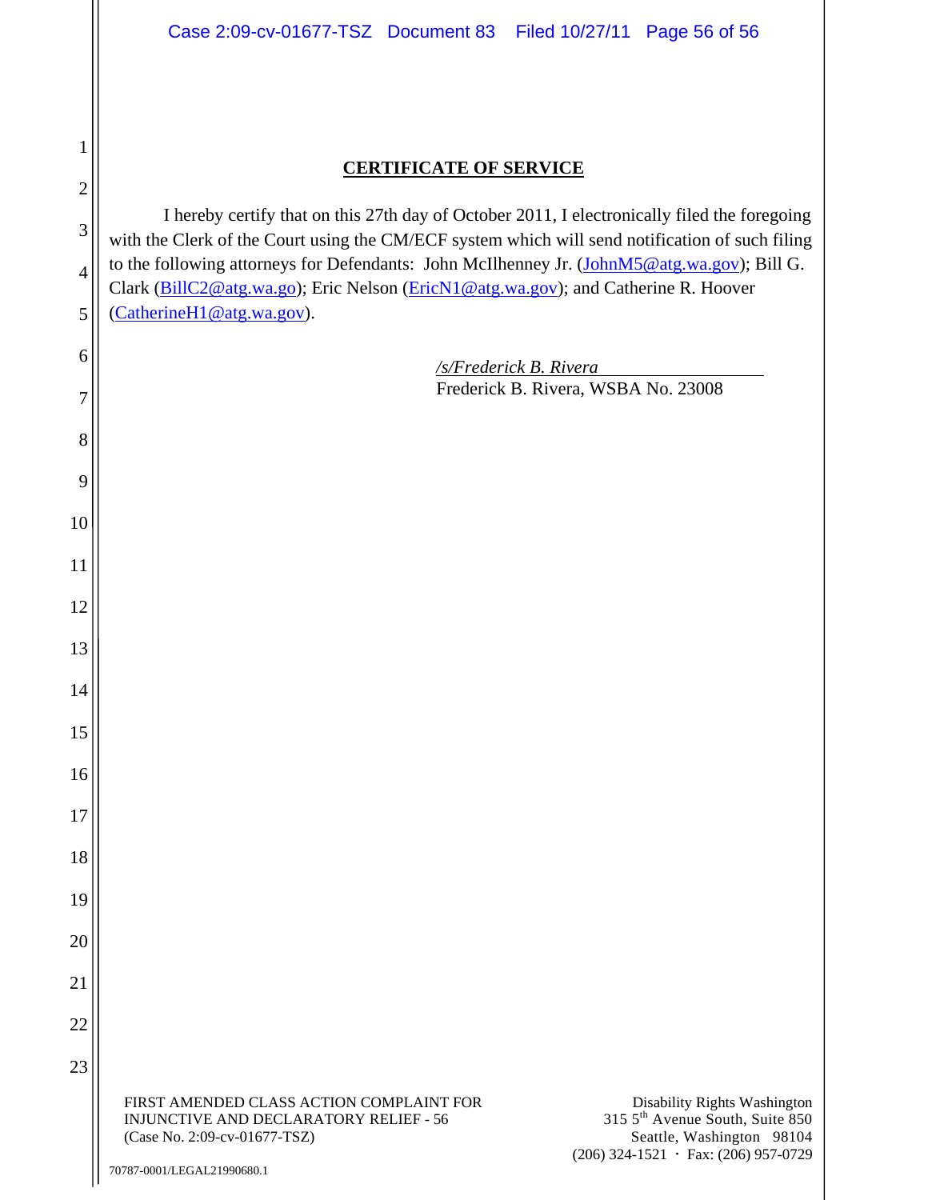**CERTIFICATE OF SERVICE**

I hereby certify that on this 27th day of October 2011, I electronically filed the foregoing with the Clerk of the Court using the CM/ECF system which will send notification of such filing to the following attorneys for Defendants: John McIlhenney Jr. (JohnM5@atg.wa.gov); Bill G. Clark (BillC2@atg.wa.go); Eric Nelson (EricN1@atg.wa.gov); and Catherine R. Hoover (CatherineH1@atg.wa.gov).

*/s/Frederick B. Rivera*
Frederick B. Rivera, WSBA No. 23008

FIRST AMENDED CLASS ACTION COMPLAINT FOR INJUNCTIVE AND DECLARATORY RELIEF - 56
(Case No. 2:09-cv-01677-TSZ)

Disability Rights Washington
315 5th Avenue South, Suite 850
Seattle, Washington 98104
(206) 324-1521 · Fax: (206) 957-0729

70787-0001/LEGAL21990680.1